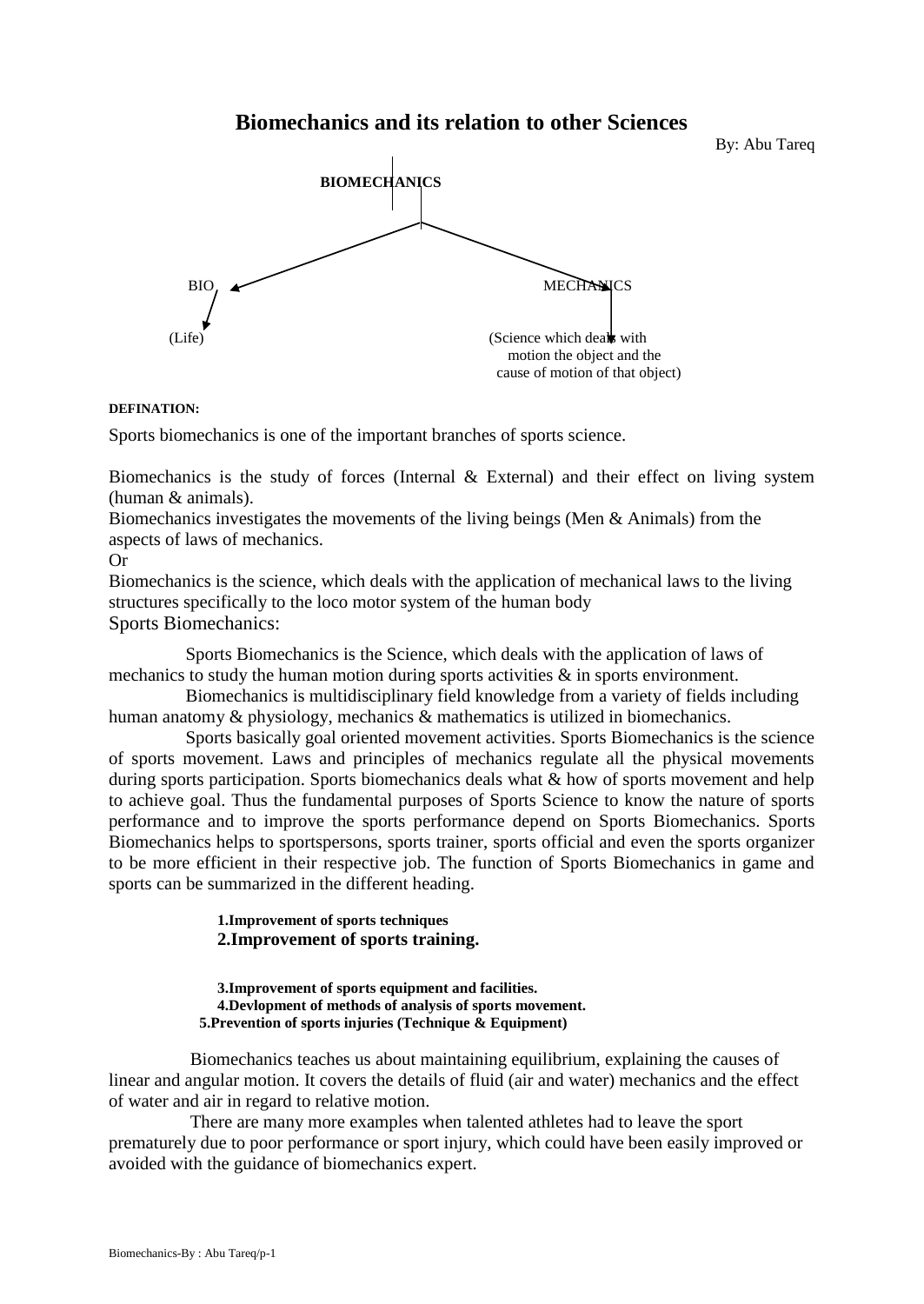# Biomechanics and its relation to other Sciences

By: Abu Tareq

**BIOMECHANICS**

BIO → (Life)

MECHANICS → (Science which deals with motion the object and the cause of motion of that object)

**DEFINATION:**

Sports biomechanics is one of the important branches of sports science.

Biomechanics is the study of forces (Internal & External) and their effect on living system (human & animals).

Biomechanics investigates the movements of the living beings (Men & Animals) from the aspects of laws of mechanics.

Or

Biomechanics is the science, which deals with the application of mechanical laws to the living structures specifically to the loco motor system of the human body

## Sports Biomechanics:

Sports Biomechanics is the Science, which deals with the application of laws of mechanics to study the human motion during sports activities & in sports environment.

Biomechanics is multidisciplinary field knowledge from a variety of fields including human anatomy & physiology, mechanics & mathematics is utilized in biomechanics.

Sports basically goal oriented movement activities. Sports Biomechanics is the science of sports movement. Laws and principles of mechanics regulate all the physical movements during sports participation. Sports biomechanics deals what & how of sports movement and help to achieve goal. Thus the fundamental purposes of Sports Science to know the nature of sports performance and to improve the sports performance depend on Sports Biomechanics. Sports Biomechanics helps to sportspersons, sports trainer, sports official and even the sports organizer to be more efficient in their respective job. The function of Sports Biomechanics in game and sports can be summarized in the different heading.

**1.Improvement of sports techniques**
**2.Improvement of sports training.**

**3.Improvement of sports equipment and facilities.**
**4.Devlopment of methods of analysis of sports movement.**
**5.Prevention of sports injuries (Technique & Equipment)**

Biomechanics teaches us about maintaining equilibrium, explaining the causes of linear and angular motion. It covers the details of fluid (air and water) mechanics and the effect of water and air in regard to relative motion.

There are many more examples when talented athletes had to leave the sport prematurely due to poor performance or sport injury, which could have been easily improved or avoided with the guidance of biomechanics expert.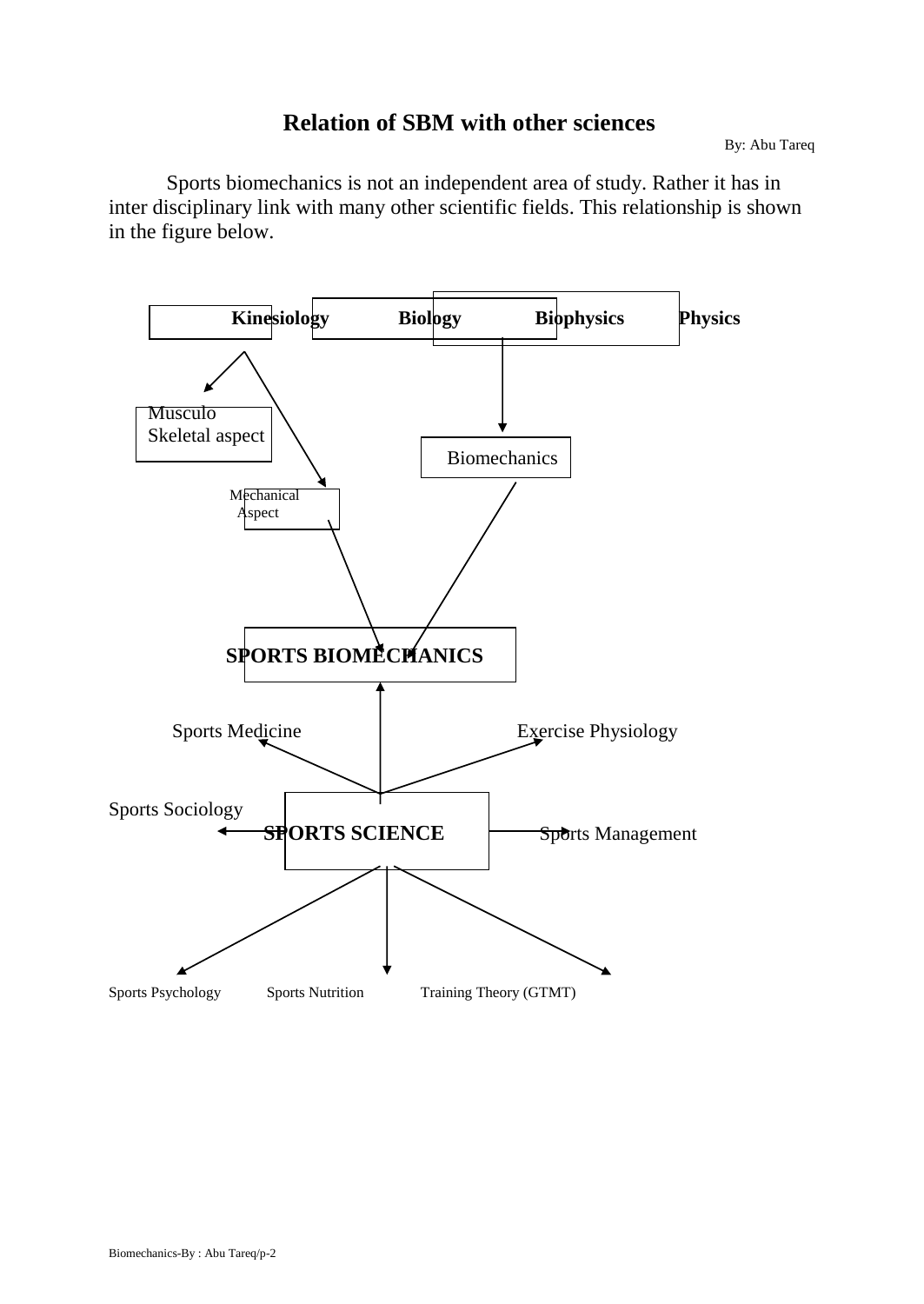## Relation of SBM with other sciences

By: Abu Tareq

Sports biomechanics is not an independent area of study. Rather it has in inter disciplinary link with many other scientific fields. This relationship is shown in the figure below.

**Kinesiology** **Biology** **Biophysics** **Physics**

Musculo Skeletal aspect

Biomechanics

Mechanical Aspect

**SPORTS BIOMECHANICS**

Sports Medicine

Exercise Physiology

Sports Sociology

**SPORTS SCIENCE**

Sports Management

Sports Psychology Sports Nutrition Training Theory (GTMT)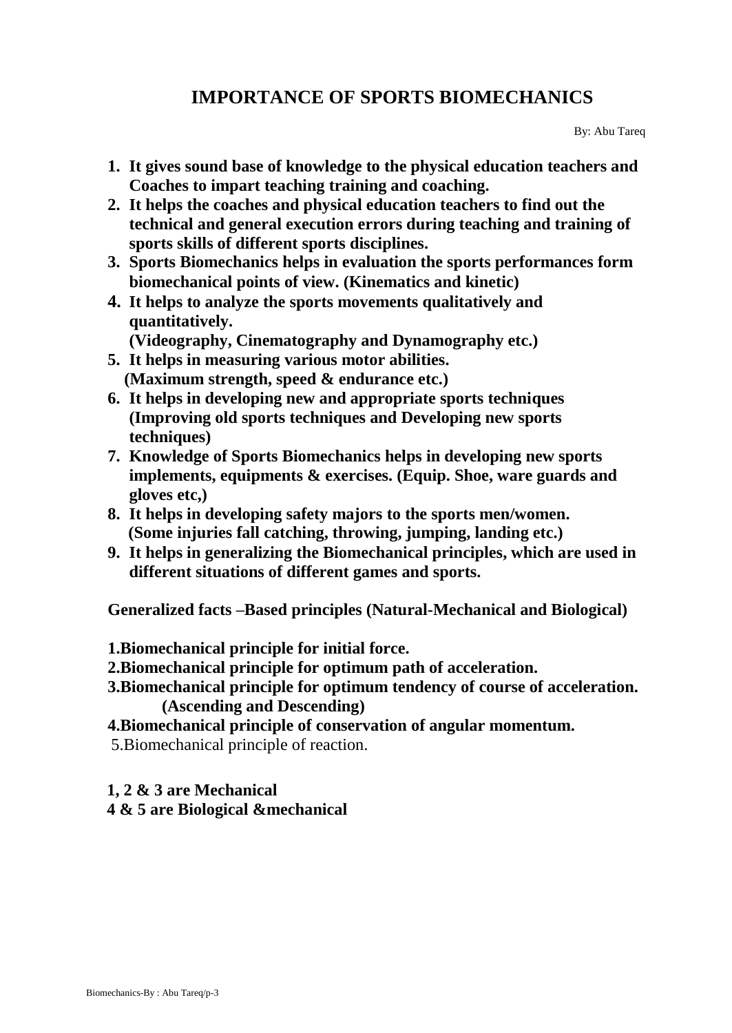# IMPORTANCE OF SPORTS BIOMECHANICS

By: Abu Tareq

1. **It gives sound base of knowledge to the physical education teachers and Coaches to impart teaching training and coaching.**
2. **It helps the coaches and physical education teachers to find out the technical and general execution errors during teaching and training of sports skills of different sports disciplines.**
3. **Sports Biomechanics helps in evaluation the sports performances form biomechanical points of view. (Kinematics and kinetic)**
4. **It helps to analyze the sports movements qualitatively and quantitatively.**
   **(Videography, Cinematography and Dynamography etc.)**
5. **It helps in measuring various motor abilities.**
   **(Maximum strength, speed & endurance etc.)**
6. **It helps in developing new and appropriate sports techniques (Improving old sports techniques and Developing new sports techniques)**
7. **Knowledge of Sports Biomechanics helps in developing new sports implements, equipments & exercises. (Equip. Shoe, ware guards and gloves etc,)**
8. **It helps in developing safety majors to the sports men/women.**
   **(Some injuries fall catching, throwing, jumping, landing etc.)**
9. **It helps in generalizing the Biomechanical principles, which are used in different situations of different games and sports.**

**Generalized facts –Based principles (Natural-Mechanical and Biological)**

**1.Biomechanical principle for initial force.**
**2.Biomechanical principle for optimum path of acceleration.**
**3.Biomechanical principle for optimum tendency of course of acceleration. (Ascending and Descending)**
**4.Biomechanical principle of conservation of angular momentum.**
5.Biomechanical principle of reaction.

**1, 2 & 3 are Mechanical**
**4 & 5 are Biological &mechanical**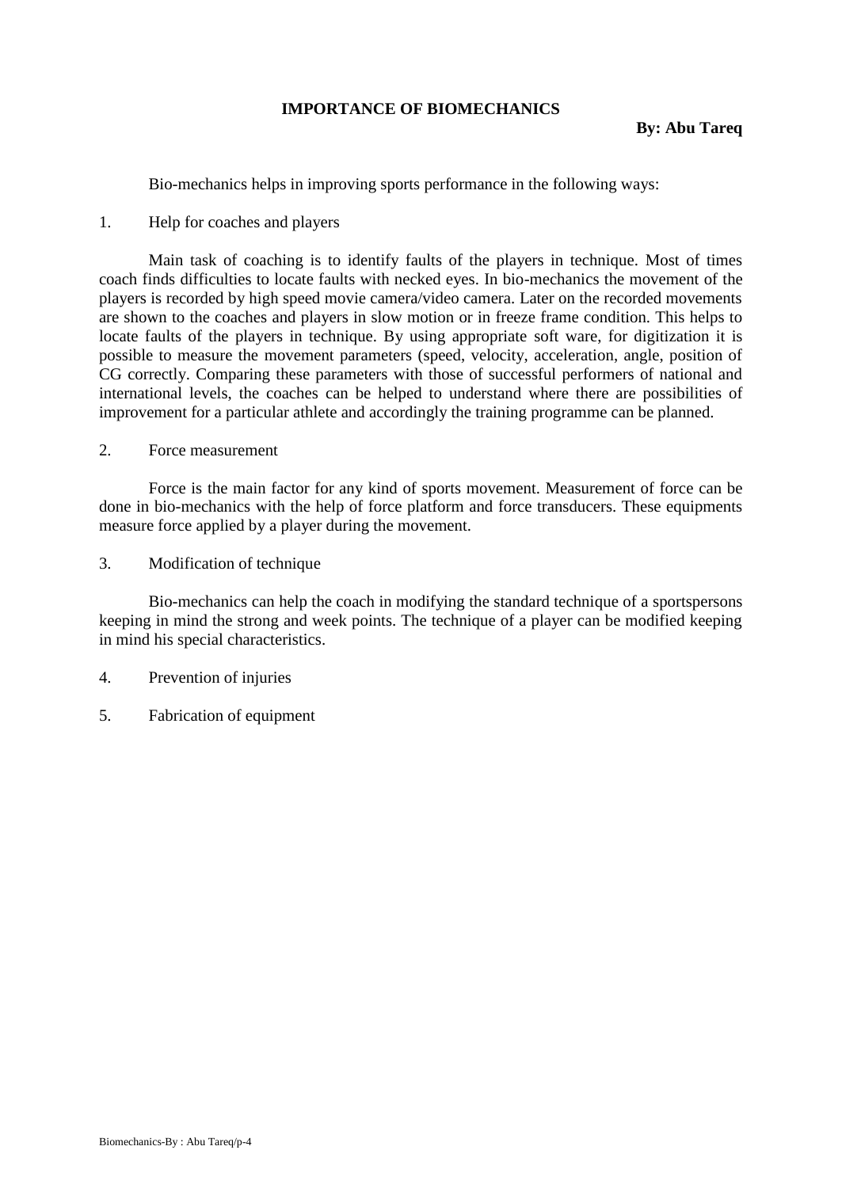## IMPORTANCE OF BIOMECHANICS

**By: Abu Tareq**

Bio-mechanics helps in improving sports performance in the following ways:

1. Help for coaches and players

Main task of coaching is to identify faults of the players in technique. Most of times coach finds difficulties to locate faults with necked eyes. In bio-mechanics the movement of the players is recorded by high speed movie camera/video camera. Later on the recorded movements are shown to the coaches and players in slow motion or in freeze frame condition. This helps to locate faults of the players in technique. By using appropriate soft ware, for digitization it is possible to measure the movement parameters (speed, velocity, acceleration, angle, position of CG correctly. Comparing these parameters with those of successful performers of national and international levels, the coaches can be helped to understand where there are possibilities of improvement for a particular athlete and accordingly the training programme can be planned.

2. Force measurement

Force is the main factor for any kind of sports movement. Measurement of force can be done in bio-mechanics with the help of force platform and force transducers. These equipments measure force applied by a player during the movement.

3. Modification of technique

Bio-mechanics can help the coach in modifying the standard technique of a sportspersons keeping in mind the strong and week points. The technique of a player can be modified keeping in mind his special characteristics.

4. Prevention of injuries

5. Fabrication of equipment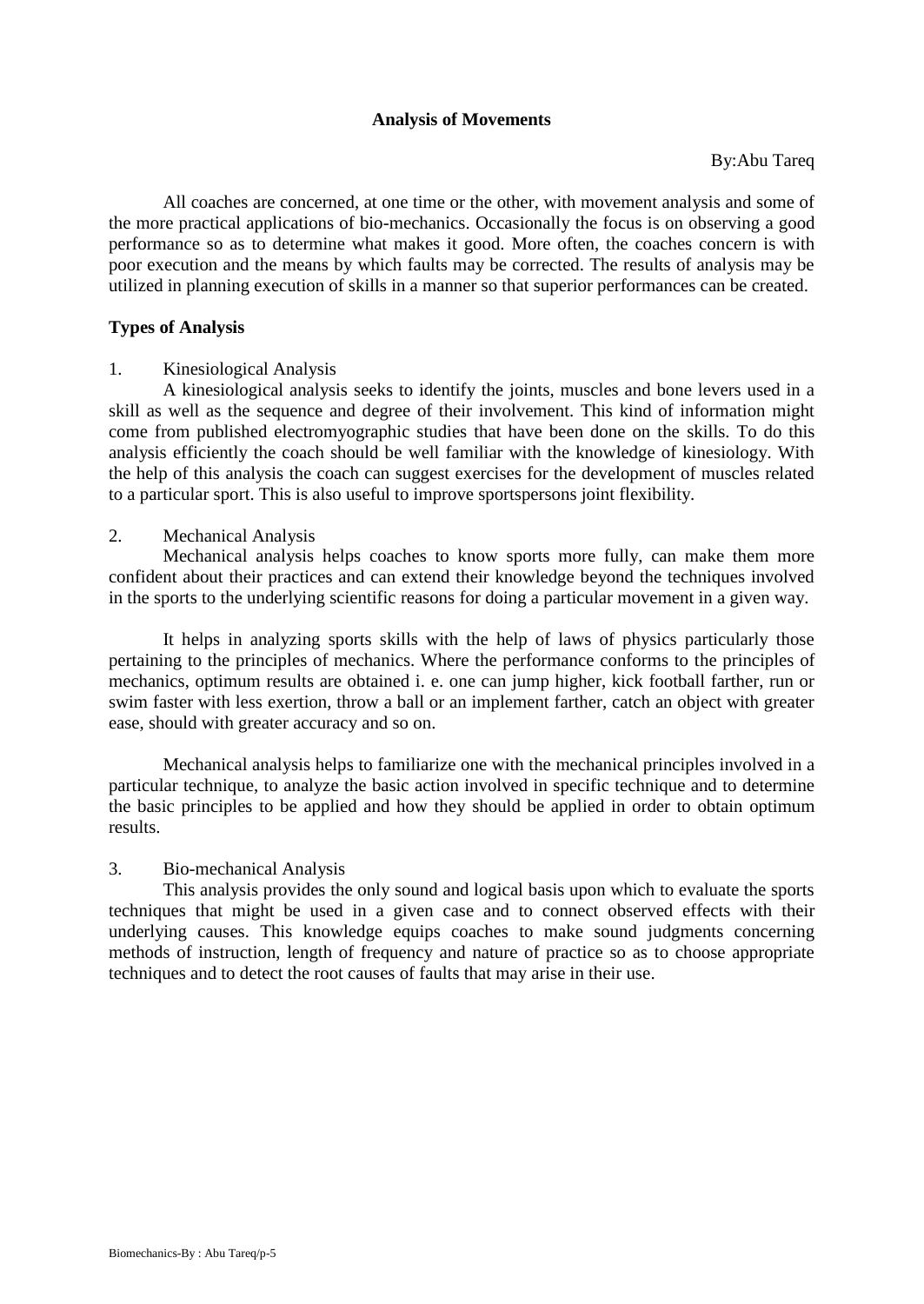## Analysis of Movements

By:Abu Tareq

All coaches are concerned, at one time or the other, with movement analysis and some of the more practical applications of bio-mechanics. Occasionally the focus is on observing a good performance so as to determine what makes it good. More often, the coaches concern is with poor execution and the means by which faults may be corrected. The results of analysis may be utilized in planning execution of skills in a manner so that superior performances can be created.

### Types of Analysis

1. Kinesiological Analysis

A kinesiological analysis seeks to identify the joints, muscles and bone levers used in a skill as well as the sequence and degree of their involvement. This kind of information might come from published electromyographic studies that have been done on the skills. To do this analysis efficiently the coach should be well familiar with the knowledge of kinesiology. With the help of this analysis the coach can suggest exercises for the development of muscles related to a particular sport. This is also useful to improve sportspersons joint flexibility.

2. Mechanical Analysis

Mechanical analysis helps coaches to know sports more fully, can make them more confident about their practices and can extend their knowledge beyond the techniques involved in the sports to the underlying scientific reasons for doing a particular movement in a given way.

It helps in analyzing sports skills with the help of laws of physics particularly those pertaining to the principles of mechanics. Where the performance conforms to the principles of mechanics, optimum results are obtained i. e. one can jump higher, kick football farther, run or swim faster with less exertion, throw a ball or an implement farther, catch an object with greater ease, should with greater accuracy and so on.

Mechanical analysis helps to familiarize one with the mechanical principles involved in a particular technique, to analyze the basic action involved in specific technique and to determine the basic principles to be applied and how they should be applied in order to obtain optimum results.

3. Bio-mechanical Analysis

This analysis provides the only sound and logical basis upon which to evaluate the sports techniques that might be used in a given case and to connect observed effects with their underlying causes. This knowledge equips coaches to make sound judgments concerning methods of instruction, length of frequency and nature of practice so as to choose appropriate techniques and to detect the root causes of faults that may arise in their use.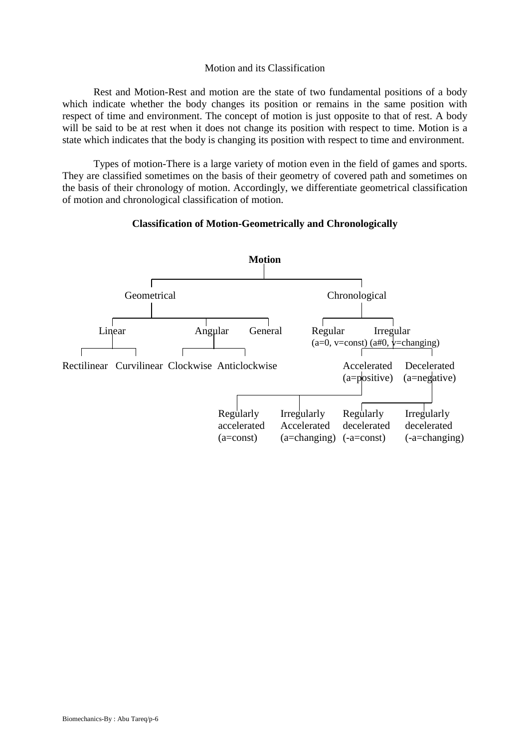Motion and its Classification

Rest and Motion-Rest and motion are the state of two fundamental positions of a body which indicate whether the body changes its position or remains in the same position with respect of time and environment. The concept of motion is just opposite to that of rest. A body will be said to be at rest when it does not change its position with respect to time. Motion is a state which indicates that the body is changing its position with respect to time and environment.

Types of motion-There is a large variety of motion even in the field of games and sports. They are classified sometimes on the basis of their geometry of covered path and sometimes on the basis of their chronology of motion. Accordingly, we differentiate geometrical classification of motion and chronological classification of motion.

**Classification of Motion-Geometrically and Chronologically**

- **Motion**
  - Geometrical
    - Linear
      - Rectilinear
      - Curvilinear
    - Angular
      - Clockwise
      - Anticlockwise
    - General
  - Chronological
    - Regular ($a=0$, $v=const$)
    - Irregular ($a \neq 0$, $v=changing$)
      - Accelerated ($a=positive$)
        - Regularly accelerated ($a=const$)
        - Irregularly Accelerated ($a=changing$)
      - Decelerated ($a=negative$)
        - Regularly decelerated ($-a=const$)
        - Irregularly decelerated ($-a=changing$)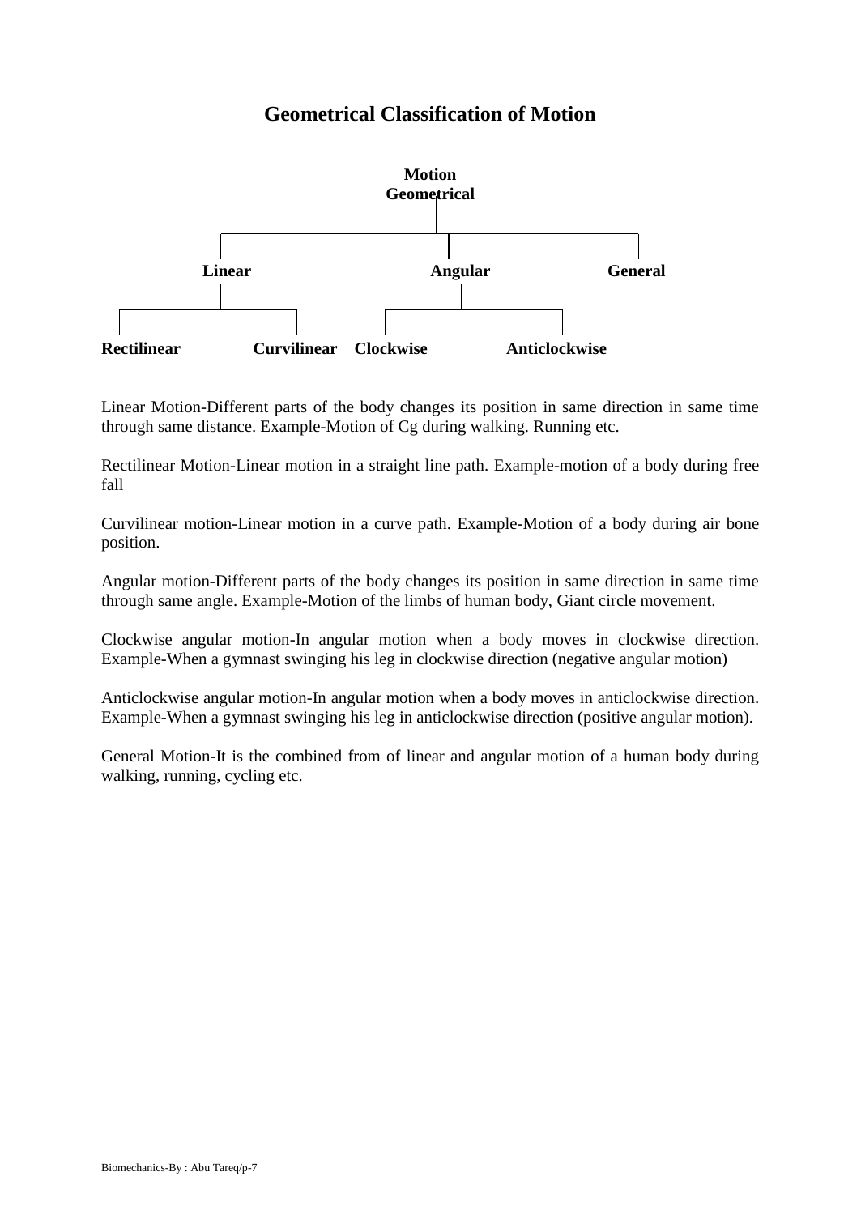# Geometrical Classification of Motion

- **Motion Geometrical**
  - **Linear**
    - **Rectilinear**
    - **Curvilinear**
  - **Angular**
    - **Clockwise**
    - **Anticlockwise**
  - **General**

Linear Motion-Different parts of the body changes its position in same direction in same time through same distance. Example-Motion of Cg during walking. Running etc.

Rectilinear Motion-Linear motion in a straight line path. Example-motion of a body during free fall

Curvilinear motion-Linear motion in a curve path. Example-Motion of a body during air bone position.

Angular motion-Different parts of the body changes its position in same direction in same time through same angle. Example-Motion of the limbs of human body, Giant circle movement.

Clockwise angular motion-In angular motion when a body moves in clockwise direction. Example-When a gymnast swinging his leg in clockwise direction (negative angular motion)

Anticlockwise angular motion-In angular motion when a body moves in anticlockwise direction. Example-When a gymnast swinging his leg in anticlockwise direction (positive angular motion).

General Motion-It is the combined from of linear and angular motion of a human body during walking, running, cycling etc.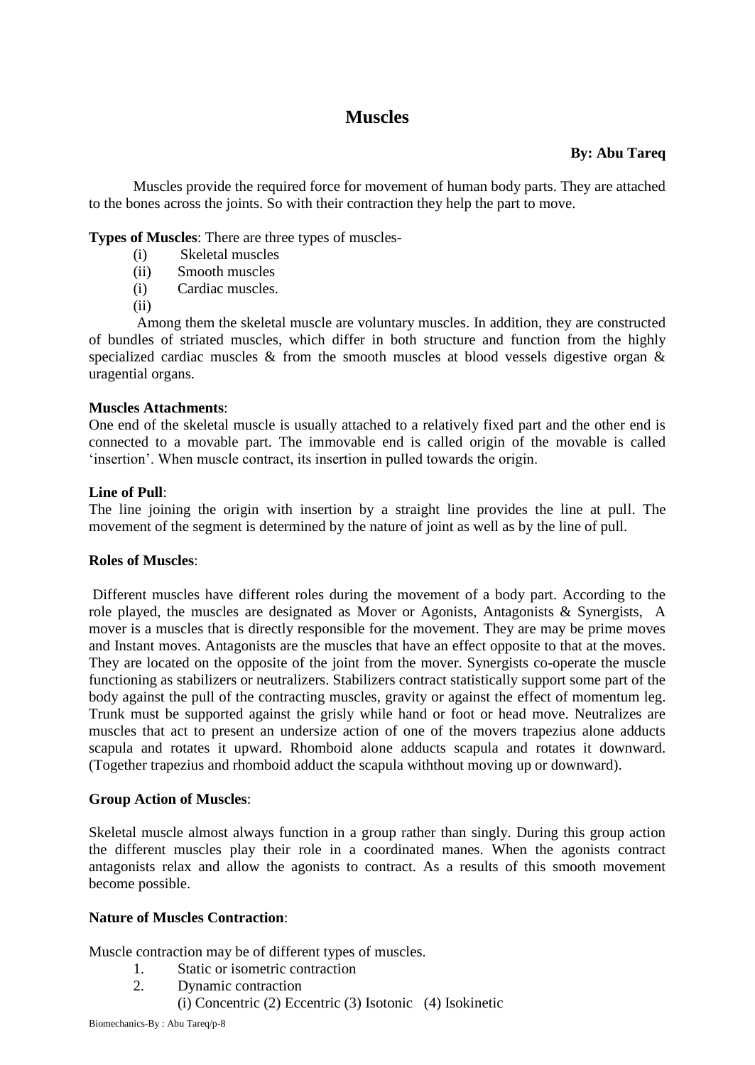# Muscles

**By: Abu Tareq**

Muscles provide the required force for movement of human body parts. They are attached to the bones across the joints. So with their contraction they help the part to move.

**Types of Muscles**: There are three types of muscles-

(i) Skeletal muscles
(ii) Smooth muscles
(i) Cardiac muscles.
(ii)

Among them the skeletal muscle are voluntary muscles. In addition, they are constructed of bundles of striated muscles, which differ in both structure and function from the highly specialized cardiac muscles & from the smooth muscles at blood vessels digestive organ & uragential organs.

**Muscles Attachments**:

One end of the skeletal muscle is usually attached to a relatively fixed part and the other end is connected to a movable part. The immovable end is called origin of the movable is called 'insertion'. When muscle contract, its insertion in pulled towards the origin.

**Line of Pull**:

The line joining the origin with insertion by a straight line provides the line at pull. The movement of the segment is determined by the nature of joint as well as by the line of pull.

**Roles of Muscles**:

Different muscles have different roles during the movement of a body part. According to the role played, the muscles are designated as Mover or Agonists, Antagonists & Synergists, A mover is a muscles that is directly responsible for the movement. They are may be prime moves and Instant moves. Antagonists are the muscles that have an effect opposite to that at the moves. They are located on the opposite of the joint from the mover. Synergists co-operate the muscle functioning as stabilizers or neutralizers. Stabilizers contract statistically support some part of the body against the pull of the contracting muscles, gravity or against the effect of momentum leg. Trunk must be supported against the grisly while hand or foot or head move. Neutralizes are muscles that act to present an undersize action of one of the movers trapezius alone adducts scapula and rotates it upward. Rhomboid alone adducts scapula and rotates it downward. (Together trapezius and rhomboid adduct the scapula withthout moving up or downward).

**Group Action of Muscles**:

Skeletal muscle almost always function in a group rather than singly. During this group action the different muscles play their role in a coordinated manes. When the agonists contract antagonists relax and allow the agonists to contract. As a results of this smooth movement become possible.

**Nature of Muscles Contraction**:

Muscle contraction may be of different types of muscles.

1. Static or isometric contraction
2. Dynamic contraction
   (i) Concentric (2) Eccentric (3) Isotonic (4) Isokinetic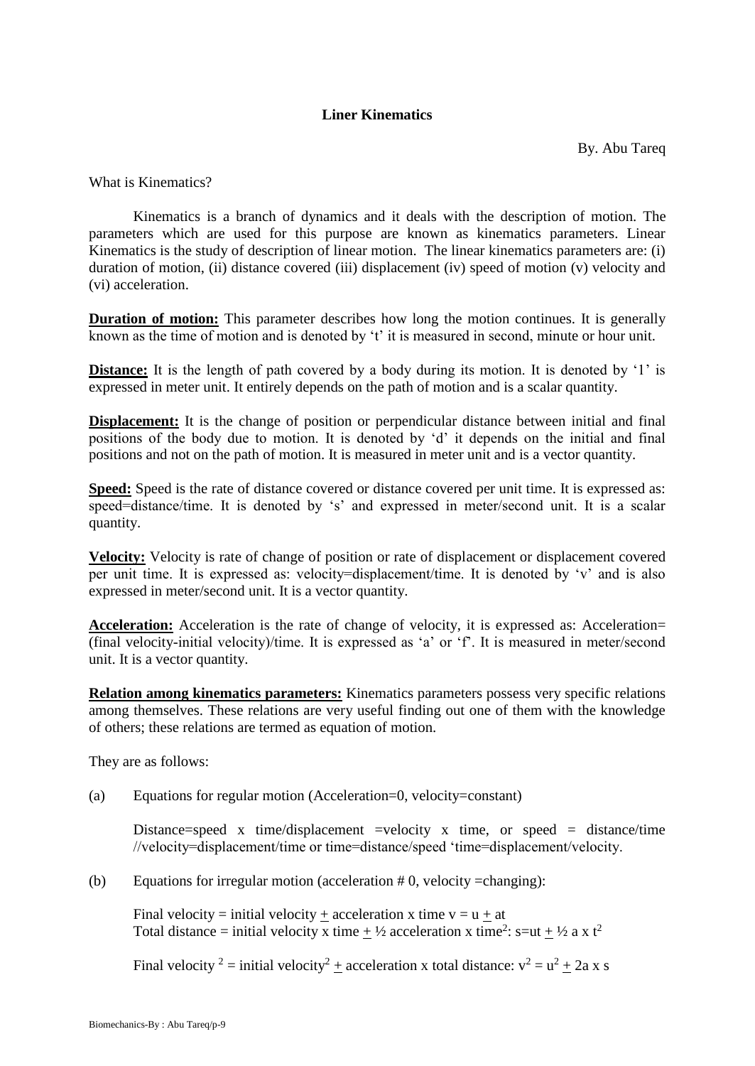## Liner Kinematics

By. Abu Tareq

What is Kinematics?

Kinematics is a branch of dynamics and it deals with the description of motion. The parameters which are used for this purpose are known as kinematics parameters. Linear Kinematics is the study of description of linear motion. The linear kinematics parameters are: (i) duration of motion, (ii) distance covered (iii) displacement (iv) speed of motion (v) velocity and (vi) acceleration.

**Duration of motion:** This parameter describes how long the motion continues. It is generally known as the time of motion and is denoted by 't' it is measured in second, minute or hour unit.

**Distance:** It is the length of path covered by a body during its motion. It is denoted by '1' is expressed in meter unit. It entirely depends on the path of motion and is a scalar quantity.

**Displacement:** It is the change of position or perpendicular distance between initial and final positions of the body due to motion. It is denoted by 'd' it depends on the initial and final positions and not on the path of motion. It is measured in meter unit and is a vector quantity.

**Speed:** Speed is the rate of distance covered or distance covered per unit time. It is expressed as: speed=distance/time. It is denoted by 's' and expressed in meter/second unit. It is a scalar quantity.

**Velocity:** Velocity is rate of change of position or rate of displacement or displacement covered per unit time. It is expressed as: velocity=displacement/time. It is denoted by 'v' and is also expressed in meter/second unit. It is a vector quantity.

**Acceleration:** Acceleration is the rate of change of velocity, it is expressed as: Acceleration= (final velocity-initial velocity)/time. It is expressed as 'a' or 'f'. It is measured in meter/second unit. It is a vector quantity.

**Relation among kinematics parameters:** Kinematics parameters possess very specific relations among themselves. These relations are very useful finding out one of them with the knowledge of others; these relations are termed as equation of motion.

They are as follows:

(a) Equations for regular motion (Acceleration=0, velocity=constant)

Distance=speed x time/displacement =velocity x time, or speed = distance/time //velocity=displacement/time or time=distance/speed 'time=displacement/velocity.

(b) Equations for irregular motion (acceleration # 0, velocity =changing):

Final velocity = initial velocity ± acceleration x time $v = u \pm at$

Total distance = initial velocity x time ± ½ acceleration x time$^2$: $s=ut \pm \frac{1}{2} a \times t^2$

Final velocity $^2$ = initial velocity$^2$ ± acceleration x total distance: $v^2 = u^2 \pm 2a \times s$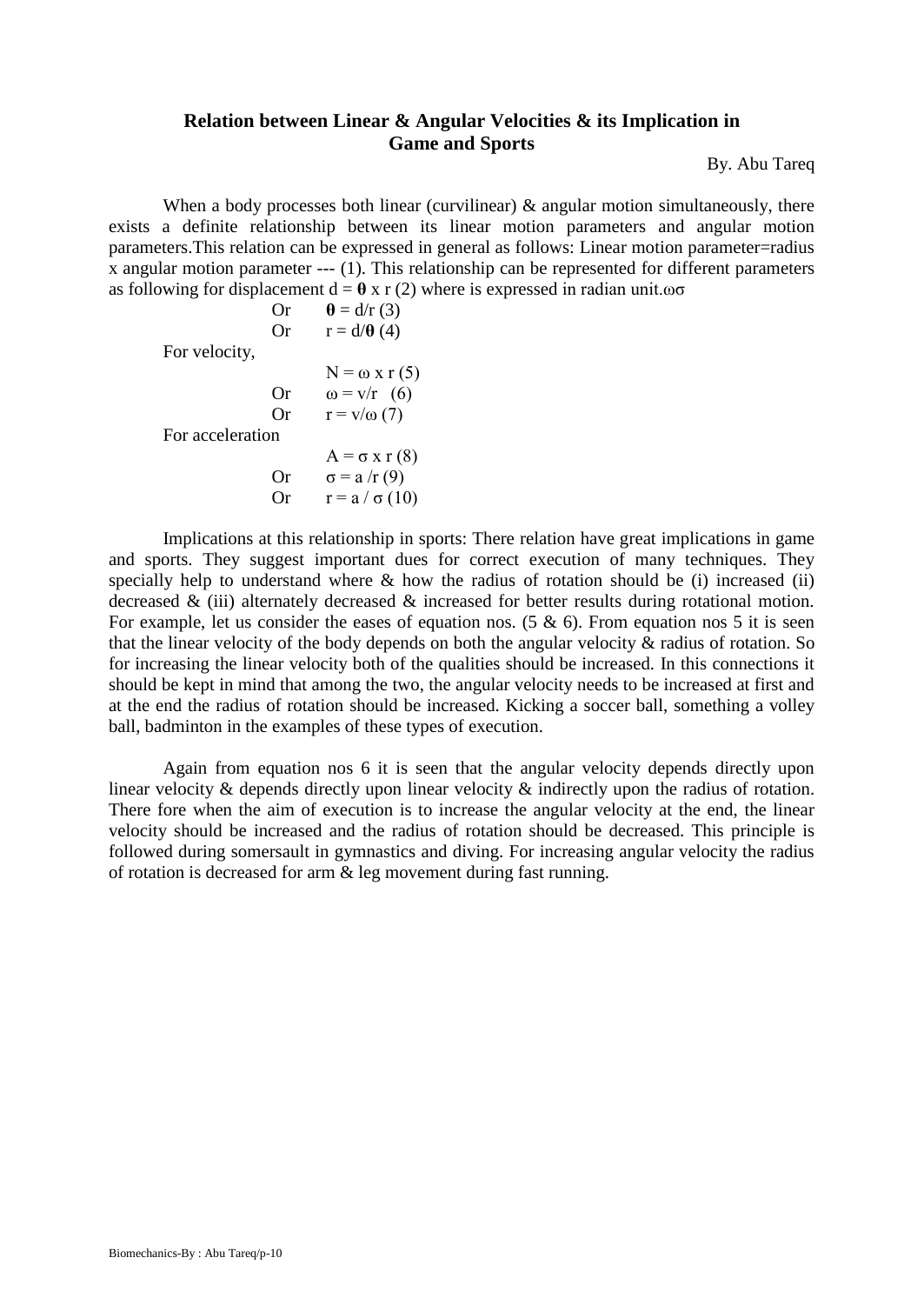## Relation between Linear & Angular Velocities & its Implication in Game and Sports

By. Abu Tareq

When a body processes both linear (curvilinear) & angular motion simultaneously, there exists a definite relationship between its linear motion parameters and angular motion parameters.This relation can be expressed in general as follows: Linear motion parameter=radius x angular motion parameter --- (1). This relationship can be represented for different parameters as following for displacement $d = \theta$ x r (2) where is expressed in radian unit.ωσ

Or $\theta = d/r$ (3)

Or $r = d/\theta$ (4)

For velocity,

$N = \omega$ x r (5)

Or $\omega = v/r$ (6)

Or $r = v/\omega$ (7)

For acceleration

$A = \sigma$ x r (8)

Or $\sigma = a/r$ (9)

Or $r = a/\sigma$ (10)

Implications at this relationship in sports: There relation have great implications in game and sports. They suggest important dues for correct execution of many techniques. They specially help to understand where & how the radius of rotation should be (i) increased (ii) decreased & (iii) alternately decreased & increased for better results during rotational motion. For example, let us consider the eases of equation nos. (5 & 6). From equation nos 5 it is seen that the linear velocity of the body depends on both the angular velocity & radius of rotation. So for increasing the linear velocity both of the qualities should be increased. In this connections it should be kept in mind that among the two, the angular velocity needs to be increased at first and at the end the radius of rotation should be increased. Kicking a soccer ball, something a volley ball, badminton in the examples of these types of execution.

Again from equation nos 6 it is seen that the angular velocity depends directly upon linear velocity & depends directly upon linear velocity & indirectly upon the radius of rotation. There fore when the aim of execution is to increase the angular velocity at the end, the linear velocity should be increased and the radius of rotation should be decreased. This principle is followed during somersault in gymnastics and diving. For increasing angular velocity the radius of rotation is decreased for arm & leg movement during fast running.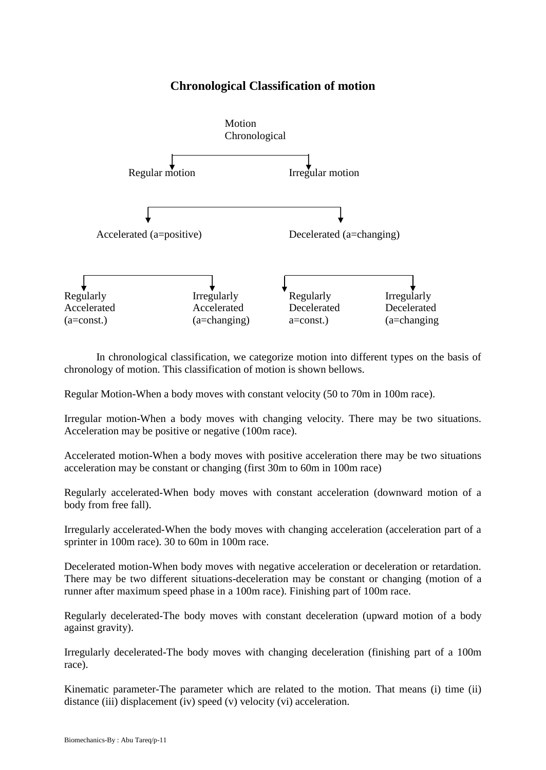## Chronological Classification of motion

Motion
Chronological

- Regular motion
- Irregular motion
  - Accelerated (a=positive)
    - Regularly Accelerated (a=const.)
    - Irregularly Accelerated (a=changing)
  - Decelerated (a=changing)
    - Regularly Decelerated a=const.)
    - Irregularly Decelerated (a=changing

In chronological classification, we categorize motion into different types on the basis of chronology of motion. This classification of motion is shown bellows.

Regular Motion-When a body moves with constant velocity (50 to 70m in 100m race).

Irregular motion-When a body moves with changing velocity. There may be two situations. Acceleration may be positive or negative (100m race).

Accelerated motion-When a body moves with positive acceleration there may be two situations acceleration may be constant or changing (first 30m to 60m in 100m race)

Regularly accelerated-When body moves with constant acceleration (downward motion of a body from free fall).

Irregularly accelerated-When the body moves with changing acceleration (acceleration part of a sprinter in 100m race). 30 to 60m in 100m race.

Decelerated motion-When body moves with negative acceleration or deceleration or retardation. There may be two different situations-deceleration may be constant or changing (motion of a runner after maximum speed phase in a 100m race). Finishing part of 100m race.

Regularly decelerated-The body moves with constant deceleration (upward motion of a body against gravity).

Irregularly decelerated-The body moves with changing deceleration (finishing part of a 100m race).

Kinematic parameter-The parameter which are related to the motion. That means (i) time (ii) distance (iii) displacement (iv) speed (v) velocity (vi) acceleration.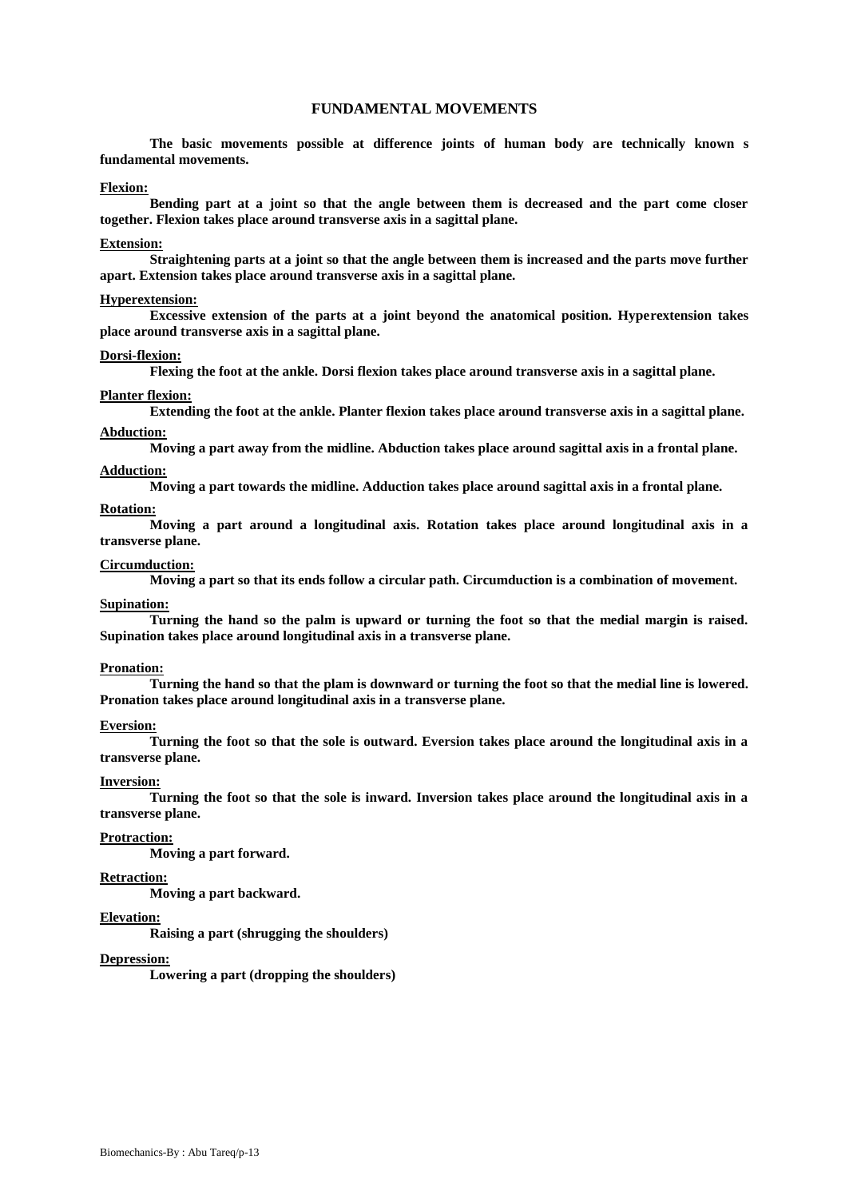## FUNDAMENTAL MOVEMENTS

**The basic movements possible at difference joints of human body are technically known s fundamental movements.**

**Flexion:**

**Bending part at a joint so that the angle between them is decreased and the part come closer together. Flexion takes place around transverse axis in a sagittal plane.**

**Extension:**

**Straightening parts at a joint so that the angle between them is increased and the parts move further apart. Extension takes place around transverse axis in a sagittal plane.**

**Hyperextension:**

**Excessive extension of the parts at a joint beyond the anatomical position. Hyperextension takes place around transverse axis in a sagittal plane.**

**Dorsi-flexion:**

**Flexing the foot at the ankle. Dorsi flexion takes place around transverse axis in a sagittal plane.**

**Planter flexion:**

**Extending the foot at the ankle. Planter flexion takes place around transverse axis in a sagittal plane.**

**Abduction:**

**Moving a part away from the midline. Abduction takes place around sagittal axis in a frontal plane.**

**Adduction:**

**Moving a part towards the midline. Adduction takes place around sagittal axis in a frontal plane.**

**Rotation:**

**Moving a part around a longitudinal axis. Rotation takes place around longitudinal axis in a transverse plane.**

**Circumduction:**

**Moving a part so that its ends follow a circular path. Circumduction is a combination of movement.**

**Supination:**

**Turning the hand so the palm is upward or turning the foot so that the medial margin is raised. Supination takes place around longitudinal axis in a transverse plane.**

**Pronation:**

**Turning the hand so that the plam is downward or turning the foot so that the medial line is lowered. Pronation takes place around longitudinal axis in a transverse plane.**

**Eversion:**

**Turning the foot so that the sole is outward. Eversion takes place around the longitudinal axis in a transverse plane.**

**Inversion:**

**Turning the foot so that the sole is inward. Inversion takes place around the longitudinal axis in a transverse plane.**

**Protraction:**

**Moving a part forward.**

**Retraction:**

**Moving a part backward.**

**Elevation:**

**Raising a part (shrugging the shoulders)**

**Depression:**

**Lowering a part (dropping the shoulders)**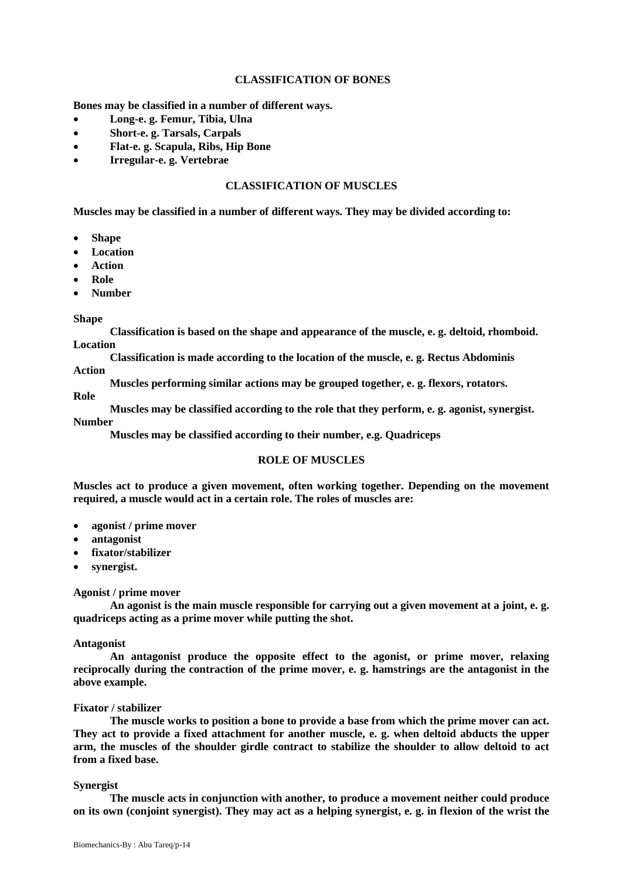## CLASSIFICATION OF BONES

**Bones may be classified in a number of different ways.**

- **Long-e. g. Femur, Tibia, Ulna**
- **Short-e. g. Tarsals, Carpals**
- **Flat-e. g. Scapula, Ribs, Hip Bone**
- **Irregular-e. g. Vertebrae**

## CLASSIFICATION OF MUSCLES

**Muscles may be classified in a number of different ways. They may be divided according to:**

- **Shape**
- **Location**
- **Action**
- **Role**
- **Number**

**Shape**

**Classification is based on the shape and appearance of the muscle, e. g. deltoid, rhomboid.**

**Location**

**Classification is made according to the location of the muscle, e. g. Rectus Abdominis**

**Action**

**Muscles performing similar actions may be grouped together, e. g. flexors, rotators.**

**Role**

**Muscles may be classified according to the role that they perform, e. g. agonist, synergist.**

**Number**

**Muscles may be classified according to their number, e.g. Quadriceps**

## ROLE OF MUSCLES

**Muscles act to produce a given movement, often working together. Depending on the movement required, a muscle would act in a certain role. The roles of muscles are:**

- **agonist / prime mover**
- **antagonist**
- **fixator/stabilizer**
- **synergist.**

**Agonist / prime mover**

**An agonist is the main muscle responsible for carrying out a given movement at a joint, e. g. quadriceps acting as a prime mover while putting the shot.**

**Antagonist**

**An antagonist produce the opposite effect to the agonist, or prime mover, relaxing reciprocally during the contraction of the prime mover, e. g. hamstrings are the antagonist in the above example.**

**Fixator / stabilizer**

**The muscle works to position a bone to provide a base from which the prime mover can act. They act to provide a fixed attachment for another muscle, e. g. when deltoid abducts the upper arm, the muscles of the shoulder girdle contract to stabilize the shoulder to allow deltoid to act from a fixed base.**

**Synergist**

**The muscle acts in conjunction with another, to produce a movement neither could produce on its own (conjoint synergist). They may act as a helping synergist, e. g. in flexion of the wrist the**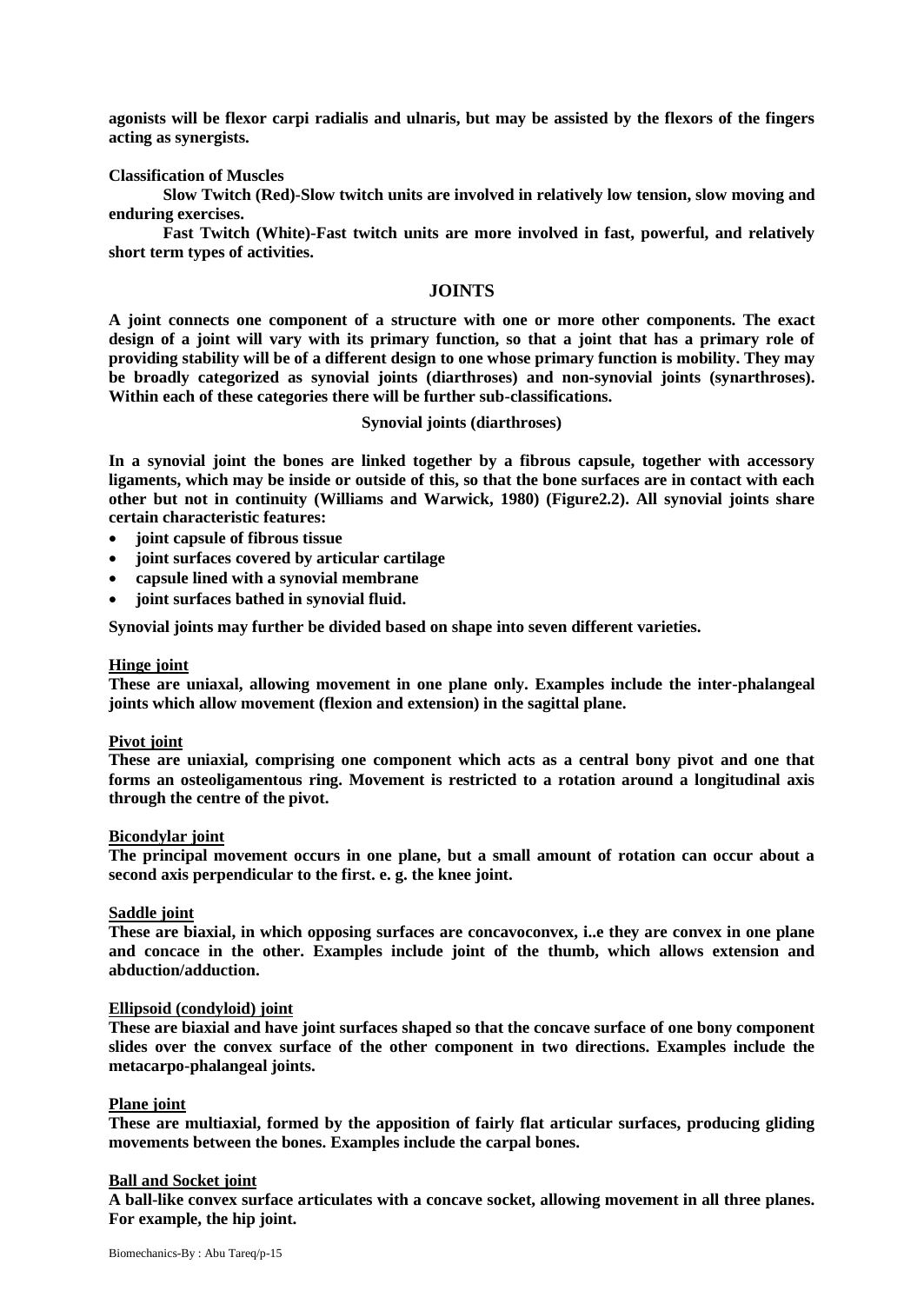**agonists will be flexor carpi radialis and ulnaris, but may be assisted by the flexors of the fingers acting as synergists.**

**Classification of Muscles**

**Slow Twitch (Red)-Slow twitch units are involved in relatively low tension, slow moving and enduring exercises.**

**Fast Twitch (White)-Fast twitch units are more involved in fast, powerful, and relatively short term types of activities.**

## JOINTS

**A joint connects one component of a structure with one or more other components. The exact design of a joint will vary with its primary function, so that a joint that has a primary role of providing stability will be of a different design to one whose primary function is mobility. They may be broadly categorized as synovial joints (diarthroses) and non-synovial joints (synarthroses). Within each of these categories there will be further sub-classifications.**

### Synovial joints (diarthroses)

**In a synovial joint the bones are linked together by a fibrous capsule, together with accessory ligaments, which may be inside or outside of this, so that the bone surfaces are in contact with each other but not in continuity (Williams and Warwick, 1980) (Figure2.2). All synovial joints share certain characteristic features:**

- **joint capsule of fibrous tissue**
- **joint surfaces covered by articular cartilage**
- **capsule lined with a synovial membrane**
- **joint surfaces bathed in synovial fluid.**

**Synovial joints may further be divided based on shape into seven different varieties.**

**Hinge joint**

**These are uniaxal, allowing movement in one plane only. Examples include the inter-phalangeal joints which allow movement (flexion and extension) in the sagittal plane.**

**Pivot joint**

**These are uniaxial, comprising one component which acts as a central bony pivot and one that forms an osteoligamentous ring. Movement is restricted to a rotation around a longitudinal axis through the centre of the pivot.**

**Bicondylar joint**

**The principal movement occurs in one plane, but a small amount of rotation can occur about a second axis perpendicular to the first. e. g. the knee joint.**

**Saddle joint**

**These are biaxial, in which opposing surfaces are concavoconvex, i..e they are convex in one plane and concace in the other. Examples include joint of the thumb, which allows extension and abduction/adduction.**

**Ellipsoid (condyloid) joint**

**These are biaxial and have joint surfaces shaped so that the concave surface of one bony component slides over the convex surface of the other component in two directions. Examples include the metacarpo-phalangeal joints.**

**Plane joint**

**These are multiaxial, formed by the apposition of fairly flat articular surfaces, producing gliding movements between the bones. Examples include the carpal bones.**

**Ball and Socket joint**

**A ball-like convex surface articulates with a concave socket, allowing movement in all three planes. For example, the hip joint.**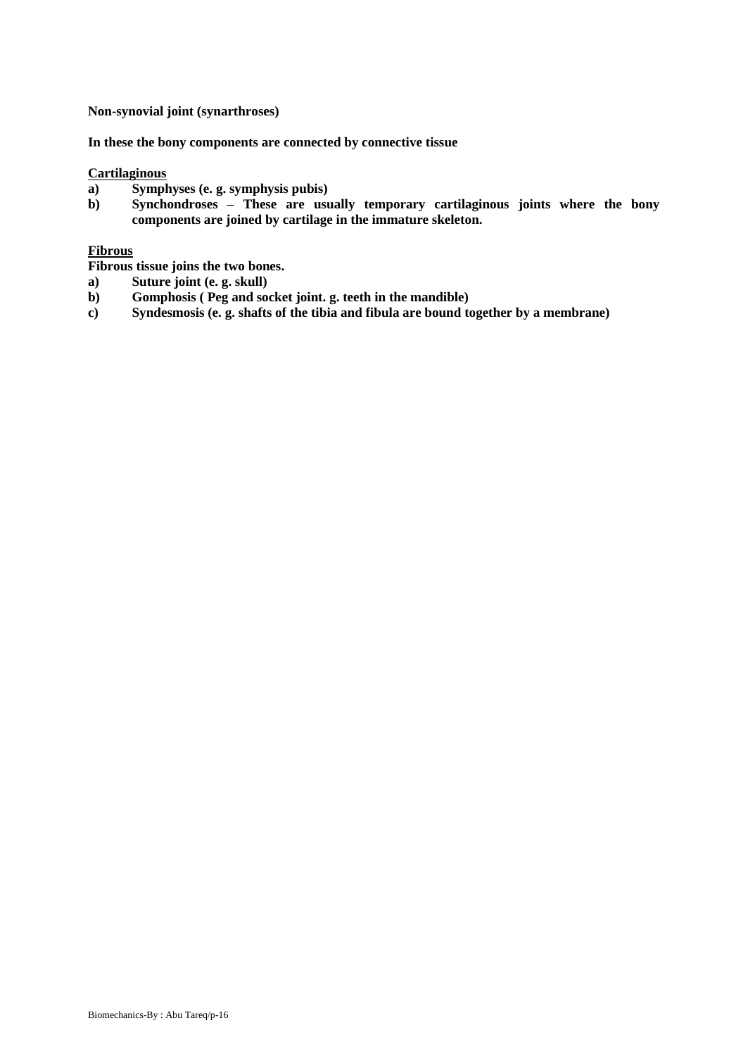**Non-synovial joint (synarthroses)**

**In these the bony components are connected by connective tissue**

**<u>Cartilaginous</u>**

a) **Symphyses (e. g. symphysis pubis)**
b) **Synchondroses – These are usually temporary cartilaginous joints where the bony components are joined by cartilage in the immature skeleton.**

**<u>Fibrous</u>**

**Fibrous tissue joins the two bones.**

a) **Suture joint (e. g. skull)**
b) **Gomphosis ( Peg and socket joint. g. teeth in the mandible)**
c) **Syndesmosis (e. g. shafts of the tibia and fibula are bound together by a membrane)**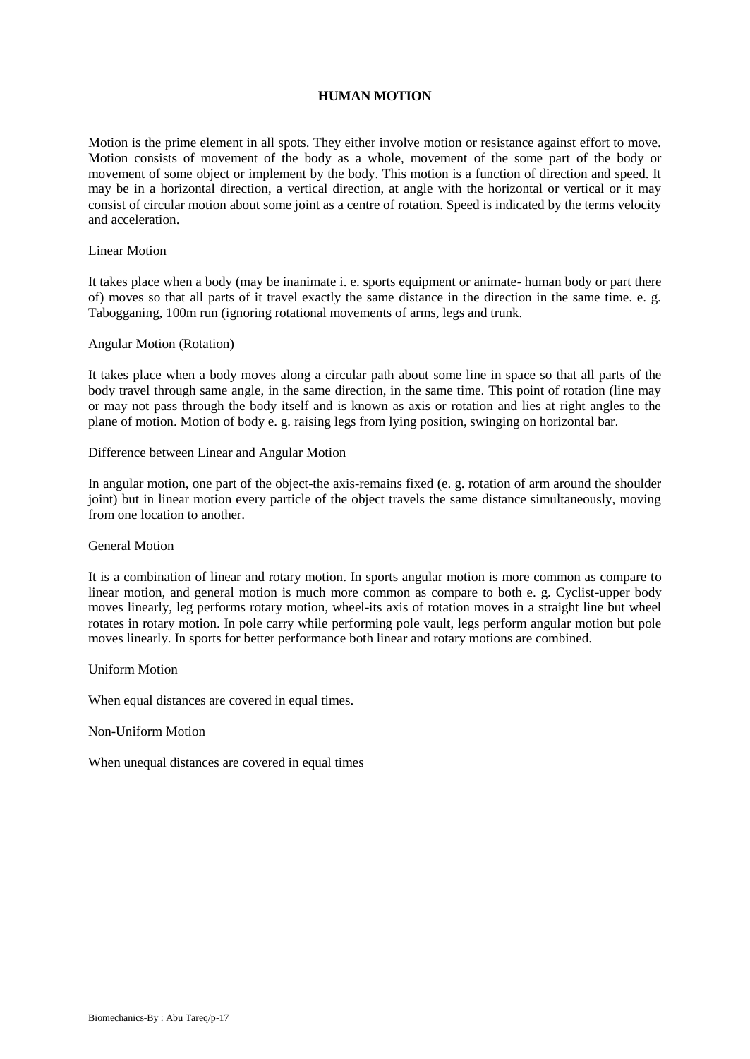# HUMAN MOTION

Motion is the prime element in all spots. They either involve motion or resistance against effort to move. Motion consists of movement of the body as a whole, movement of the some part of the body or movement of some object or implement by the body. This motion is a function of direction and speed. It may be in a horizontal direction, a vertical direction, at angle with the horizontal or vertical or it may consist of circular motion about some joint as a centre of rotation. Speed is indicated by the terms velocity and acceleration.

## Linear Motion

It takes place when a body (may be inanimate i. e. sports equipment or animate- human body or part there of) moves so that all parts of it travel exactly the same distance in the direction in the same time. e. g. Tabogganing, 100m run (ignoring rotational movements of arms, legs and trunk.

## Angular Motion (Rotation)

It takes place when a body moves along a circular path about some line in space so that all parts of the body travel through same angle, in the same direction, in the same time. This point of rotation (line may or may not pass through the body itself and is known as axis or rotation and lies at right angles to the plane of motion. Motion of body e. g. raising legs from lying position, swinging on horizontal bar.

## Difference between Linear and Angular Motion

In angular motion, one part of the object-the axis-remains fixed (e. g. rotation of arm around the shoulder joint) but in linear motion every particle of the object travels the same distance simultaneously, moving from one location to another.

## General Motion

It is a combination of linear and rotary motion. In sports angular motion is more common as compare to linear motion, and general motion is much more common as compare to both e. g. Cyclist-upper body moves linearly, leg performs rotary motion, wheel-its axis of rotation moves in a straight line but wheel rotates in rotary motion. In pole carry while performing pole vault, legs perform angular motion but pole moves linearly. In sports for better performance both linear and rotary motions are combined.

## Uniform Motion

When equal distances are covered in equal times.

## Non-Uniform Motion

When unequal distances are covered in equal times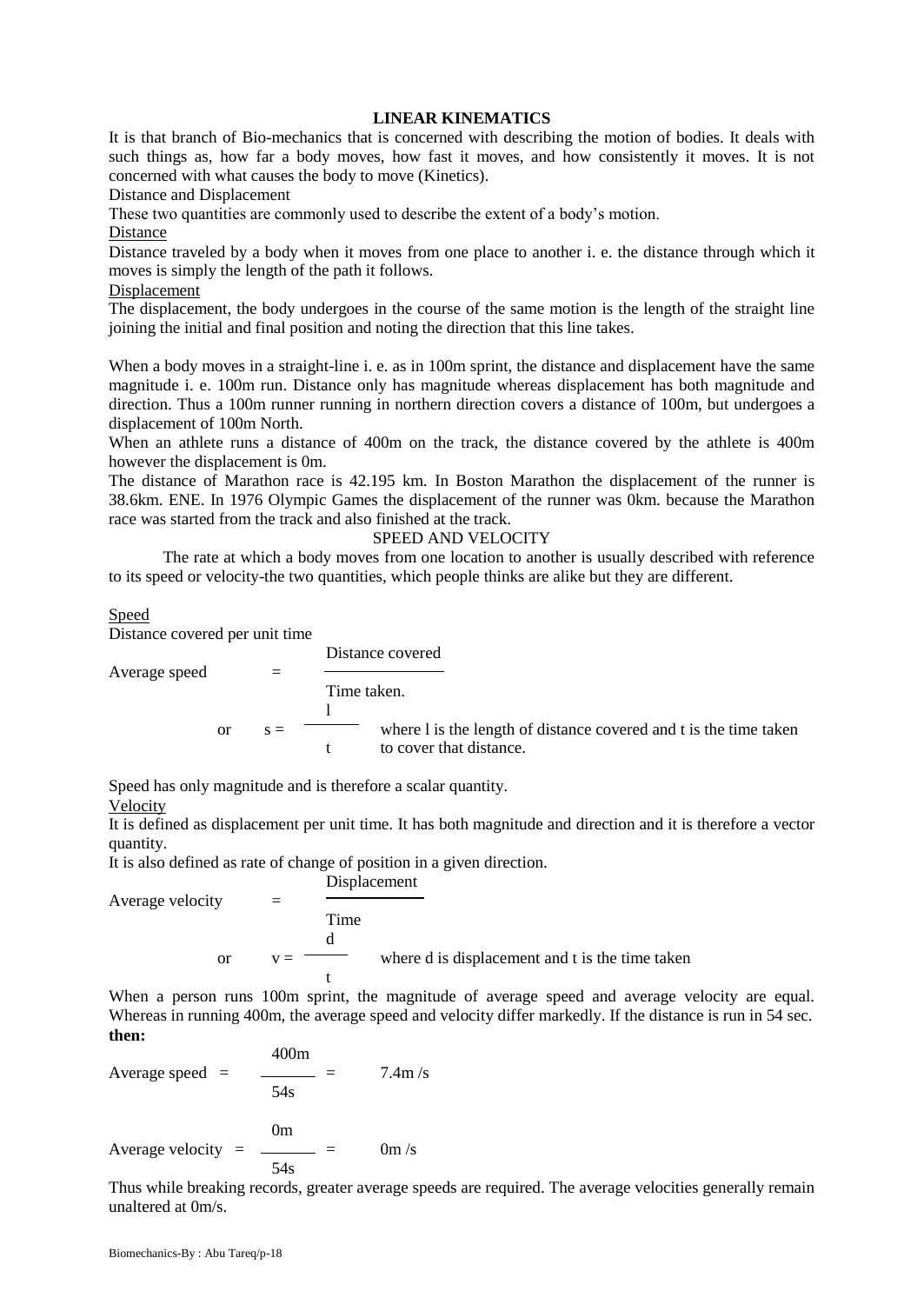# LINEAR KINEMATICS

It is that branch of Bio-mechanics that is concerned with describing the motion of bodies. It deals with such things as, how far a body moves, how fast it moves, and how consistently it moves. It is not concerned with what causes the body to move (Kinetics).

Distance and Displacement

These two quantities are commonly used to describe the extent of a body's motion.

<u>Distance</u>

Distance traveled by a body when it moves from one place to another i. e. the distance through which it moves is simply the length of the path it follows.

<u>Displacement</u>

The displacement, the body undergoes in the course of the same motion is the length of the straight line joining the initial and final position and noting the direction that this line takes.

When a body moves in a straight-line i. e. as in 100m sprint, the distance and displacement have the same magnitude i. e. 100m run. Distance only has magnitude whereas displacement has both magnitude and direction. Thus a 100m runner running in northern direction covers a distance of 100m, but undergoes a displacement of 100m North.

When an athlete runs a distance of 400m on the track, the distance covered by the athlete is 400m however the displacement is 0m.

The distance of Marathon race is 42.195 km. In Boston Marathon the displacement of the runner is 38.6km. ENE. In 1976 Olympic Games the displacement of the runner was 0km. because the Marathon race was started from the track and also finished at the track.

## SPEED AND VELOCITY

The rate at which a body moves from one location to another is usually described with reference to its speed or velocity-the two quantities, which people thinks are alike but they are different.

<u>Speed</u>

Distance covered per unit time

$$\text{Average speed} = \frac{\text{Distance covered}}{\text{Time taken.}}$$

or $$s = \frac{l}{t}$$ where l is the length of distance covered and t is the time taken to cover that distance.

Speed has only magnitude and is therefore a scalar quantity.

<u>Velocity</u>

It is defined as displacement per unit time. It has both magnitude and direction and it is therefore a vector quantity.

It is also defined as rate of change of position in a given direction.

$$\text{Average velocity} = \frac{\text{Displacement}}{\text{Time}}$$

or $$v = \frac{d}{t}$$ where d is displacement and t is the time taken

When a person runs 100m sprint, the magnitude of average speed and average velocity are equal. Whereas in running 400m, the average speed and velocity differ markedly. If the distance is run in 54 sec. **then:**

$$\text{Average speed} = \frac{400\text{m}}{54\text{s}} = 7.4\text{m/s}$$

$$\text{Average velocity} = \frac{0\text{m}}{54\text{s}} = 0\text{m/s}$$

Thus while breaking records, greater average speeds are required. The average velocities generally remain unaltered at 0m/s.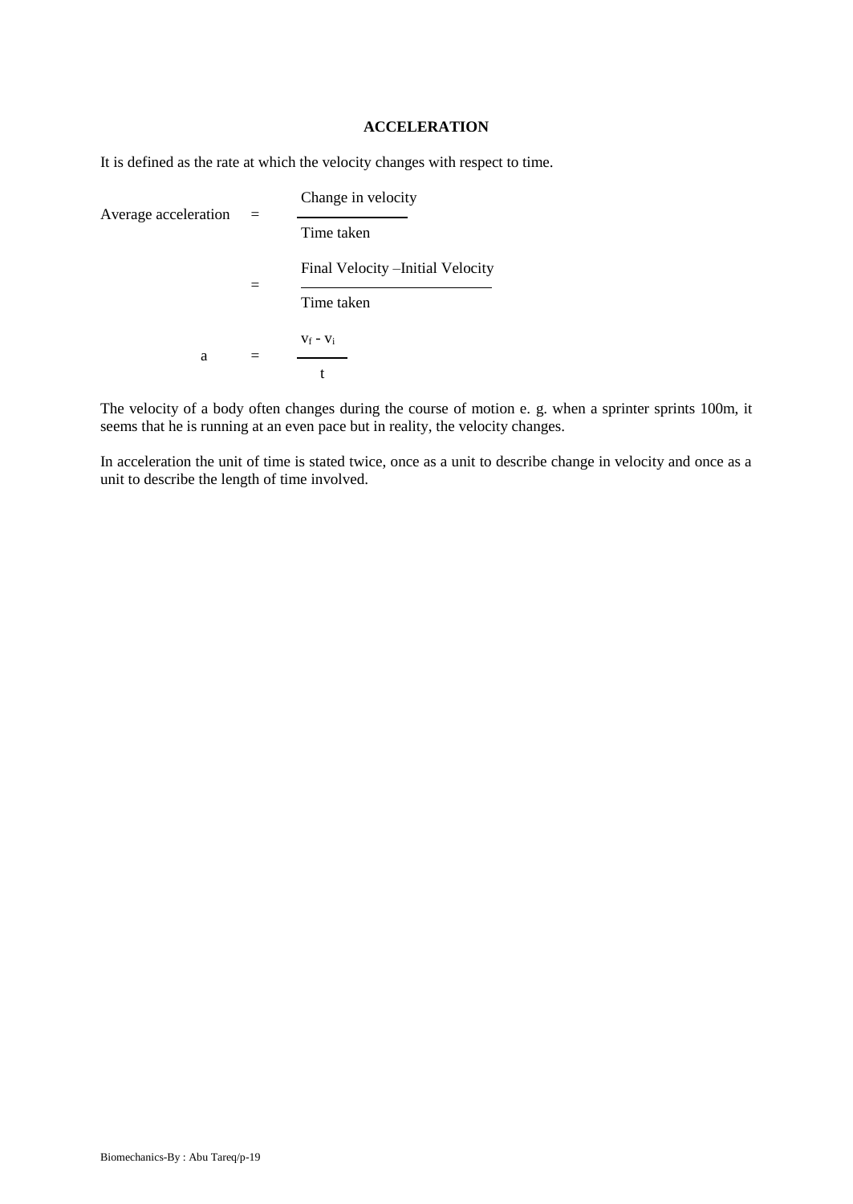## ACCELERATION

It is defined as the rate at which the velocity changes with respect to time.

$$\text{Average acceleration} = \frac{\text{Change in velocity}}{\text{Time taken}}$$

$$= \frac{\text{Final Velocity} - \text{Initial Velocity}}{\text{Time taken}}$$

$$a = \frac{v_f - v_i}{t}$$

The velocity of a body often changes during the course of motion e. g. when a sprinter sprints 100m, it seems that he is running at an even pace but in reality, the velocity changes.

In acceleration the unit of time is stated twice, once as a unit to describe change in velocity and once as a unit to describe the length of time involved.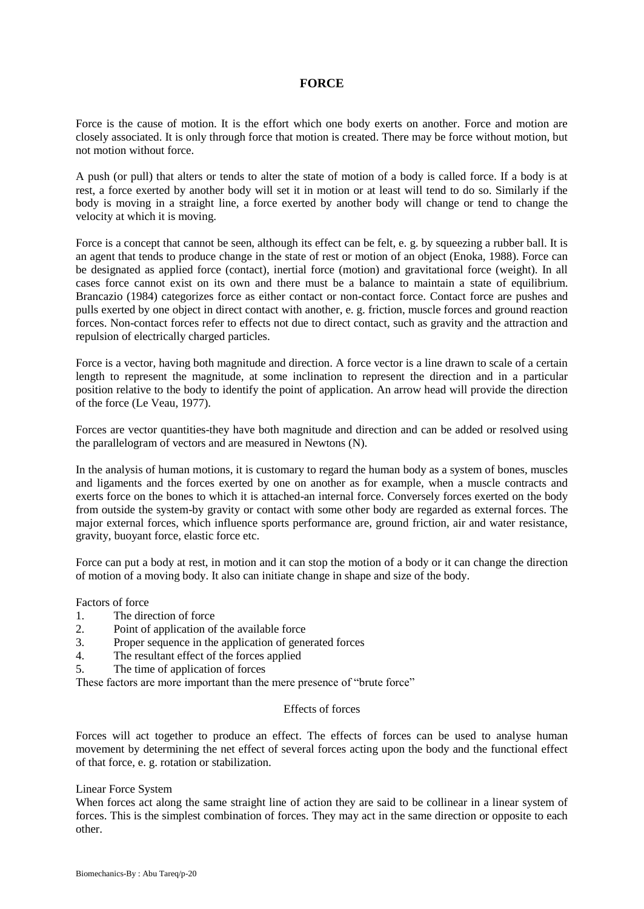# FORCE

Force is the cause of motion. It is the effort which one body exerts on another. Force and motion are closely associated. It is only through force that motion is created. There may be force without motion, but not motion without force.

A push (or pull) that alters or tends to alter the state of motion of a body is called force. If a body is at rest, a force exerted by another body will set it in motion or at least will tend to do so. Similarly if the body is moving in a straight line, a force exerted by another body will change or tend to change the velocity at which it is moving.

Force is a concept that cannot be seen, although its effect can be felt, e. g. by squeezing a rubber ball. It is an agent that tends to produce change in the state of rest or motion of an object (Enoka, 1988). Force can be designated as applied force (contact), inertial force (motion) and gravitational force (weight). In all cases force cannot exist on its own and there must be a balance to maintain a state of equilibrium. Brancazio (1984) categorizes force as either contact or non-contact force. Contact force are pushes and pulls exerted by one object in direct contact with another, e. g. friction, muscle forces and ground reaction forces. Non-contact forces refer to effects not due to direct contact, such as gravity and the attraction and repulsion of electrically charged particles.

Force is a vector, having both magnitude and direction. A force vector is a line drawn to scale of a certain length to represent the magnitude, at some inclination to represent the direction and in a particular position relative to the body to identify the point of application. An arrow head will provide the direction of the force (Le Veau, 1977).

Forces are vector quantities-they have both magnitude and direction and can be added or resolved using the parallelogram of vectors and are measured in Newtons (N).

In the analysis of human motions, it is customary to regard the human body as a system of bones, muscles and ligaments and the forces exerted by one on another as for example, when a muscle contracts and exerts force on the bones to which it is attached-an internal force. Conversely forces exerted on the body from outside the system-by gravity or contact with some other body are regarded as external forces. The major external forces, which influence sports performance are, ground friction, air and water resistance, gravity, buoyant force, elastic force etc.

Force can put a body at rest, in motion and it can stop the motion of a body or it can change the direction of motion of a moving body. It also can initiate change in shape and size of the body.

Factors of force

1. The direction of force
2. Point of application of the available force
3. Proper sequence in the application of generated forces
4. The resultant effect of the forces applied
5. The time of application of forces

These factors are more important than the mere presence of "brute force"

## Effects of forces

Forces will act together to produce an effect. The effects of forces can be used to analyse human movement by determining the net effect of several forces acting upon the body and the functional effect of that force, e. g. rotation or stabilization.

Linear Force System

When forces act along the same straight line of action they are said to be collinear in a linear system of forces. This is the simplest combination of forces. They may act in the same direction or opposite to each other.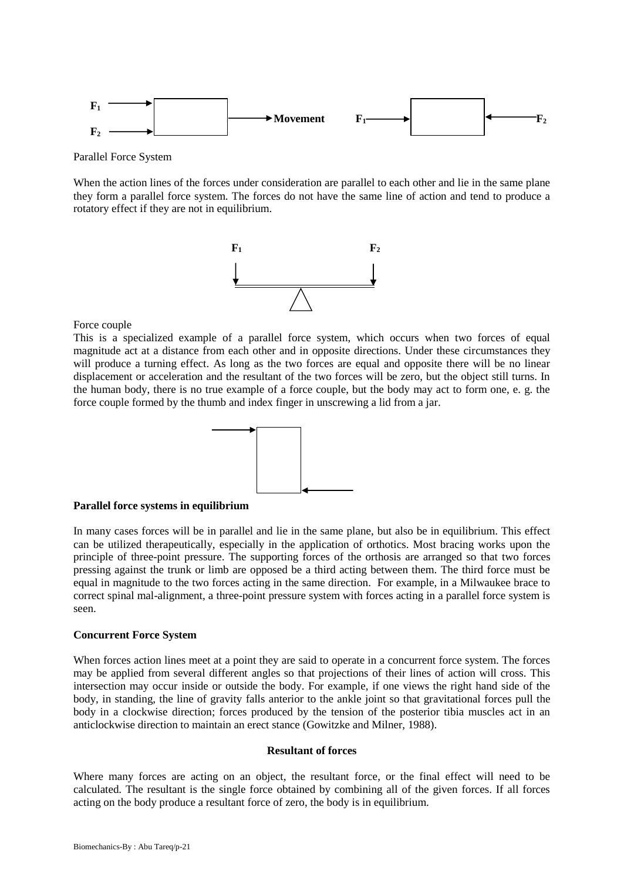$F_1$

$F_2$

Movement

$F_1$ $F_2$

Parallel Force System

When the action lines of the forces under consideration are parallel to each other and lie in the same plane they form a parallel force system. The forces do not have the same line of action and tend to produce a rotatory effect if they are not in equilibrium.

$F_1$ $F_2$

Force couple

This is a specialized example of a parallel force system, which occurs when two forces of equal magnitude act at a distance from each other and in opposite directions. Under these circumstances they will produce a turning effect. As long as the two forces are equal and opposite there will be no linear displacement or acceleration and the resultant of the two forces will be zero, but the object still turns. In the human body, there is no true example of a force couple, but the body may act to form one, e. g. the force couple formed by the thumb and index finger in unscrewing a lid from a jar.

**Parallel force systems in equilibrium**

In many cases forces will be in parallel and lie in the same plane, but also be in equilibrium. This effect can be utilized therapeutically, especially in the application of orthotics. Most bracing works upon the principle of three-point pressure. The supporting forces of the orthosis are arranged so that two forces pressing against the trunk or limb are opposed be a third acting between them. The third force must be equal in magnitude to the two forces acting in the same direction. For example, in a Milwaukee brace to correct spinal mal-alignment, a three-point pressure system with forces acting in a parallel force system is seen.

**Concurrent Force System**

When forces action lines meet at a point they are said to operate in a concurrent force system. The forces may be applied from several different angles so that projections of their lines of action will cross. This intersection may occur inside or outside the body. For example, if one views the right hand side of the body, in standing, the line of gravity falls anterior to the ankle joint so that gravitational forces pull the body in a clockwise direction; forces produced by the tension of the posterior tibia muscles act in an anticlockwise direction to maintain an erect stance (Gowitzke and Milner, 1988).

**Resultant of forces**

Where many forces are acting on an object, the resultant force, or the final effect will need to be calculated. The resultant is the single force obtained by combining all of the given forces. If all forces acting on the body produce a resultant force of zero, the body is in equilibrium.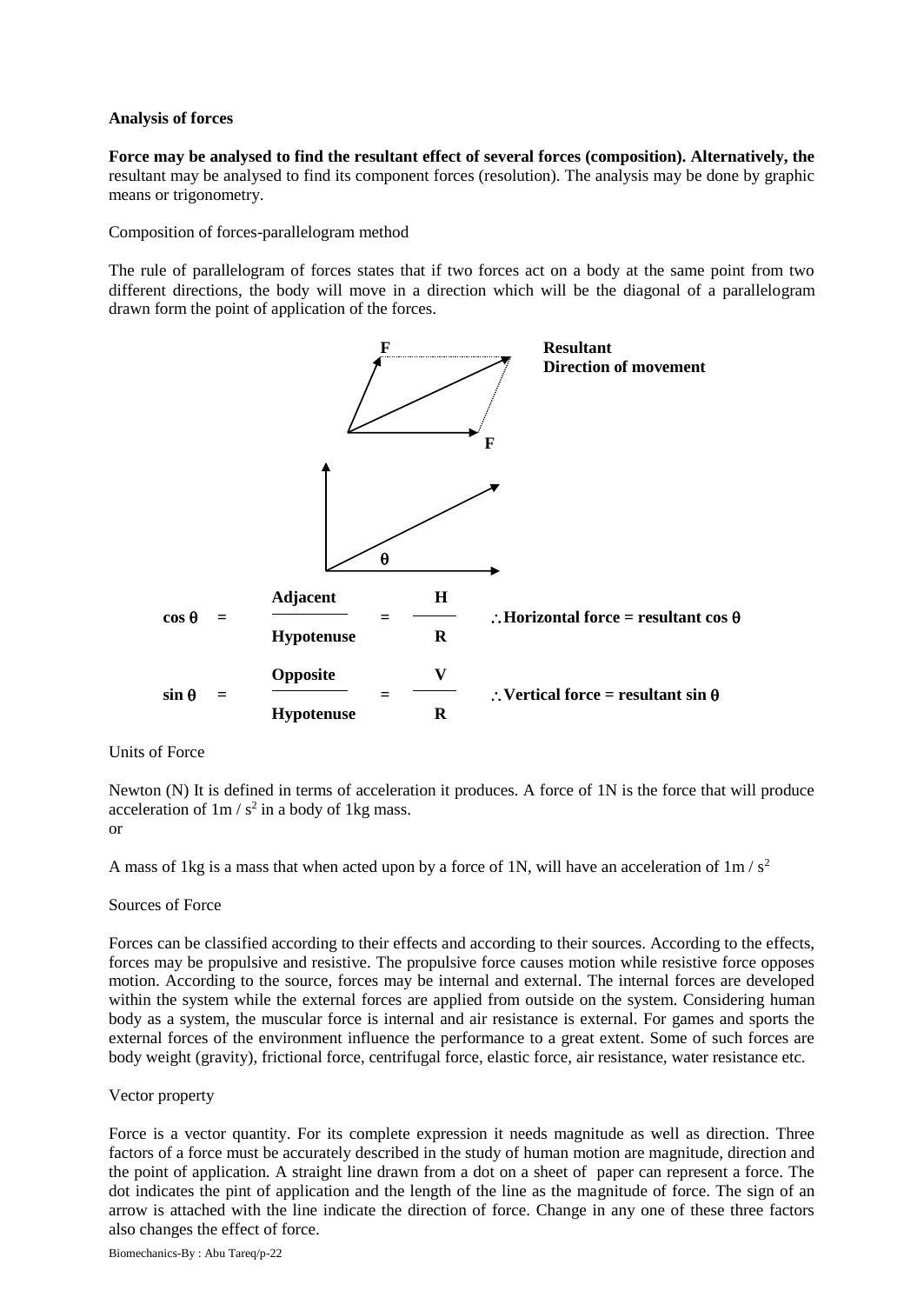**Analysis of forces**

**Force may be analysed to find the resultant effect of several forces (composition). Alternatively, the** resultant may be analysed to find its component forces (resolution). The analysis may be done by graphic means or trigonometry.

Composition of forces-parallelogram method

The rule of parallelogram of forces states that if two forces act on a body at the same point from two different directions, the body will move in a direction which will be the diagonal of a parallelogram drawn form the point of application of the forces.

**F** **Resultant**
**Direction of movement**

**F**

$\theta$

$$\cos\theta = \frac{\textbf{Adjacent}}{\textbf{Hypotenuse}} = \frac{H}{R} \quad \therefore \textbf{Horizontal force = resultant } \cos\theta$$

$$\sin\theta = \frac{\textbf{Opposite}}{\textbf{Hypotenuse}} = \frac{V}{R} \quad \therefore \textbf{Vertical force = resultant } \sin\theta$$

Units of Force

Newton (N) It is defined in terms of acceleration it produces. A force of 1N is the force that will produce acceleration of $1m / s^2$ in a body of 1kg mass.
or

A mass of 1kg is a mass that when acted upon by a force of 1N, will have an acceleration of $1m / s^2$

Sources of Force

Forces can be classified according to their effects and according to their sources. According to the effects, forces may be propulsive and resistive. The propulsive force causes motion while resistive force opposes motion. According to the source, forces may be internal and external. The internal forces are developed within the system while the external forces are applied from outside on the system. Considering human body as a system, the muscular force is internal and air resistance is external. For games and sports the external forces of the environment influence the performance to a great extent. Some of such forces are body weight (gravity), frictional force, centrifugal force, elastic force, air resistance, water resistance etc.

Vector property

Force is a vector quantity. For its complete expression it needs magnitude as well as direction. Three factors of a force must be accurately described in the study of human motion are magnitude, direction and the point of application. A straight line drawn from a dot on a sheet of paper can represent a force. The dot indicates the pint of application and the length of the line as the magnitude of force. The sign of an arrow is attached with the line indicate the direction of force. Change in any one of these three factors also changes the effect of force.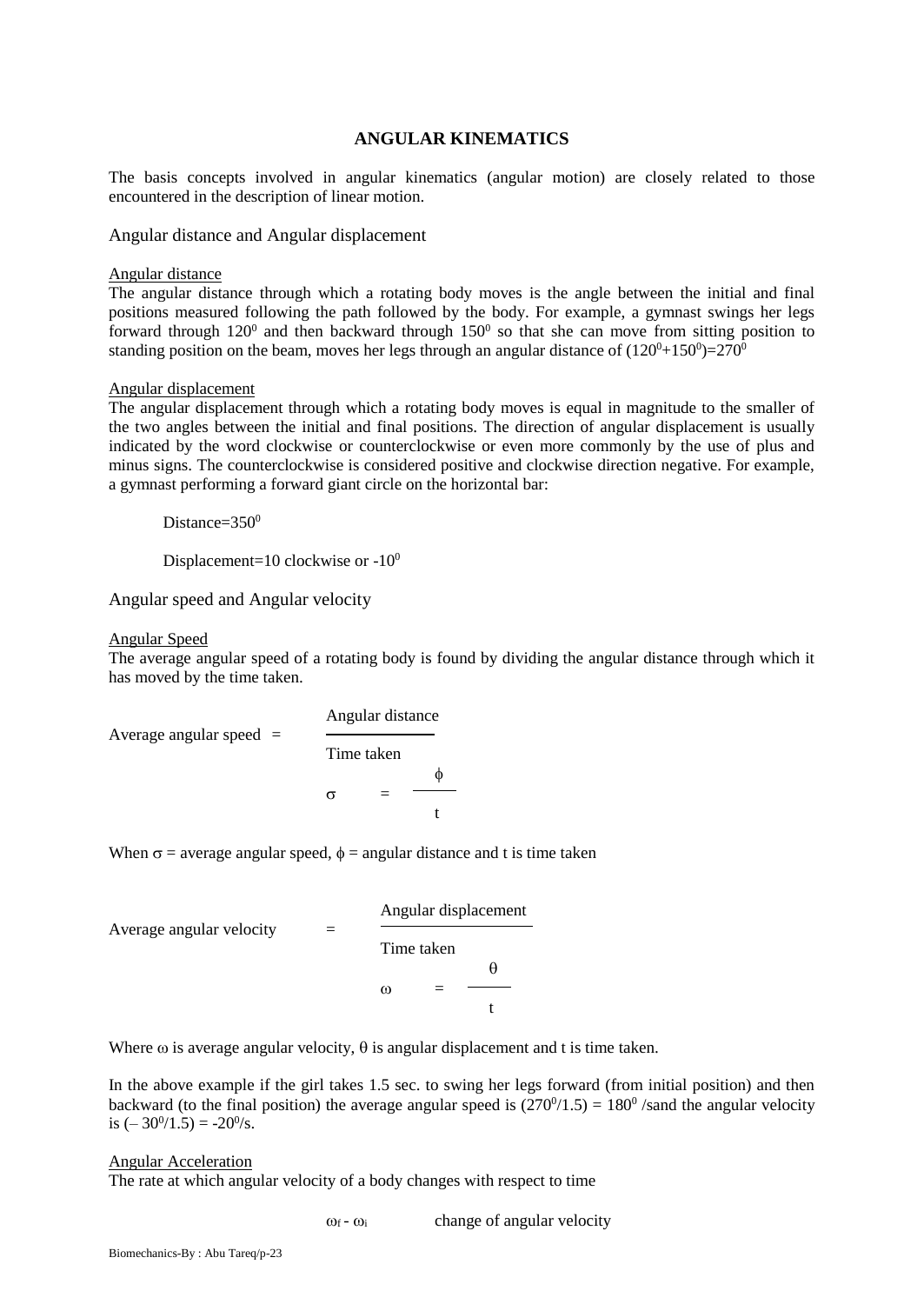# ANGULAR KINEMATICS

The basis concepts involved in angular kinematics (angular motion) are closely related to those encountered in the description of linear motion.

## Angular distance and Angular displacement

### Angular distance

The angular distance through which a rotating body moves is the angle between the initial and final positions measured following the path followed by the body. For example, a gymnast swings her legs forward through $120^0$ and then backward through $150^0$ so that she can move from sitting position to standing position on the beam, moves her legs through an angular distance of $(120^0+150^0)=270^0$

### Angular displacement

The angular displacement through which a rotating body moves is equal in magnitude to the smaller of the two angles between the initial and final positions. The direction of angular displacement is usually indicated by the word clockwise or counterclockwise or even more commonly by the use of plus and minus signs. The counterclockwise is considered positive and clockwise direction negative. For example, a gymnast performing a forward giant circle on the horizontal bar:

Distance=$350^0$

Displacement=10 clockwise or $-10^0$

## Angular speed and Angular velocity

### Angular Speed

The average angular speed of a rotating body is found by dividing the angular distance through which it has moved by the time taken.

$$\text{Average angular speed} = \frac{\text{Angular distance}}{\text{Time taken}}$$

$$\sigma = \frac{\phi}{t}$$

When $\sigma$ = average angular speed, $\phi$ = angular distance and t is time taken

$$\text{Average angular velocity} = \frac{\text{Angular displacement}}{\text{Time taken}}$$

$$\omega = \frac{\theta}{t}$$

Where $\omega$ is average angular velocity, $\theta$ is angular displacement and t is time taken.

In the above example if the girl takes 1.5 sec. to swing her legs forward (from initial position) and then backward (to the final position) the average angular speed is $(270^0/1.5) = 180^0$ /sand the angular velocity is $(-30^0/1.5) = -20^0/s$.

### Angular Acceleration

The rate at which angular velocity of a body changes with respect to time

$\omega_f - \omega_i$ change of angular velocity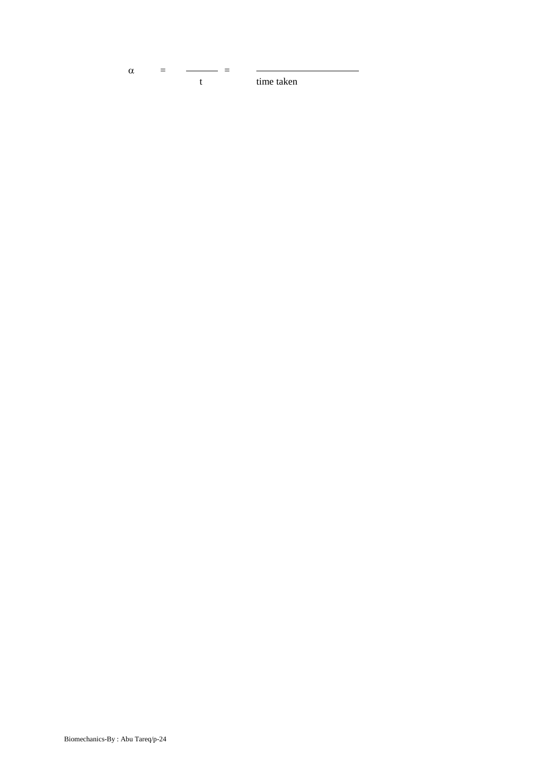$$\alpha = \frac{\phantom{x}}{t} = \frac{\phantom{x}}{\text{time taken}}$$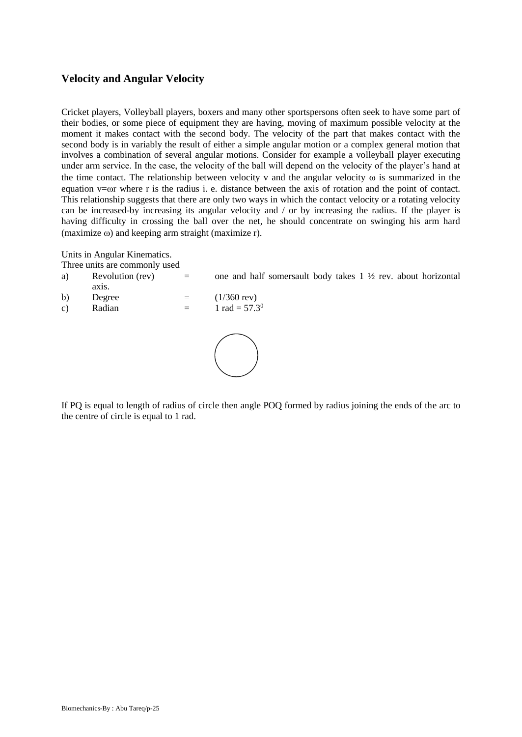## Velocity and Angular Velocity

Cricket players, Volleyball players, boxers and many other sportspersons often seek to have some part of their bodies, or some piece of equipment they are having, moving of maximum possible velocity at the moment it makes contact with the second body. The velocity of the part that makes contact with the second body is in variably the result of either a simple angular motion or a complex general motion that involves a combination of several angular motions. Consider for example a volleyball player executing under arm service. In the case, the velocity of the ball will depend on the velocity of the player's hand at the time contact. The relationship between velocity v and the angular velocity $\omega$ is summarized in the equation $v=\omega r$ where r is the radius i. e. distance between the axis of rotation and the point of contact. This relationship suggests that there are only two ways in which the contact velocity or a rotating velocity can be increased-by increasing its angular velocity and / or by increasing the radius. If the player is having difficulty in crossing the ball over the net, he should concentrate on swinging his arm hard (maximize $\omega$) and keeping arm straight (maximize r).

Units in Angular Kinematics.

Three units are commonly used

| | | | |
|---|---|---|---|
| a) | Revolution (rev) | = | one and half somersault body takes 1 ½ rev. about horizontal axis. |
| b) | Degree | = | (1/360 rev) |
| c) | Radian | = | 1 rad = $57.3^0$ |

If PQ is equal to length of radius of circle then angle POQ formed by radius joining the ends of the arc to the centre of circle is equal to 1 rad.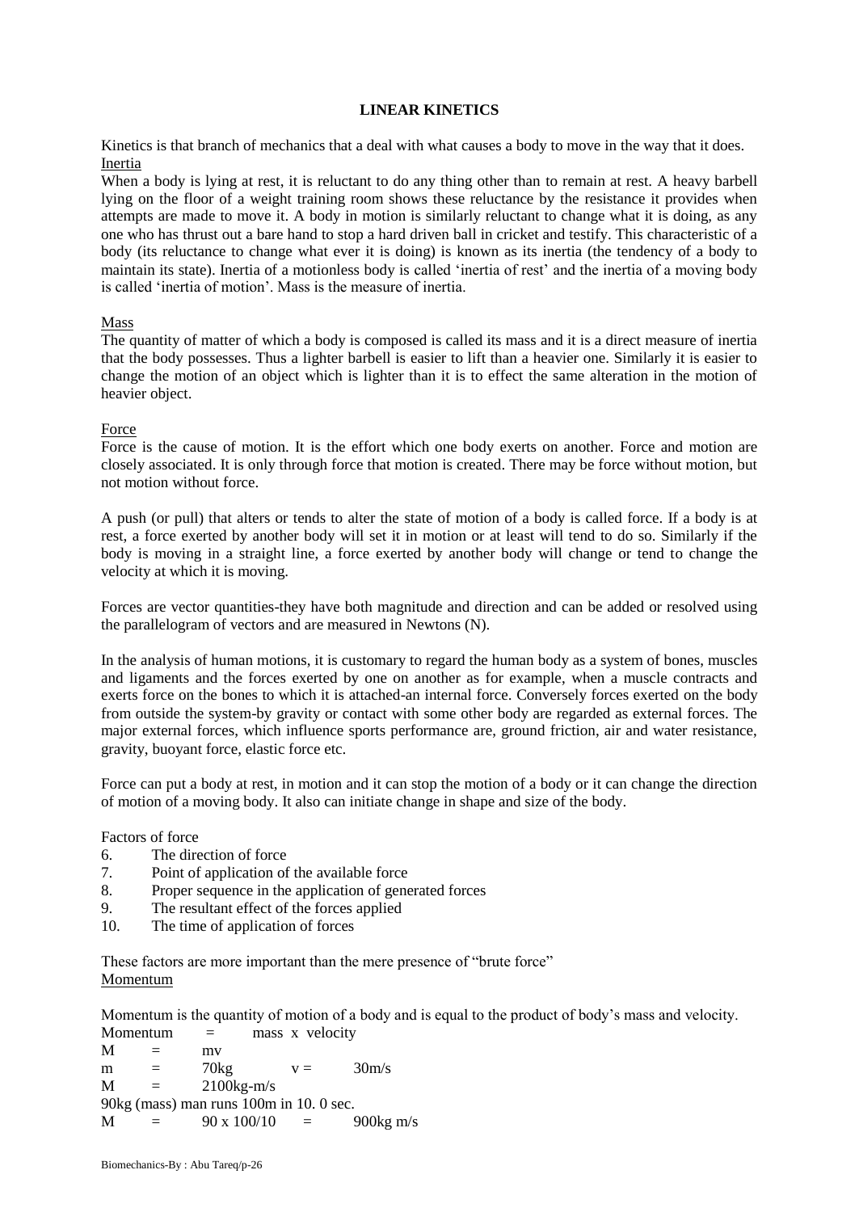# LINEAR KINETICS

Kinetics is that branch of mechanics that a deal with what causes a body to move in the way that it does.

Inertia

When a body is lying at rest, it is reluctant to do any thing other than to remain at rest. A heavy barbell lying on the floor of a weight training room shows these reluctance by the resistance it provides when attempts are made to move it. A body in motion is similarly reluctant to change what it is doing, as any one who has thrust out a bare hand to stop a hard driven ball in cricket and testify. This characteristic of a body (its reluctance to change what ever it is doing) is known as its inertia (the tendency of a body to maintain its state). Inertia of a motionless body is called 'inertia of rest' and the inertia of a moving body is called 'inertia of motion'. Mass is the measure of inertia.

Mass

The quantity of matter of which a body is composed is called its mass and it is a direct measure of inertia that the body possesses. Thus a lighter barbell is easier to lift than a heavier one. Similarly it is easier to change the motion of an object which is lighter than it is to effect the same alteration in the motion of heavier object.

Force

Force is the cause of motion. It is the effort which one body exerts on another. Force and motion are closely associated. It is only through force that motion is created. There may be force without motion, but not motion without force.

A push (or pull) that alters or tends to alter the state of motion of a body is called force. If a body is at rest, a force exerted by another body will set it in motion or at least will tend to do so. Similarly if the body is moving in a straight line, a force exerted by another body will change or tend to change the velocity at which it is moving.

Forces are vector quantities-they have both magnitude and direction and can be added or resolved using the parallelogram of vectors and are measured in Newtons (N).

In the analysis of human motions, it is customary to regard the human body as a system of bones, muscles and ligaments and the forces exerted by one on another as for example, when a muscle contracts and exerts force on the bones to which it is attached-an internal force. Conversely forces exerted on the body from outside the system-by gravity or contact with some other body are regarded as external forces. The major external forces, which influence sports performance are, ground friction, air and water resistance, gravity, buoyant force, elastic force etc.

Force can put a body at rest, in motion and it can stop the motion of a body or it can change the direction of motion of a moving body. It also can initiate change in shape and size of the body.

Factors of force

6. The direction of force
7. Point of application of the available force
8. Proper sequence in the application of generated forces
9. The resultant effect of the forces applied
10. The time of application of forces

These factors are more important than the mere presence of "brute force"

Momentum

Momentum is the quantity of motion of a body and is equal to the product of body's mass and velocity.

Momentum = mass x velocity

$M = mv$

$m = 70\text{kg} \quad v = 30\text{m/s}$

$M = 2100\text{kg-m/s}$

90kg (mass) man runs 100m in 10. 0 sec.

$M = 90 \times 100/10 = 900\text{kg m/s}$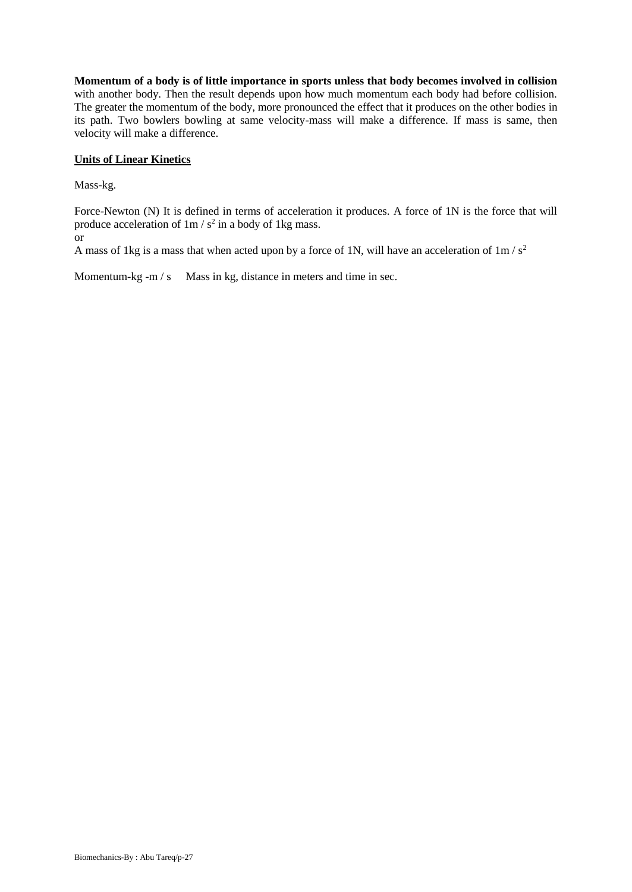**Momentum of a body is of little importance in sports unless that body becomes involved in collision** with another body. Then the result depends upon how much momentum each body had before collision. The greater the momentum of the body, more pronounced the effect that it produces on the other bodies in its path. Two bowlers bowling at same velocity-mass will make a difference. If mass is same, then velocity will make a difference.

**Units of Linear Kinetics**

Mass-kg.

Force-Newton (N) It is defined in terms of acceleration it produces. A force of 1N is the force that will produce acceleration of $1m / s^2$ in a body of 1kg mass.

or

A mass of 1kg is a mass that when acted upon by a force of 1N, will have an acceleration of $1m / s^2$

Momentum-kg -m / s     Mass in kg, distance in meters and time in sec.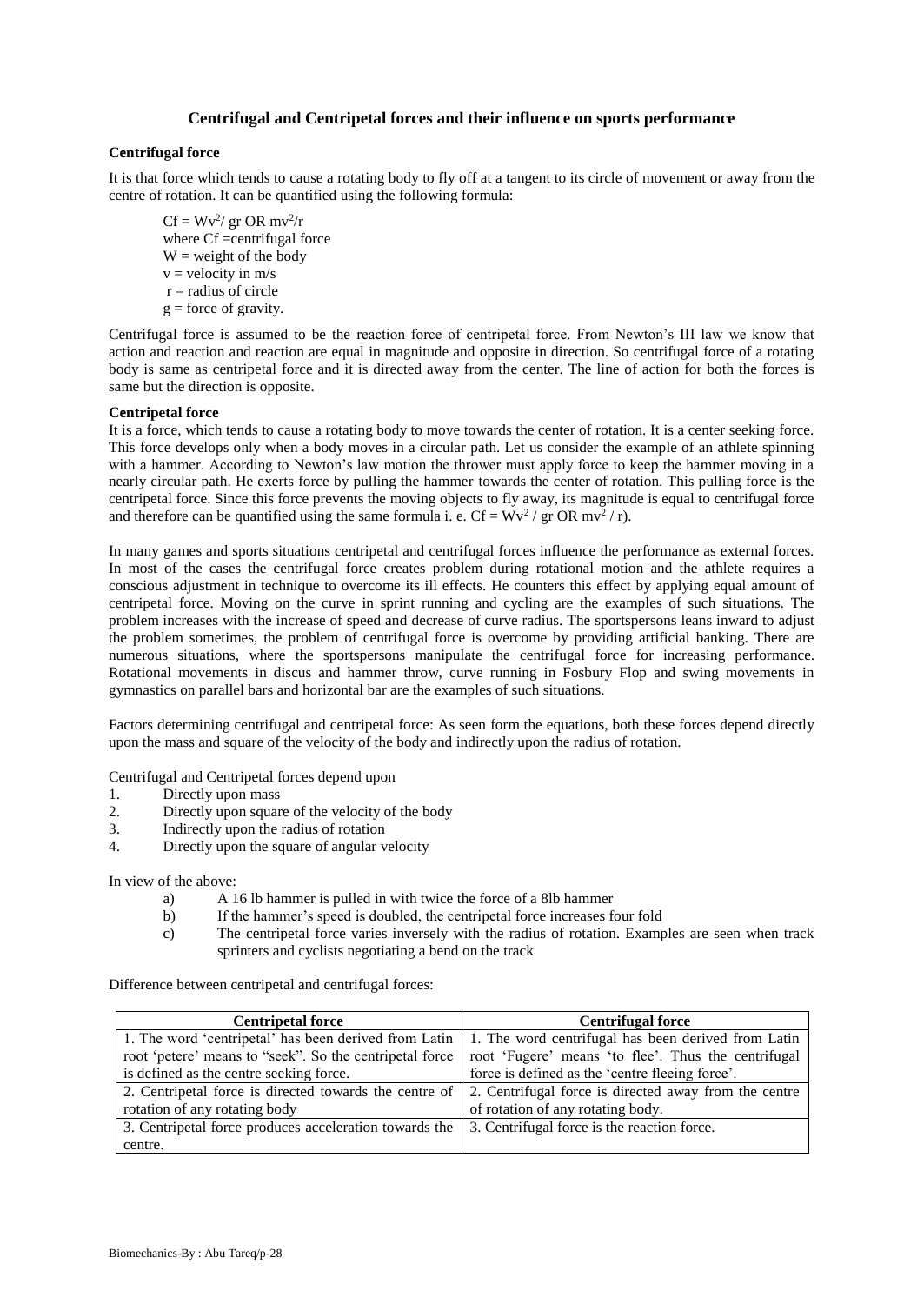## Centrifugal and Centripetal forces and their influence on sports performance

### Centrifugal force

It is that force which tends to cause a rotating body to fly off at a tangent to its circle of movement or away from the centre of rotation. It can be quantified using the following formula:

$Cf = Wv^2/ gr$ OR $mv^2/r$
where Cf =centrifugal force
W = weight of the body
v = velocity in m/s
r = radius of circle
g = force of gravity.

Centrifugal force is assumed to be the reaction force of centripetal force. From Newton's III law we know that action and reaction and reaction are equal in magnitude and opposite in direction. So centrifugal force of a rotating body is same as centripetal force and it is directed away from the center. The line of action for both the forces is same but the direction is opposite.

### Centripetal force

It is a force, which tends to cause a rotating body to move towards the center of rotation. It is a center seeking force. This force develops only when a body moves in a circular path. Let us consider the example of an athlete spinning with a hammer. According to Newton's law motion the thrower must apply force to keep the hammer moving in a nearly circular path. He exerts force by pulling the hammer towards the center of rotation. This pulling force is the centripetal force. Since this force prevents the moving objects to fly away, its magnitude is equal to centrifugal force and therefore can be quantified using the same formula i. e. $Cf = Wv^2 / gr$ OR $mv^2 / r$).

In many games and sports situations centripetal and centrifugal forces influence the performance as external forces. In most of the cases the centrifugal force creates problem during rotational motion and the athlete requires a conscious adjustment in technique to overcome its ill effects. He counters this effect by applying equal amount of centripetal force. Moving on the curve in sprint running and cycling are the examples of such situations. The problem increases with the increase of speed and decrease of curve radius. The sportspersons leans inward to adjust the problem sometimes, the problem of centrifugal force is overcome by providing artificial banking. There are numerous situations, where the sportspersons manipulate the centrifugal force for increasing performance. Rotational movements in discus and hammer throw, curve running in Fosbury Flop and swing movements in gymnastics on parallel bars and horizontal bar are the examples of such situations.

Factors determining centrifugal and centripetal force: As seen form the equations, both these forces depend directly upon the mass and square of the velocity of the body and indirectly upon the radius of rotation.

Centrifugal and Centripetal forces depend upon

1. Directly upon mass
2. Directly upon square of the velocity of the body
3. Indirectly upon the radius of rotation
4. Directly upon the square of angular velocity

In view of the above:

a) A 16 lb hammer is pulled in with twice the force of a 8lb hammer
b) If the hammer's speed is doubled, the centripetal force increases four fold
c) The centripetal force varies inversely with the radius of rotation. Examples are seen when track sprinters and cyclists negotiating a bend on the track

Difference between centripetal and centrifugal forces:

| Centripetal force | Centrifugal force |
|---|---|
| 1. The word 'centripetal' has been derived from Latin root 'petere' means to "seek". So the centripetal force is defined as the centre seeking force. | 1. The word centrifugal has been derived from Latin root 'Fugere' means 'to flee'. Thus the centrifugal force is defined as the 'centre fleeing force'. |
| 2. Centripetal force is directed towards the centre of rotation of any rotating body | 2. Centrifugal force is directed away from the centre of rotation of any rotating body. |
| 3. Centripetal force produces acceleration towards the centre. | 3. Centrifugal force is the reaction force. |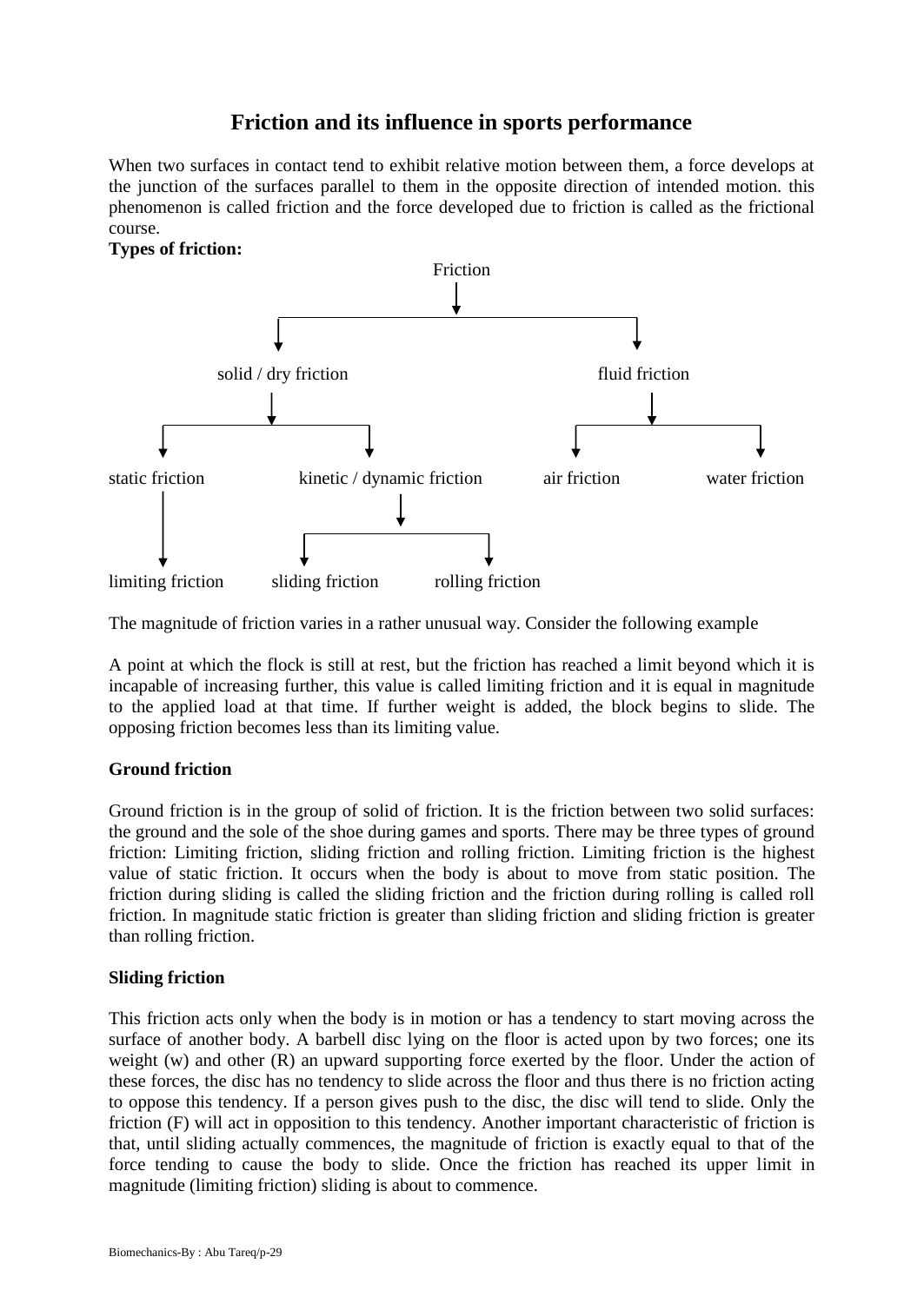## Friction and its influence in sports performance

When two surfaces in contact tend to exhibit relative motion between them, a force develops at the junction of the surfaces parallel to them in the opposite direction of intended motion. this phenomenon is called friction and the force developed due to friction is called as the frictional course.

**Types of friction:**

- Friction
  - solid / dry friction
    - static friction
      - limiting friction
    - kinetic / dynamic friction
      - sliding friction
      - rolling friction
  - fluid friction
    - air friction
    - water friction

The magnitude of friction varies in a rather unusual way. Consider the following example

A point at which the flock is still at rest, but the friction has reached a limit beyond which it is incapable of increasing further, this value is called limiting friction and it is equal in magnitude to the applied load at that time. If further weight is added, the block begins to slide. The opposing friction becomes less than its limiting value.

### Ground friction

Ground friction is in the group of solid of friction. It is the friction between two solid surfaces: the ground and the sole of the shoe during games and sports. There may be three types of ground friction: Limiting friction, sliding friction and rolling friction. Limiting friction is the highest value of static friction. It occurs when the body is about to move from static position. The friction during sliding is called the sliding friction and the friction during rolling is called roll friction. In magnitude static friction is greater than sliding friction and sliding friction is greater than rolling friction.

### Sliding friction

This friction acts only when the body is in motion or has a tendency to start moving across the surface of another body. A barbell disc lying on the floor is acted upon by two forces; one its weight (w) and other (R) an upward supporting force exerted by the floor. Under the action of these forces, the disc has no tendency to slide across the floor and thus there is no friction acting to oppose this tendency. If a person gives push to the disc, the disc will tend to slide. Only the friction (F) will act in opposition to this tendency. Another important characteristic of friction is that, until sliding actually commences, the magnitude of friction is exactly equal to that of the force tending to cause the body to slide. Once the friction has reached its upper limit in magnitude (limiting friction) sliding is about to commence.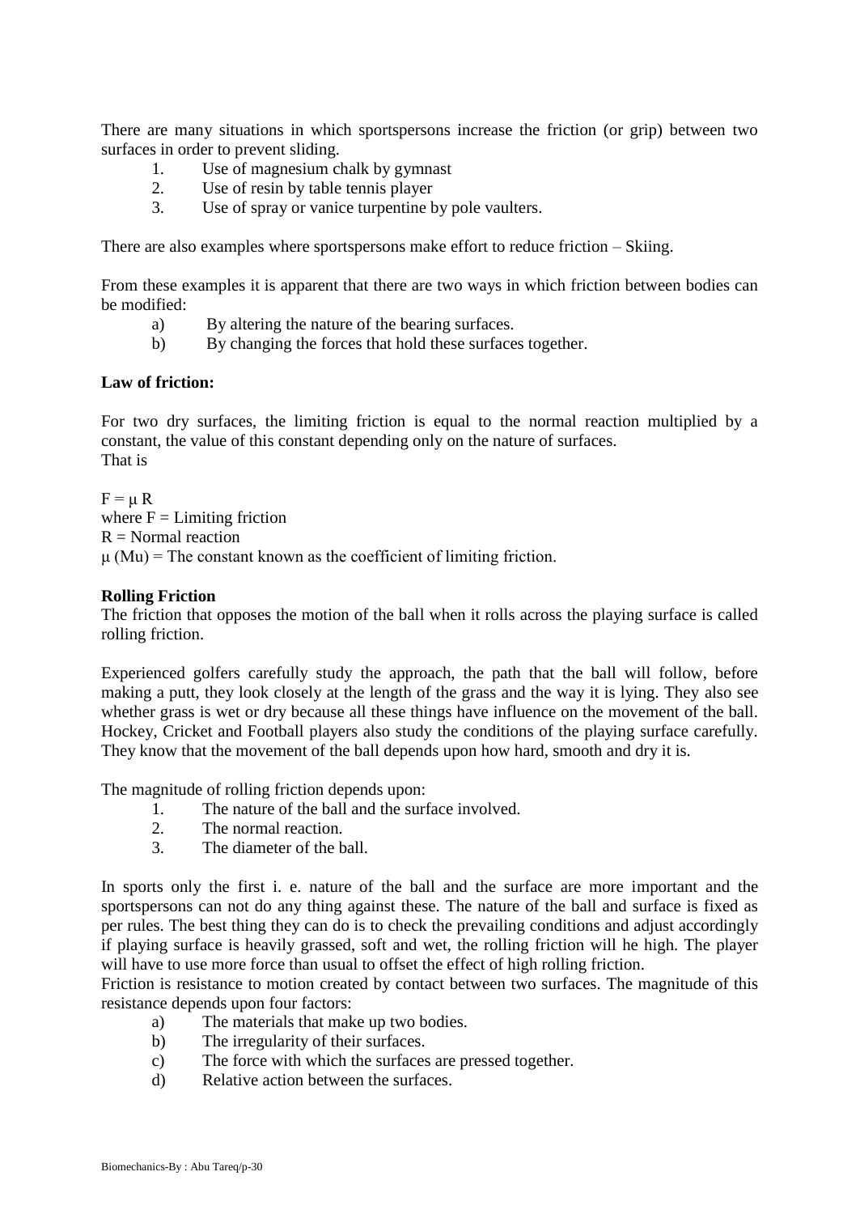There are many situations in which sportspersons increase the friction (or grip) between two surfaces in order to prevent sliding.

1. Use of magnesium chalk by gymnast
2. Use of resin by table tennis player
3. Use of spray or vanice turpentine by pole vaulters.

There are also examples where sportspersons make effort to reduce friction – Skiing.

From these examples it is apparent that there are two ways in which friction between bodies can be modified:

a) By altering the nature of the bearing surfaces.
b) By changing the forces that hold these surfaces together.

**Law of friction:**

For two dry surfaces, the limiting friction is equal to the normal reaction multiplied by a constant, the value of this constant depending only on the nature of surfaces.
That is

$F = \mu R$
where $F$ = Limiting friction
$R$ = Normal reaction
$\mu$ (Mu) = The constant known as the coefficient of limiting friction.

**Rolling Friction**

The friction that opposes the motion of the ball when it rolls across the playing surface is called rolling friction.

Experienced golfers carefully study the approach, the path that the ball will follow, before making a putt, they look closely at the length of the grass and the way it is lying. They also see whether grass is wet or dry because all these things have influence on the movement of the ball. Hockey, Cricket and Football players also study the conditions of the playing surface carefully. They know that the movement of the ball depends upon how hard, smooth and dry it is.

The magnitude of rolling friction depends upon:

1. The nature of the ball and the surface involved.
2. The normal reaction.
3. The diameter of the ball.

In sports only the first i. e. nature of the ball and the surface are more important and the sportspersons can not do any thing against these. The nature of the ball and surface is fixed as per rules. The best thing they can do is to check the prevailing conditions and adjust accordingly if playing surface is heavily grassed, soft and wet, the rolling friction will he high. The player will have to use more force than usual to offset the effect of high rolling friction.
Friction is resistance to motion created by contact between two surfaces. The magnitude of this resistance depends upon four factors:

a) The materials that make up two bodies.
b) The irregularity of their surfaces.
c) The force with which the surfaces are pressed together.
d) Relative action between the surfaces.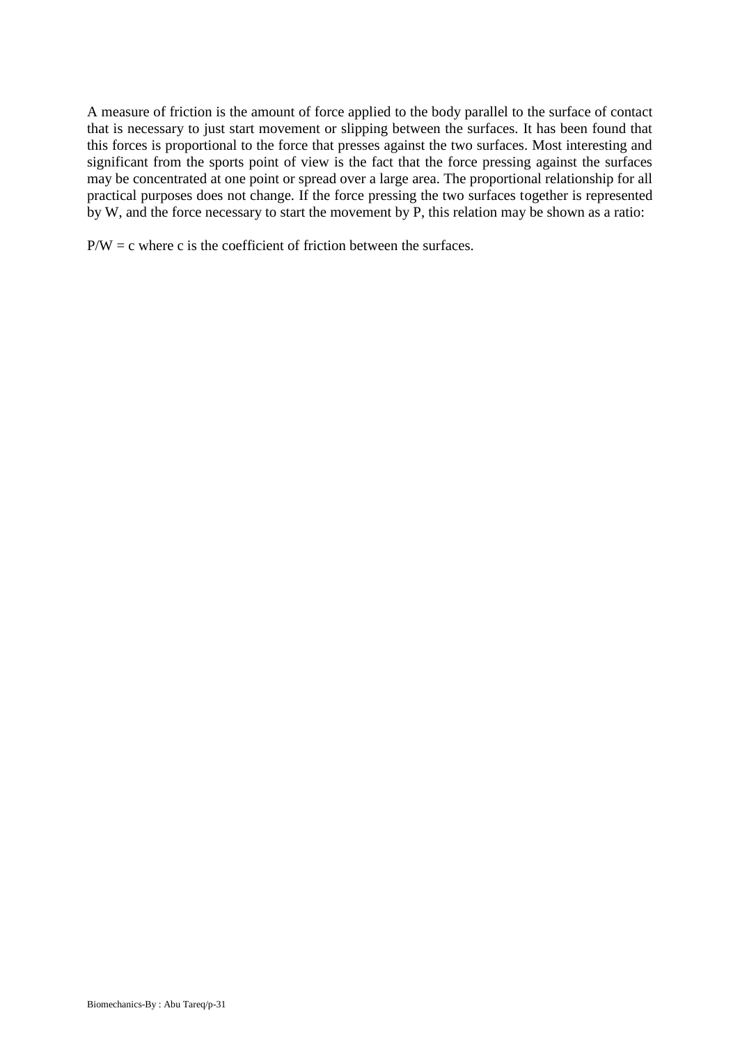A measure of friction is the amount of force applied to the body parallel to the surface of contact that is necessary to just start movement or slipping between the surfaces. It has been found that this forces is proportional to the force that presses against the two surfaces. Most interesting and significant from the sports point of view is the fact that the force pressing against the surfaces may be concentrated at one point or spread over a large area. The proportional relationship for all practical purposes does not change. If the force pressing the two surfaces together is represented by W, and the force necessary to start the movement by P, this relation may be shown as a ratio:

$P/W = c$ where c is the coefficient of friction between the surfaces.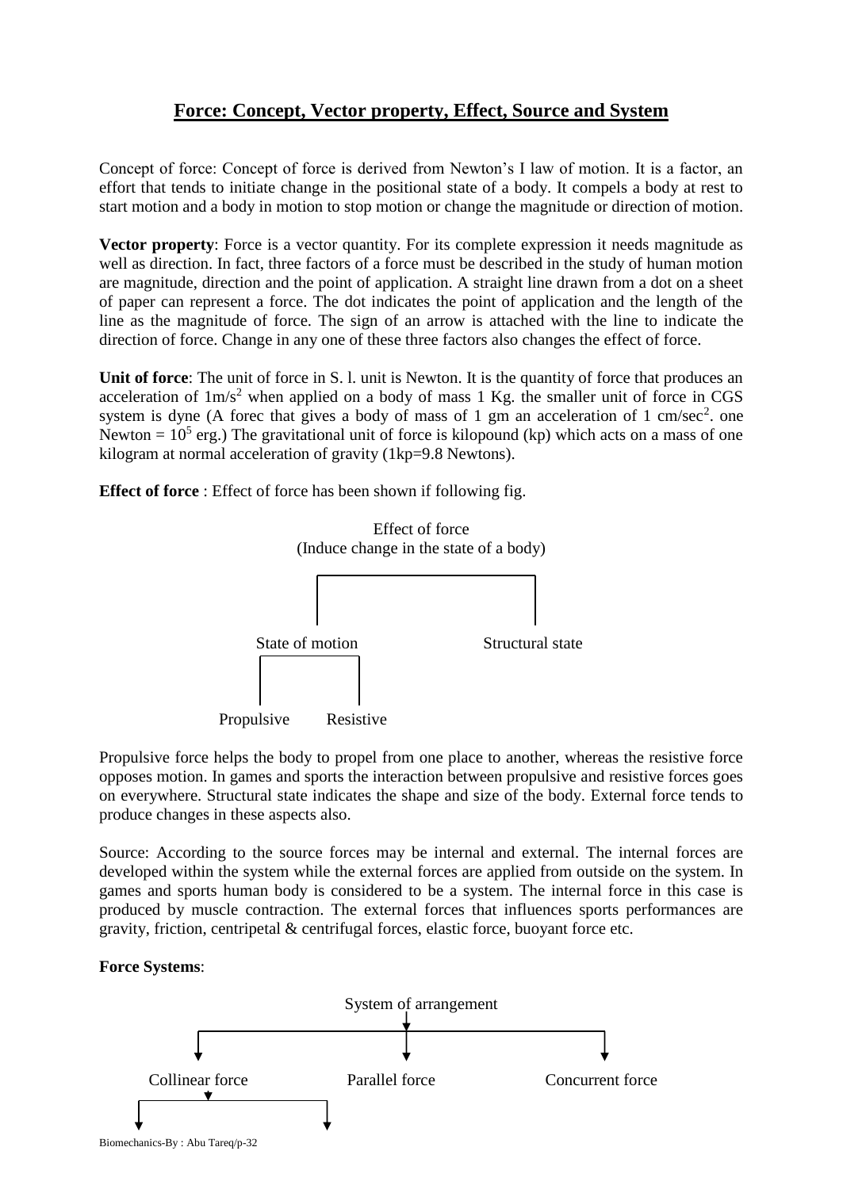## Force: Concept, Vector property, Effect, Source and System

Concept of force: Concept of force is derived from Newton's I law of motion. It is a factor, an effort that tends to initiate change in the positional state of a body. It compels a body at rest to start motion and a body in motion to stop motion or change the magnitude or direction of motion.

**Vector property**: Force is a vector quantity. For its complete expression it needs magnitude as well as direction. In fact, three factors of a force must be described in the study of human motion are magnitude, direction and the point of application. A straight line drawn from a dot on a sheet of paper can represent a force. The dot indicates the point of application and the length of the line as the magnitude of force. The sign of an arrow is attached with the line to indicate the direction of force. Change in any one of these three factors also changes the effect of force.

**Unit of force**: The unit of force in S. l. unit is Newton. It is the quantity of force that produces an acceleration of $1m/s^2$ when applied on a body of mass 1 Kg. the smaller unit of force in CGS system is dyne (A forec that gives a body of mass of 1 gm an acceleration of 1 $cm/sec^2$. one Newton = $10^5$ erg.) The gravitational unit of force is kilopound (kp) which acts on a mass of one kilogram at normal acceleration of gravity (1kp=9.8 Newtons).

**Effect of force** : Effect of force has been shown if following fig.

Effect of force
(Induce change in the state of a body)

- State of motion
  - Propulsive
  - Resistive
- Structural state

Propulsive force helps the body to propel from one place to another, whereas the resistive force opposes motion. In games and sports the interaction between propulsive and resistive forces goes on everywhere. Structural state indicates the shape and size of the body. External force tends to produce changes in these aspects also.

Source: According to the source forces may be internal and external. The internal forces are developed within the system while the external forces are applied from outside on the system. In games and sports human body is considered to be a system. The internal force in this case is produced by muscle contraction. The external forces that influences sports performances are gravity, friction, centripetal & centrifugal forces, elastic force, buoyant force etc.

**Force Systems**:

System of arrangement

- Collinear force
- Parallel force
- Concurrent force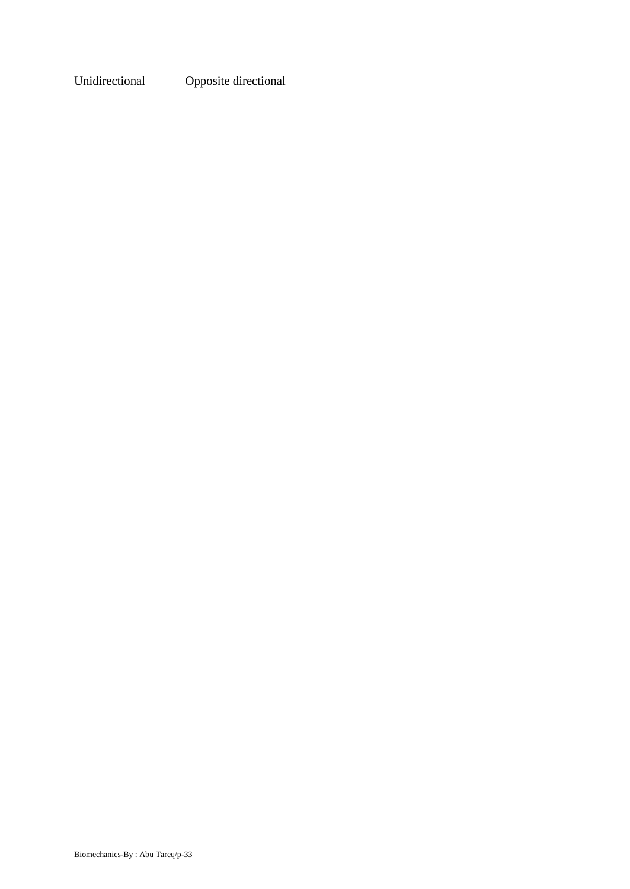Unidirectional Opposite directional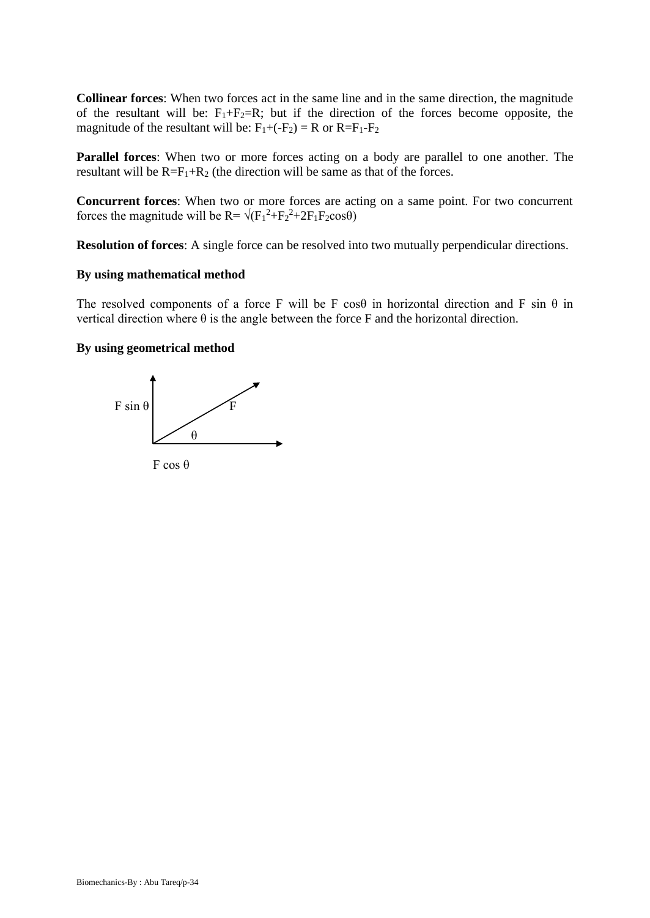**Collinear forces**: When two forces act in the same line and in the same direction, the magnitude of the resultant will be: $F_1+F_2=R$; but if the direction of the forces become opposite, the magnitude of the resultant will be: $F_1+(-F_2) = R$ or $R=F_1-F_2$

**Parallel forces**: When two or more forces acting on a body are parallel to one another. The resultant will be $R=F_1+R_2$ (the direction will be same as that of the forces.

**Concurrent forces**: When two or more forces are acting on a same point. For two concurrent forces the magnitude will be $R= \sqrt{(F_1^2+F_2^2+2F_1F_2\cos\theta)}$

**Resolution of forces**: A single force can be resolved into two mutually perpendicular directions.

**By using mathematical method**

The resolved components of a force F will be $F \cos\theta$ in horizontal direction and $F \sin \theta$ in vertical direction where $\theta$ is the angle between the force F and the horizontal direction.

**By using geometrical method**

F sin θ

F

θ

F cos θ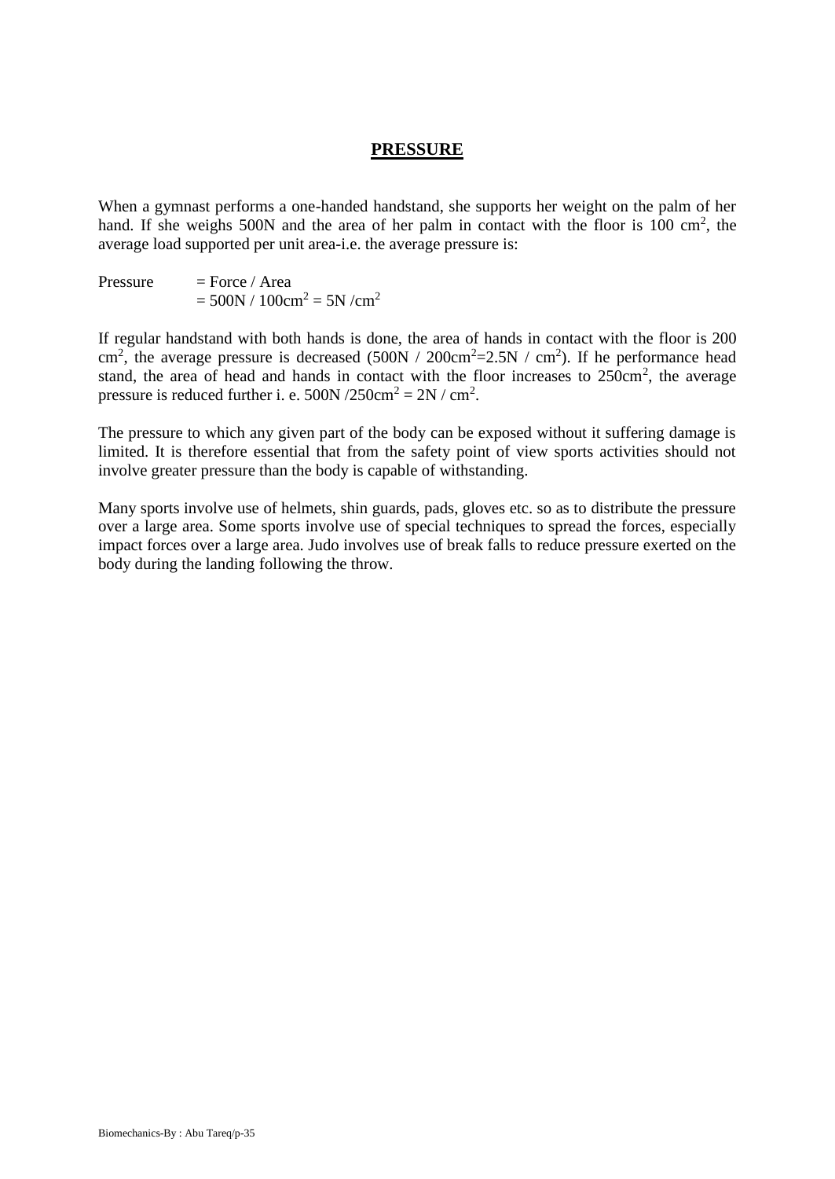# PRESSURE

When a gymnast performs a one-handed handstand, she supports her weight on the palm of her hand. If she weighs 500N and the area of her palm in contact with the floor is 100 $cm^2$, the average load supported per unit area-i.e. the average pressure is:

Pressure = Force / Area
= $500N / 100cm^2 = 5N /cm^2$

If regular handstand with both hands is done, the area of hands in contact with the floor is 200 $cm^2$, the average pressure is decreased ($500N / 200cm^2 = 2.5N / cm^2$). If he performance head stand, the area of head and hands in contact with the floor increases to $250cm^2$, the average pressure is reduced further i. e. $500N /250cm^2 = 2N / cm^2$.

The pressure to which any given part of the body can be exposed without it suffering damage is limited. It is therefore essential that from the safety point of view sports activities should not involve greater pressure than the body is capable of withstanding.

Many sports involve use of helmets, shin guards, pads, gloves etc. so as to distribute the pressure over a large area. Some sports involve use of special techniques to spread the forces, especially impact forces over a large area. Judo involves use of break falls to reduce pressure exerted on the body during the landing following the throw.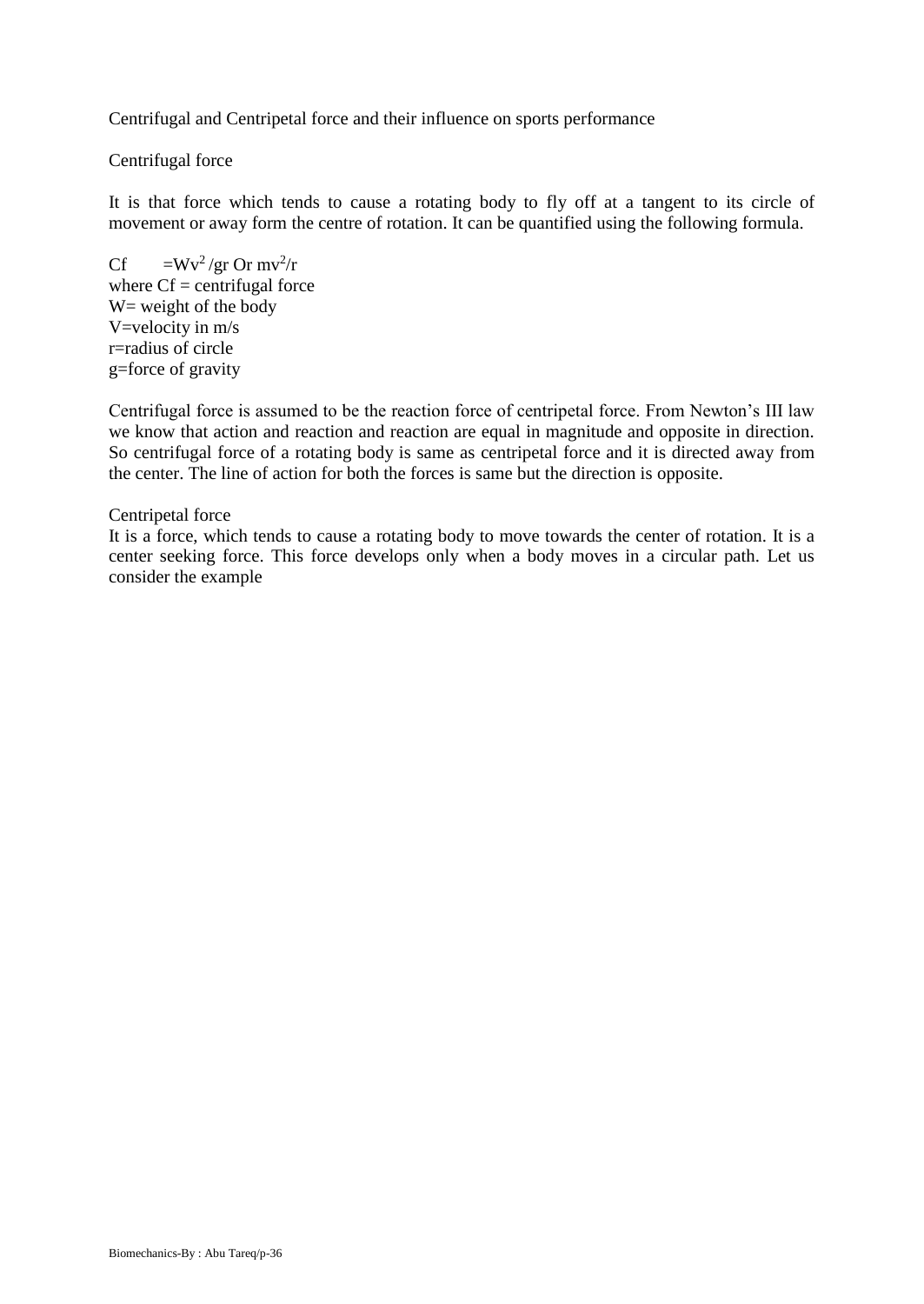## Centrifugal and Centripetal force and their influence on sports performance

### Centrifugal force

It is that force which tends to cause a rotating body to fly off at a tangent to its circle of movement or away form the centre of rotation. It can be quantified using the following formula.

Cf $= Wv^2/gr$ Or $mv^2/r$
where Cf = centrifugal force
W= weight of the body
V=velocity in m/s
r=radius of circle
g=force of gravity

Centrifugal force is assumed to be the reaction force of centripetal force. From Newton's III law we know that action and reaction and reaction are equal in magnitude and opposite in direction. So centrifugal force of a rotating body is same as centripetal force and it is directed away from the center. The line of action for both the forces is same but the direction is opposite.

### Centripetal force

It is a force, which tends to cause a rotating body to move towards the center of rotation. It is a center seeking force. This force develops only when a body moves in a circular path. Let us consider the example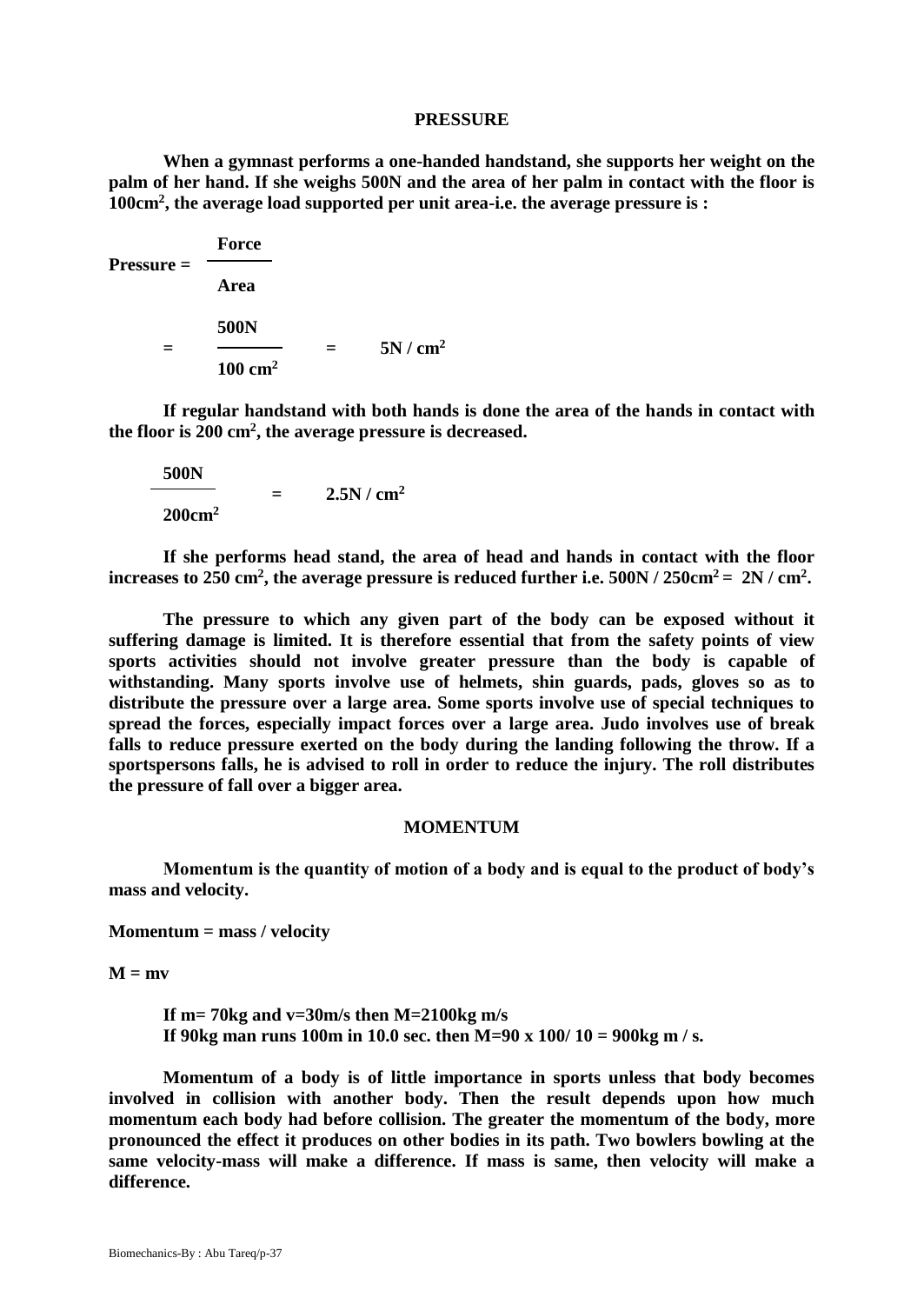## PRESSURE

**When a gymnast performs a one-handed handstand, she supports her weight on the palm of her hand. If she weighs 500N and the area of her palm in contact with the floor is 100cm$^2$, the average load supported per unit area-i.e. the average pressure is :**

$$\text{Pressure} = \frac{\text{Force}}{\text{Area}}$$

$$= \frac{500\text{N}}{100\ \text{cm}^2} = 5\text{N} / \text{cm}^2$$

**If regular handstand with both hands is done the area of the hands in contact with the floor is 200 cm$^2$, the average pressure is decreased.**

$$\frac{500\text{N}}{200\text{cm}^2} = 2.5\text{N} / \text{cm}^2$$

**If she performs head stand, the area of head and hands in contact with the floor increases to 250 cm$^2$, the average pressure is reduced further i.e. 500N / 250cm$^2$ = 2N / cm$^2$.**

**The pressure to which any given part of the body can be exposed without it suffering damage is limited. It is therefore essential that from the safety points of view sports activities should not involve greater pressure than the body is capable of withstanding. Many sports involve use of helmets, shin guards, pads, gloves so as to distribute the pressure over a large area. Some sports involve use of special techniques to spread the forces, especially impact forces over a large area. Judo involves use of break falls to reduce pressure exerted on the body during the landing following the throw. If a sportspersons falls, he is advised to roll in order to reduce the injury. The roll distributes the pressure of fall over a bigger area.**

## MOMENTUM

**Momentum is the quantity of motion of a body and is equal to the product of body's mass and velocity.**

**Momentum = mass / velocity**

**$M = mv$**

**If m= 70kg and v=30m/s then M=2100kg m/s**
**If 90kg man runs 100m in 10.0 sec. then M=90 x 100/ 10 = 900kg m / s.**

**Momentum of a body is of little importance in sports unless that body becomes involved in collision with another body. Then the result depends upon how much momentum each body had before collision. The greater the momentum of the body, more pronounced the effect it produces on other bodies in its path. Two bowlers bowling at the same velocity-mass will make a difference. If mass is same, then velocity will make a difference.**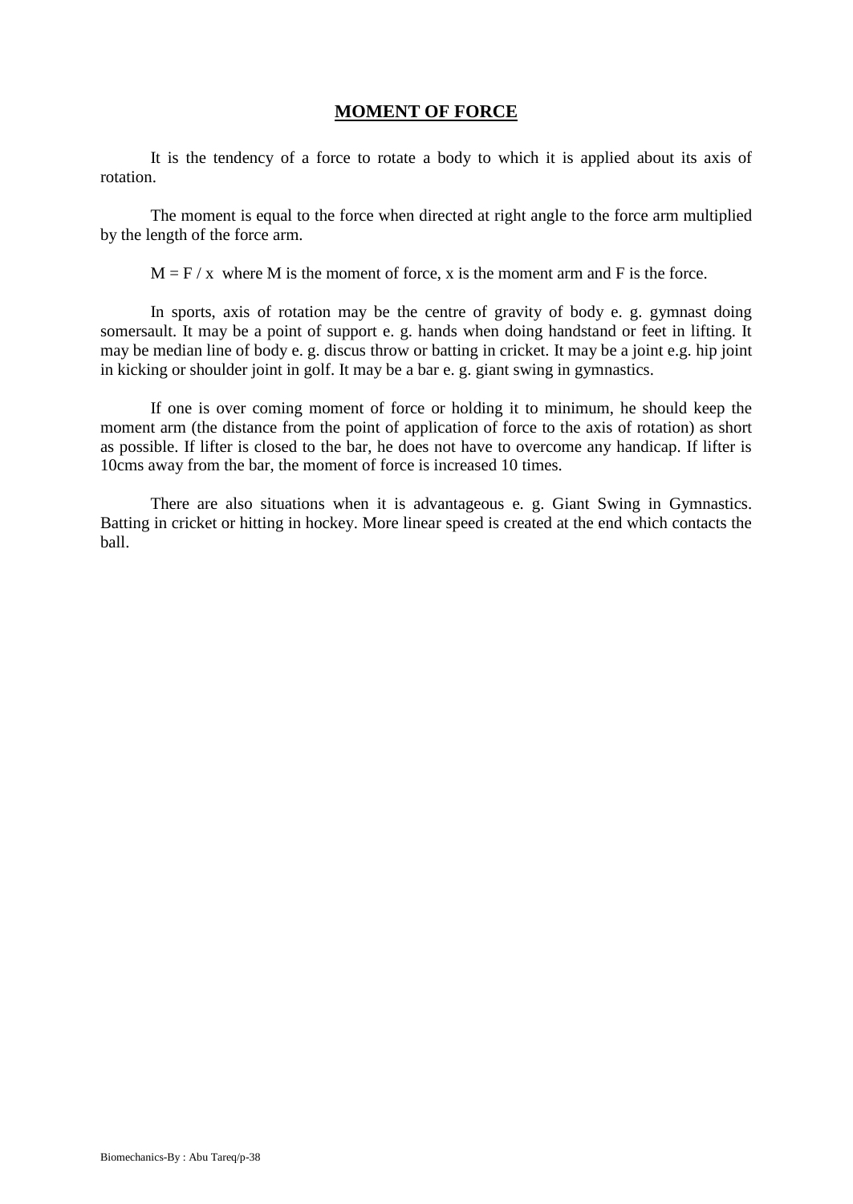## MOMENT OF FORCE

It is the tendency of a force to rotate a body to which it is applied about its axis of rotation.

The moment is equal to the force when directed at right angle to the force arm multiplied by the length of the force arm.

$M = F / x$ where M is the moment of force, x is the moment arm and F is the force.

In sports, axis of rotation may be the centre of gravity of body e. g. gymnast doing somersault. It may be a point of support e. g. hands when doing handstand or feet in lifting. It may be median line of body e. g. discus throw or batting in cricket. It may be a joint e.g. hip joint in kicking or shoulder joint in golf. It may be a bar e. g. giant swing in gymnastics.

If one is over coming moment of force or holding it to minimum, he should keep the moment arm (the distance from the point of application of force to the axis of rotation) as short as possible. If lifter is closed to the bar, he does not have to overcome any handicap. If lifter is 10cms away from the bar, the moment of force is increased 10 times.

There are also situations when it is advantageous e. g. Giant Swing in Gymnastics. Batting in cricket or hitting in hockey. More linear speed is created at the end which contacts the ball.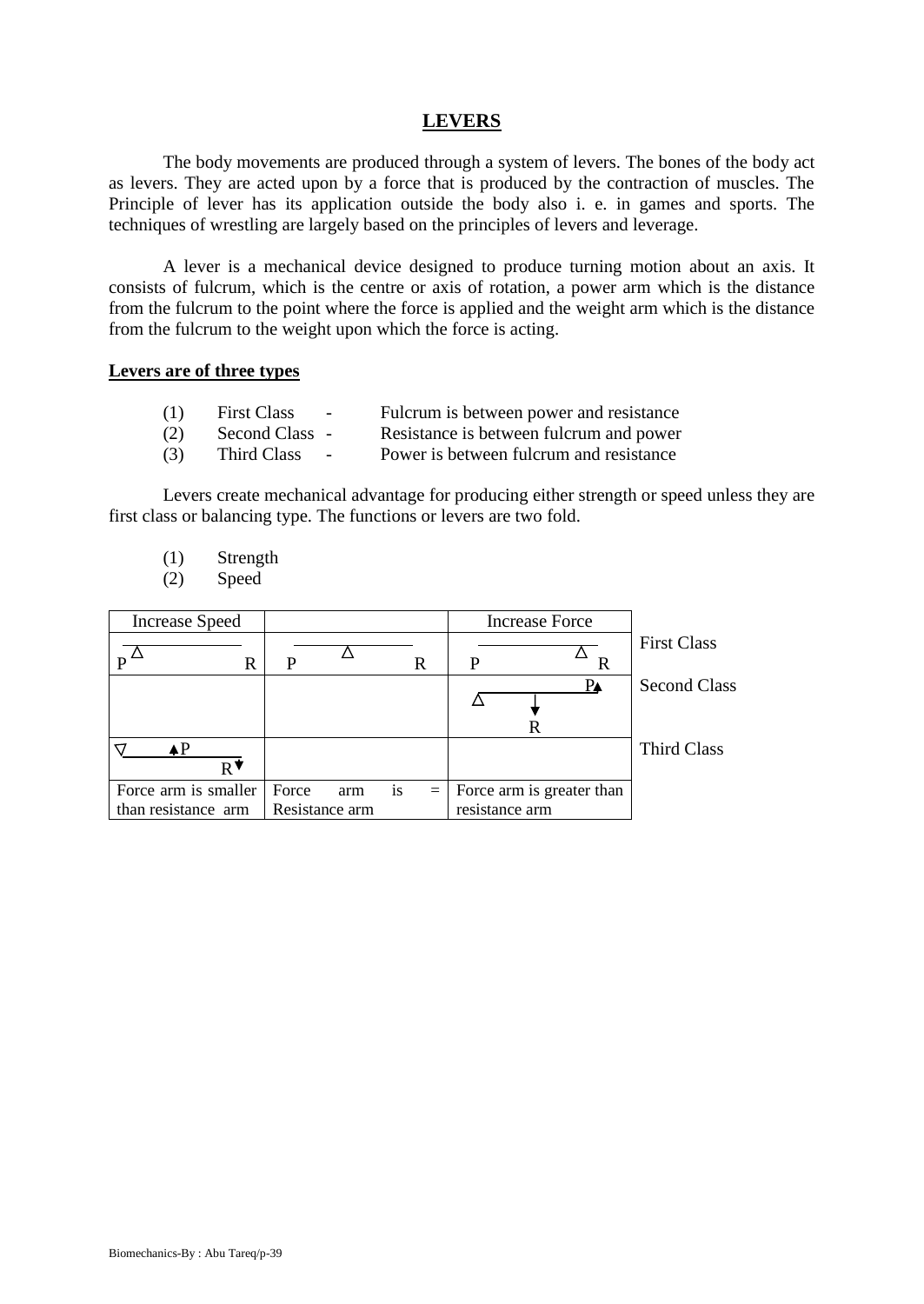# LEVERS

The body movements are produced through a system of levers. The bones of the body act as levers. They are acted upon by a force that is produced by the contraction of muscles. The Principle of lever has its application outside the body also i. e. in games and sports. The techniques of wrestling are largely based on the principles of levers and leverage.

A lever is a mechanical device designed to produce turning motion about an axis. It consists of fulcrum, which is the centre or axis of rotation, a power arm which is the distance from the fulcrum to the point where the force is applied and the weight arm which is the distance from the fulcrum to the weight upon which the force is acting.

**Levers are of three types**

(1) First Class - Fulcrum is between power and resistance
(2) Second Class - Resistance is between fulcrum and power
(3) Third Class - Power is between fulcrum and resistance

Levers create mechanical advantage for producing either strength or speed unless they are first class or balancing type. The functions or levers are two fold.

(1) Strength
(2) Speed

| Increase Speed | | Increase Force | |
|---|---|---|---|
| P △ R | P △ R | P △ R | First Class |
| | | △ ↓R P▲ | Second Class |
| ▽ ▲P R▼ | | | Third Class |
| Force arm is smaller than resistance arm | Force arm is = Resistance arm | Force arm is greater than resistance arm | |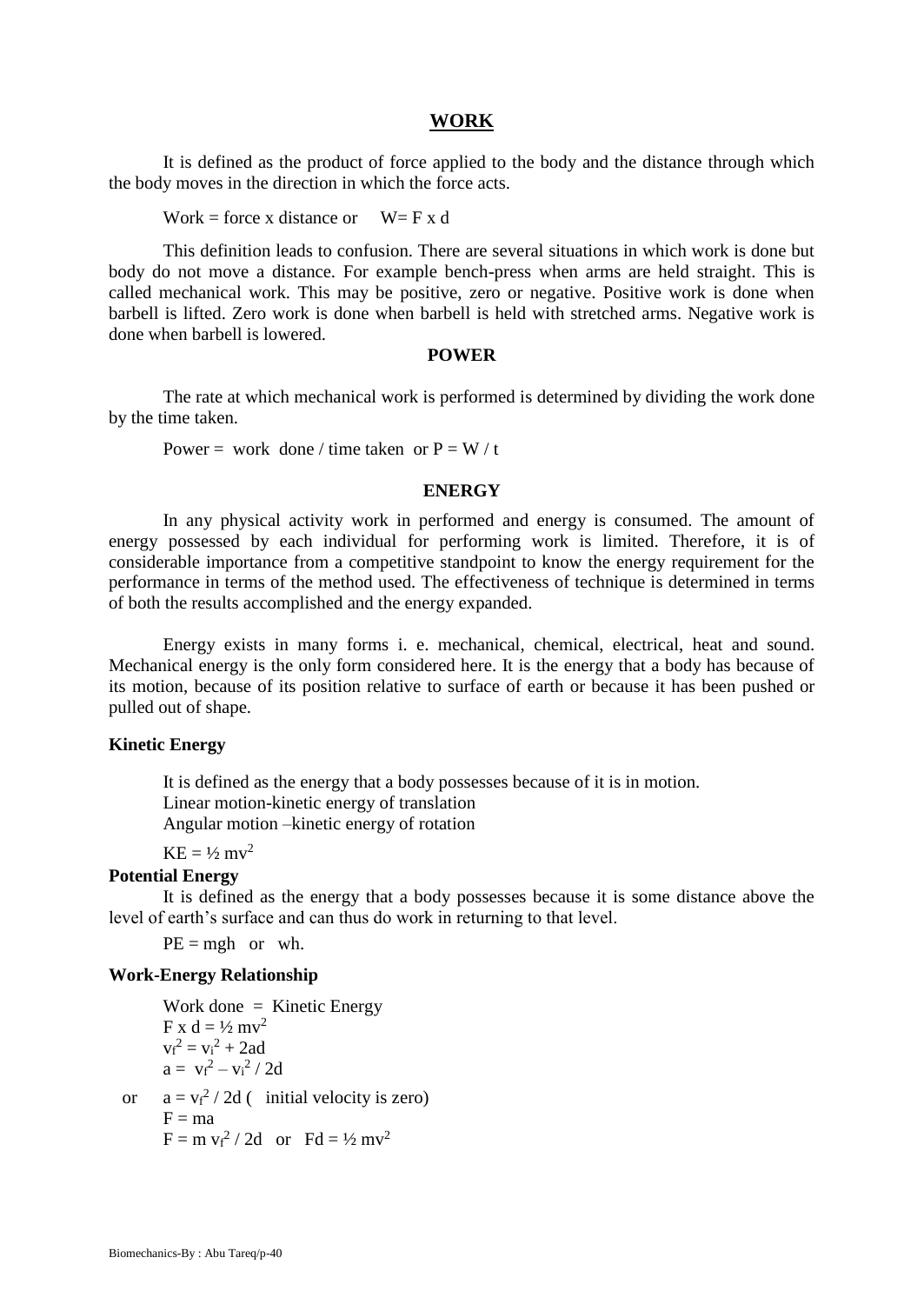## WORK

It is defined as the product of force applied to the body and the distance through which the body moves in the direction in which the force acts.

Work = force x distance or $W = F \times d$

This definition leads to confusion. There are several situations in which work is done but body do not move a distance. For example bench-press when arms are held straight. This is called mechanical work. This may be positive, zero or negative. Positive work is done when barbell is lifted. Zero work is done when barbell is held with stretched arms. Negative work is done when barbell is lowered.

## POWER

The rate at which mechanical work is performed is determined by dividing the work done by the time taken.

Power = work done / time taken or $P = W / t$

## ENERGY

In any physical activity work in performed and energy is consumed. The amount of energy possessed by each individual for performing work is limited. Therefore, it is of considerable importance from a competitive standpoint to know the energy requirement for the performance in terms of the method used. The effectiveness of technique is determined in terms of both the results accomplished and the energy expanded.

Energy exists in many forms i. e. mechanical, chemical, electrical, heat and sound. Mechanical energy is the only form considered here. It is the energy that a body has because of its motion, because of its position relative to surface of earth or because it has been pushed or pulled out of shape.

### Kinetic Energy

It is defined as the energy that a body possesses because of it is in motion.
Linear motion-kinetic energy of translation
Angular motion –kinetic energy of rotation

$KE = \frac{1}{2} mv^2$

### Potential Energy

It is defined as the energy that a body possesses because it is some distance above the level of earth's surface and can thus do work in returning to that level.

$PE = mgh$ or $wh$.

### Work-Energy Relationship

Work done = Kinetic Energy

$F \times d = \frac{1}{2} mv^2$

$v_f^2 = v_i^2 + 2ad$

$a = v_f^2 - v_i^2 / 2d$

or $a = v_f^2 / 2d$ ( initial velocity is zero)

$F = ma$

$F = m\, v_f^2 / 2d$ or $Fd = \frac{1}{2} mv^2$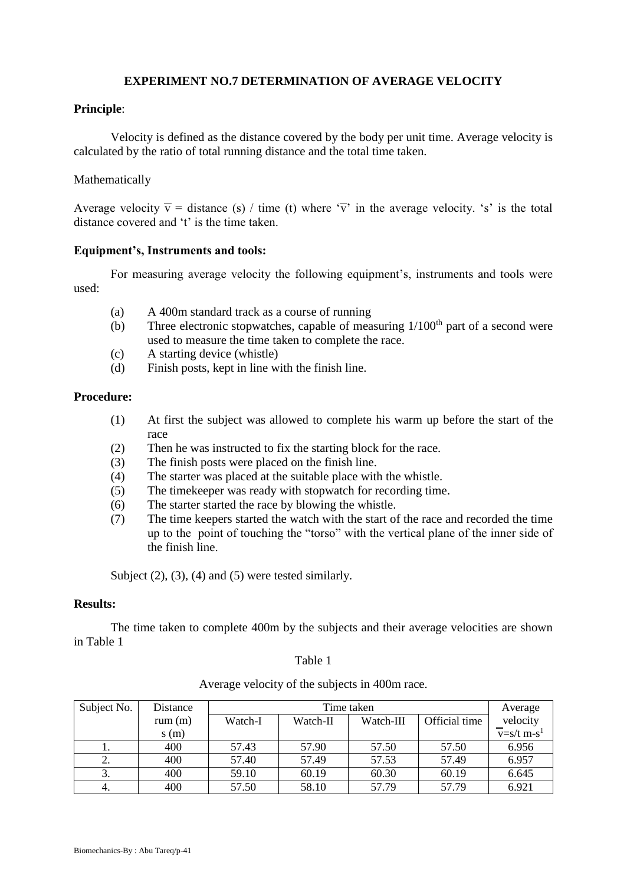### EXPERIMENT NO.7 DETERMINATION OF AVERAGE VELOCITY

**Principle**:

Velocity is defined as the distance covered by the body per unit time. Average velocity is calculated by the ratio of total running distance and the total time taken.

Mathematically

Average velocity $\overline{v}$ = distance (s) / time (t) where '$\overline{v}$' in the average velocity. 's' is the total distance covered and 't' is the time taken.

**Equipment's, Instruments and tools:**

For measuring average velocity the following equipment's, instruments and tools were used:

- (a) A 400m standard track as a course of running
- (b) Three electronic stopwatches, capable of measuring 1/100$^{th}$ part of a second were used to measure the time taken to complete the race.
- (c) A starting device (whistle)
- (d) Finish posts, kept in line with the finish line.

**Procedure:**

1. At first the subject was allowed to complete his warm up before the start of the race
2. Then he was instructed to fix the starting block for the race.
3. The finish posts were placed on the finish line.
4. The starter was placed at the suitable place with the whistle.
5. The timekeeper was ready with stopwatch for recording time.
6. The starter started the race by blowing the whistle.
7. The time keepers started the watch with the start of the race and recorded the time up to the point of touching the "torso" with the vertical plane of the inner side of the finish line.

Subject (2), (3), (4) and (5) were tested similarly.

**Results:**

The time taken to complete 400m by the subjects and their average velocities are shown in Table 1

Table 1

Average velocity of the subjects in 400m race.

| Subject No. | Distance rum (m) s (m) | Time taken | | | | Average velocity $\overline{v}$=s/t m-s$^{1}$ |
|---|---|---|---|---|---|---|
| | | Watch-I | Watch-II | Watch-III | Official time | |
| 1. | 400 | 57.43 | 57.90 | 57.50 | 57.50 | 6.956 |
| 2. | 400 | 57.40 | 57.49 | 57.53 | 57.49 | 6.957 |
| 3. | 400 | 59.10 | 60.19 | 60.30 | 60.19 | 6.645 |
| 4. | 400 | 57.50 | 58.10 | 57.79 | 57.79 | 6.921 |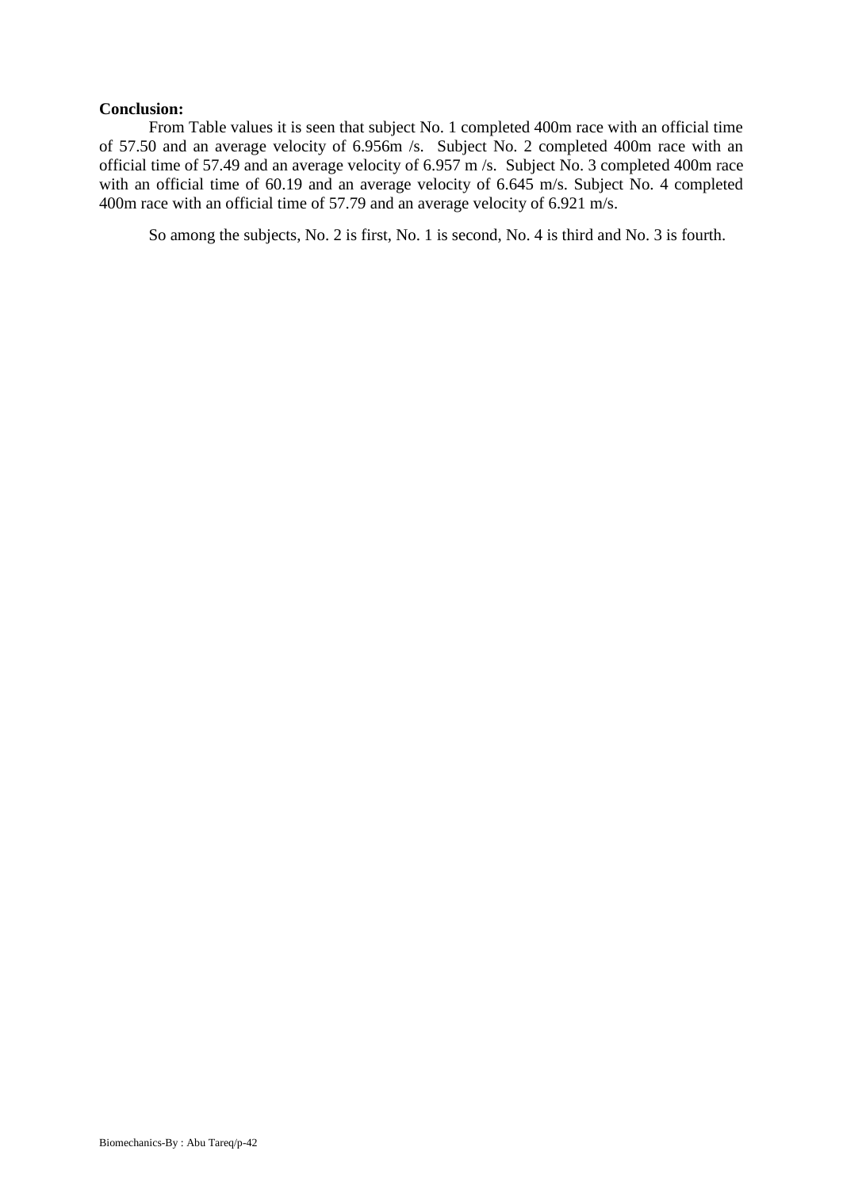**Conclusion:**

From Table values it is seen that subject No. 1 completed 400m race with an official time of 57.50 and an average velocity of 6.956m /s. Subject No. 2 completed 400m race with an official time of 57.49 and an average velocity of 6.957 m /s. Subject No. 3 completed 400m race with an official time of 60.19 and an average velocity of 6.645 m/s. Subject No. 4 completed 400m race with an official time of 57.79 and an average velocity of 6.921 m/s.

So among the subjects, No. 2 is first, No. 1 is second, No. 4 is third and No. 3 is fourth.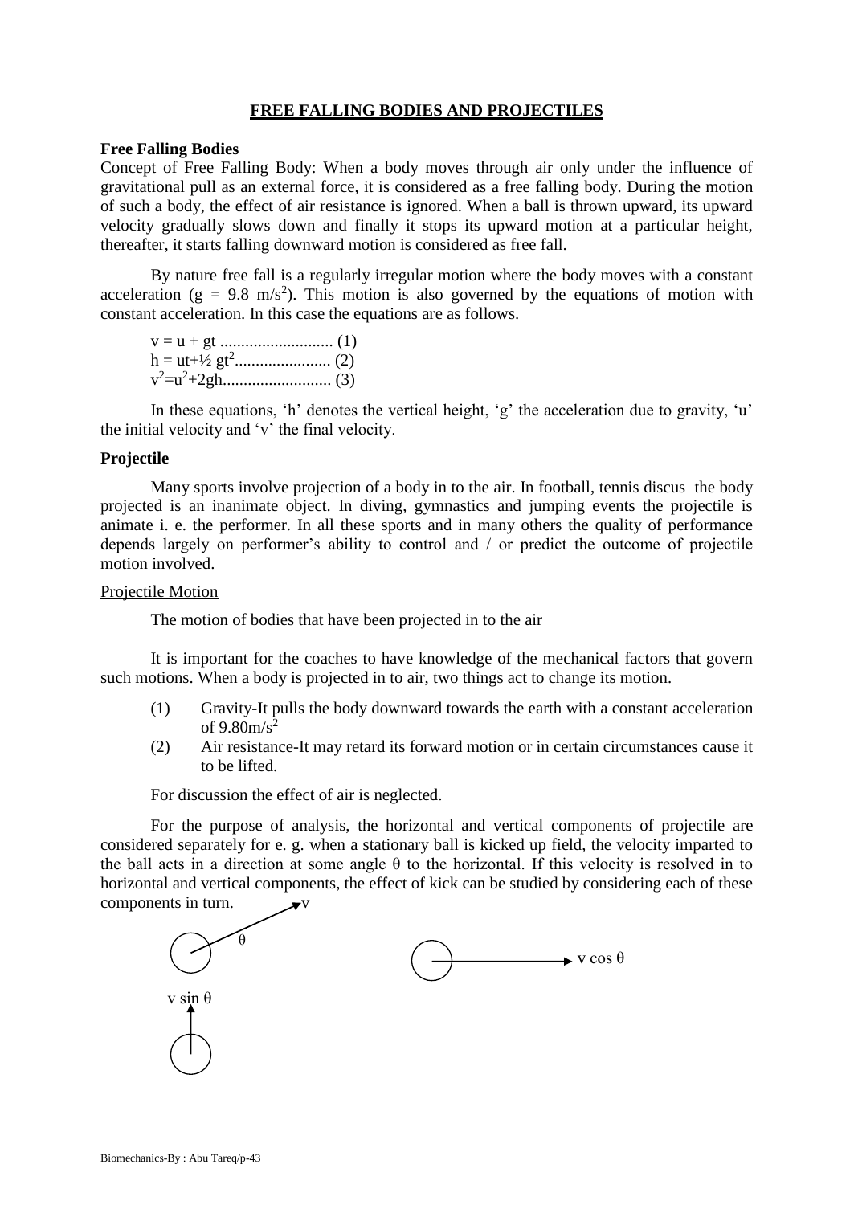# FREE FALLING BODIES AND PROJECTILES

## Free Falling Bodies

Concept of Free Falling Body: When a body moves through air only under the influence of gravitational pull as an external force, it is considered as a free falling body. During the motion of such a body, the effect of air resistance is ignored. When a ball is thrown upward, its upward velocity gradually slows down and finally it stops its upward motion at a particular height, thereafter, it starts falling downward motion is considered as free fall.

By nature free fall is a regularly irregular motion where the body moves with a constant acceleration ($g = 9.8 \text{ m/s}^2$). This motion is also governed by the equations of motion with constant acceleration. In this case the equations are as follows.

$v = u + gt$ ........................... (1)
$h = ut+½ gt^2$....................... (2)
$v^2=u^2+2gh$.......................... (3)

In these equations, 'h' denotes the vertical height, 'g' the acceleration due to gravity, 'u' the initial velocity and 'v' the final velocity.

## Projectile

Many sports involve projection of a body in to the air. In football, tennis discus the body projected is an inanimate object. In diving, gymnastics and jumping events the projectile is animate i. e. the performer. In all these sports and in many others the quality of performance depends largely on performer's ability to control and / or predict the outcome of projectile motion involved.

### Projectile Motion

The motion of bodies that have been projected in to the air

It is important for the coaches to have knowledge of the mechanical factors that govern such motions. When a body is projected in to air, two things act to change its motion.

(1) Gravity-It pulls the body downward towards the earth with a constant acceleration of $9.80\text{m/s}^2$
(2) Air resistance-It may retard its forward motion or in certain circumstances cause it to be lifted.

For discussion the effect of air is neglected.

For the purpose of analysis, the horizontal and vertical components of projectile are considered separately for e. g. when a stationary ball is kicked up field, the velocity imparted to the ball acts in a direction at some angle θ to the horizontal. If this velocity is resolved in to horizontal and vertical components, the effect of kick can be studied by considering each of these components in turn.

v

θ

$v \cos \theta$

$v \sin \theta$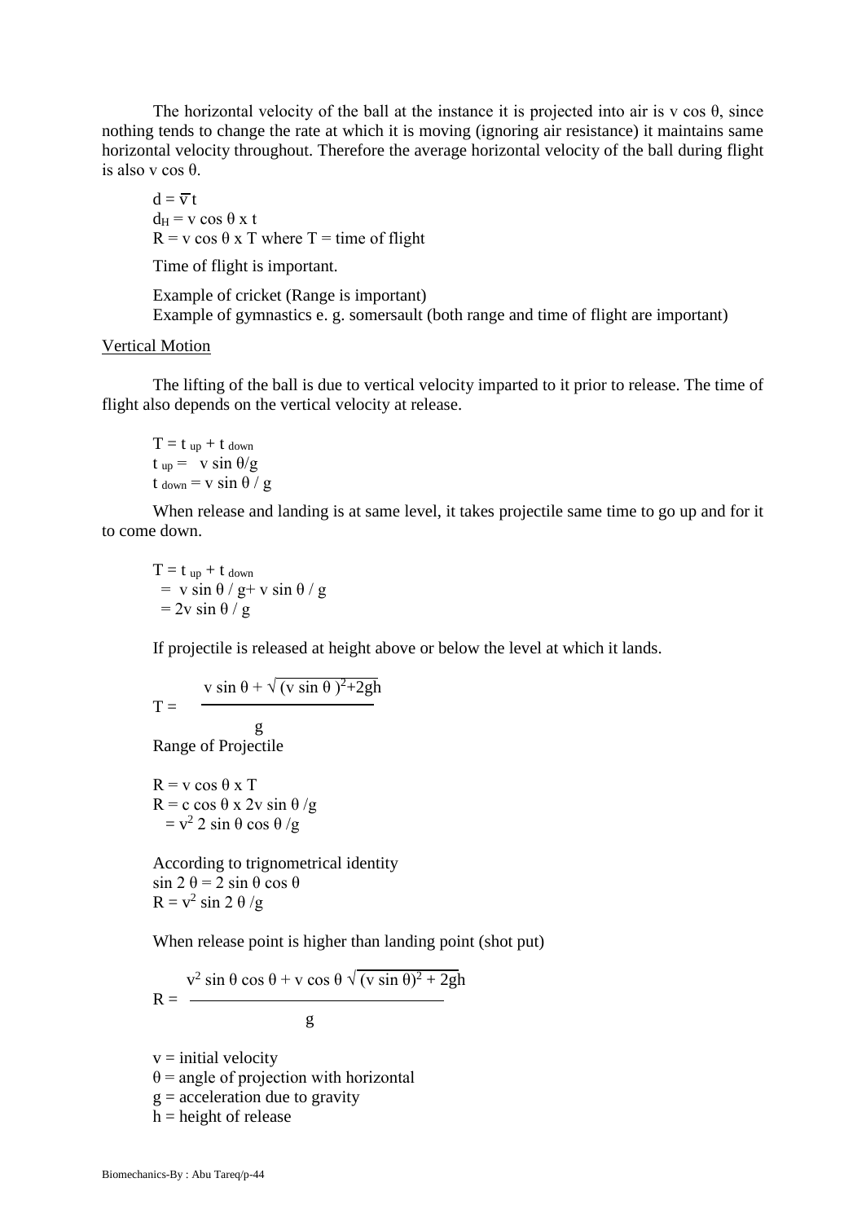The horizontal velocity of the ball at the instance it is projected into air is v cos θ, since nothing tends to change the rate at which it is moving (ignoring air resistance) it maintains same horizontal velocity throughout. Therefore the average horizontal velocity of the ball during flight is also v cos θ.

$d = \overline{v}\, t$
$d_H = v \cos \theta \times t$
$R = v \cos \theta \times T$ where T = time of flight

Time of flight is important.

Example of cricket (Range is important)
Example of gymnastics e. g. somersault (both range and time of flight are important)

## Vertical Motion

The lifting of the ball is due to vertical velocity imparted to it prior to release. The time of flight also depends on the vertical velocity at release.

$T = t_{up} + t_{down}$
$t_{up} = v \sin \theta / g$
$t_{down} = v \sin \theta / g$

When release and landing is at same level, it takes projectile same time to go up and for it to come down.

$T = t_{up} + t_{down}$
$= v \sin \theta / g + v \sin \theta / g$
$= 2v \sin \theta / g$

If projectile is released at height above or below the level at which it lands.

$$T = \frac{v \sin \theta + \sqrt{(v \sin \theta)^2 + 2gh}}{g}$$

Range of Projectile

$R = v \cos \theta \times T$
$R = c \cos \theta \times 2v \sin \theta / g$
$= v^2\, 2 \sin \theta \cos \theta / g$

According to trignometrical identity
$\sin 2\theta = 2 \sin \theta \cos \theta$
$R = v^2 \sin 2\theta / g$

When release point is higher than landing point (shot put)

$$R = \frac{v^2 \sin \theta \cos \theta + v \cos \theta \sqrt{(v \sin \theta)^2 + 2gh}}{g}$$

v = initial velocity
θ = angle of projection with horizontal
g = acceleration due to gravity
h = height of release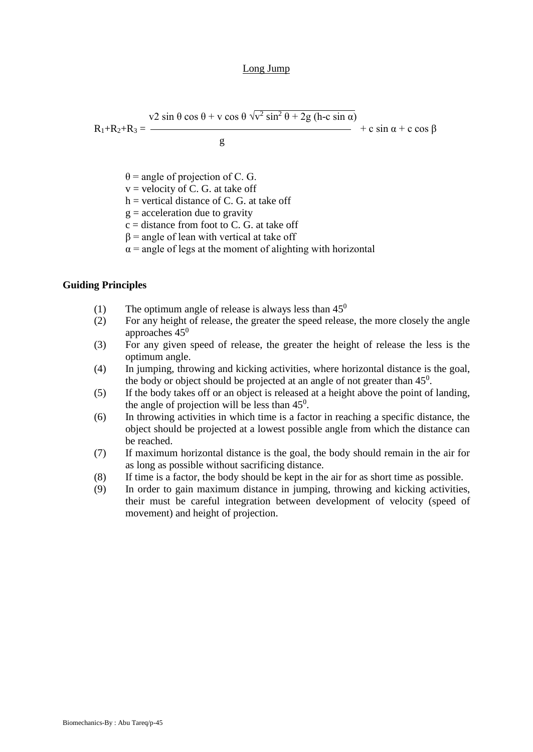## Long Jump

$$R_1+R_2+R_3 = \frac{v2 \sin\theta \cos\theta + v \cos\theta \sqrt{v^2 \sin^2\theta + 2g\,(h - c \sin\alpha)}}{g} + c \sin\alpha + c \cos\beta$$

$\theta$ = angle of projection of C. G.  
$v$ = velocity of C. G. at take off  
$h$ = vertical distance of C. G. at take off  
$g$ = acceleration due to gravity  
$c$ = distance from foot to C. G. at take off  
$\beta$ = angle of lean with vertical at take off  
$\alpha$ = angle of legs at the moment of alighting with horizontal

**Guiding Principles**

(1) The optimum angle of release is always less than $45^0$

(2) For any height of release, the greater the speed release, the more closely the angle approaches $45^0$

(3) For any given speed of release, the greater the height of release the less is the optimum angle.

(4) In jumping, throwing and kicking activities, where horizontal distance is the goal, the body or object should be projected at an angle of not greater than $45^0$.

(5) If the body takes off or an object is released at a height above the point of landing, the angle of projection will be less than $45^0$.

(6) In throwing activities in which time is a factor in reaching a specific distance, the object should be projected at a lowest possible angle from which the distance can be reached.

(7) If maximum horizontal distance is the goal, the body should remain in the air for as long as possible without sacrificing distance.

(8) If time is a factor, the body should be kept in the air for as short time as possible.

(9) In order to gain maximum distance in jumping, throwing and kicking activities, their must be careful integration between development of velocity (speed of movement) and height of projection.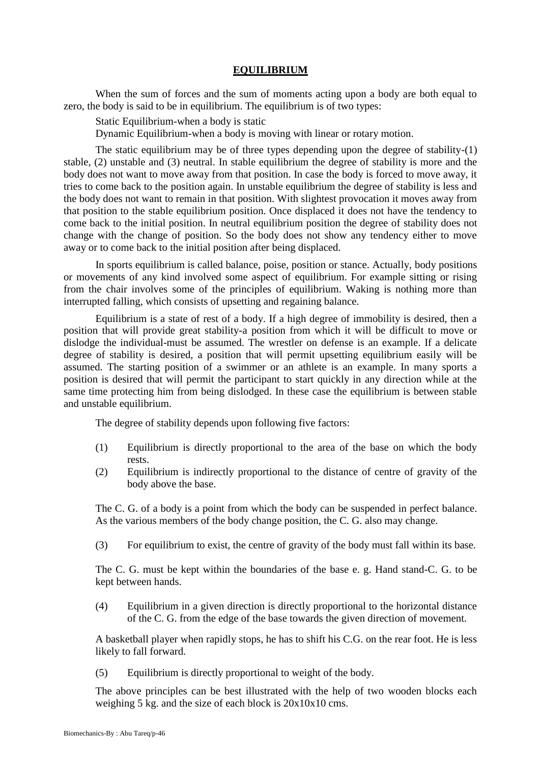# EQUILIBRIUM

When the sum of forces and the sum of moments acting upon a body are both equal to zero, the body is said to be in equilibrium. The equilibrium is of two types:

Static Equilibrium-when a body is static

Dynamic Equilibrium-when a body is moving with linear or rotary motion.

The static equilibrium may be of three types depending upon the degree of stability-(1) stable, (2) unstable and (3) neutral. In stable equilibrium the degree of stability is more and the body does not want to move away from that position. In case the body is forced to move away, it tries to come back to the position again. In unstable equilibrium the degree of stability is less and the body does not want to remain in that position. With slightest provocation it moves away from that position to the stable equilibrium position. Once displaced it does not have the tendency to come back to the initial position. In neutral equilibrium position the degree of stability does not change with the change of position. So the body does not show any tendency either to move away or to come back to the initial position after being displaced.

In sports equilibrium is called balance, poise, position or stance. Actually, body positions or movements of any kind involved some aspect of equilibrium. For example sitting or rising from the chair involves some of the principles of equilibrium. Waking is nothing more than interrupted falling, which consists of upsetting and regaining balance.

Equilibrium is a state of rest of a body. If a high degree of immobility is desired, then a position that will provide great stability-a position from which it will be difficult to move or dislodge the individual-must be assumed. The wrestler on defense is an example. If a delicate degree of stability is desired, a position that will permit upsetting equilibrium easily will be assumed. The starting position of a swimmer or an athlete is an example. In many sports a position is desired that will permit the participant to start quickly in any direction while at the same time protecting him from being dislodged. In these case the equilibrium is between stable and unstable equilibrium.

The degree of stability depends upon following five factors:

(1) Equilibrium is directly proportional to the area of the base on which the body rests.

(2) Equilibrium is indirectly proportional to the distance of centre of gravity of the body above the base.

The C. G. of a body is a point from which the body can be suspended in perfect balance. As the various members of the body change position, the C. G. also may change.

(3) For equilibrium to exist, the centre of gravity of the body must fall within its base.

The C. G. must be kept within the boundaries of the base e. g. Hand stand-C. G. to be kept between hands.

(4) Equilibrium in a given direction is directly proportional to the horizontal distance of the C. G. from the edge of the base towards the given direction of movement.

A basketball player when rapidly stops, he has to shift his C.G. on the rear foot. He is less likely to fall forward.

(5) Equilibrium is directly proportional to weight of the body.

The above principles can be best illustrated with the help of two wooden blocks each weighing 5 kg. and the size of each block is 20x10x10 cms.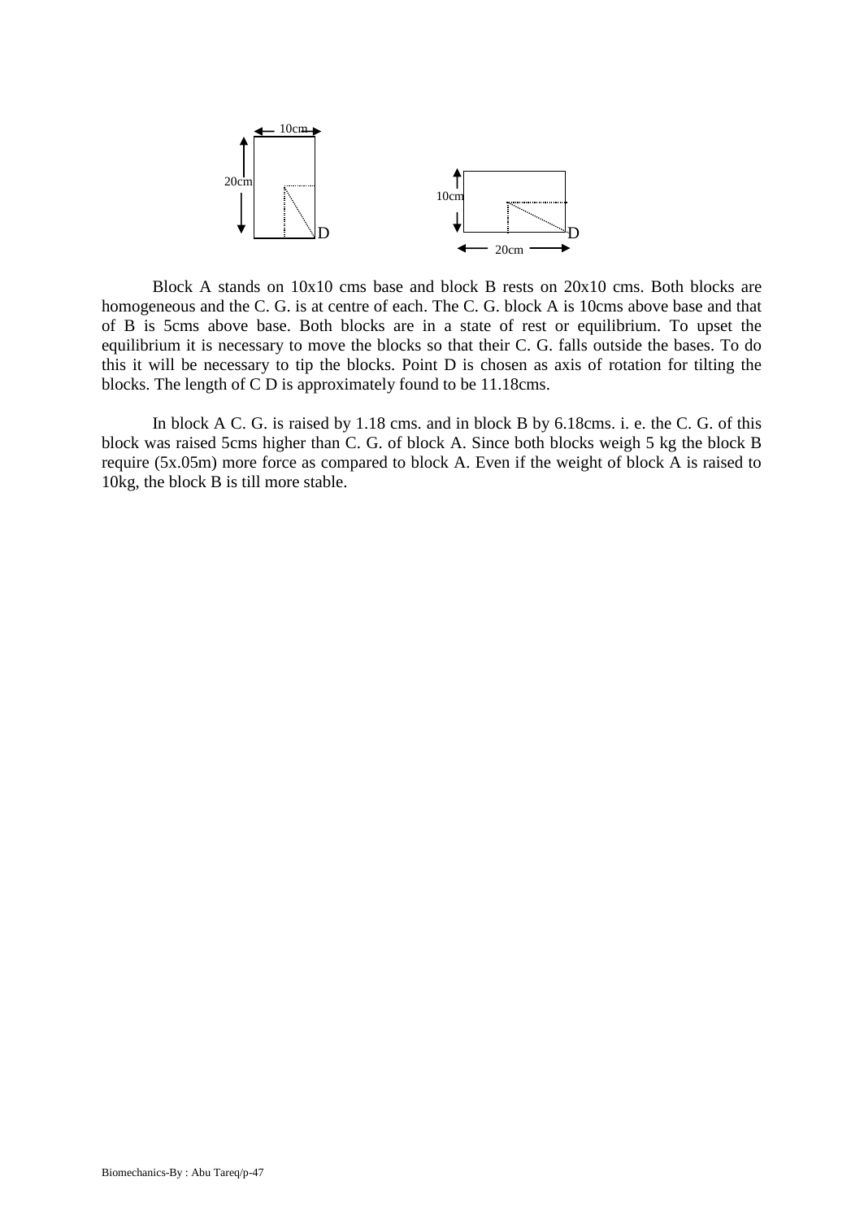10cm

20cm

D

10cm

20cm

D

Block A stands on 10x10 cms base and block B rests on 20x10 cms. Both blocks are homogeneous and the C. G. is at centre of each. The C. G. block A is 10cms above base and that of B is 5cms above base. Both blocks are in a state of rest or equilibrium. To upset the equilibrium it is necessary to move the blocks so that their C. G. falls outside the bases. To do this it will be necessary to tip the blocks. Point D is chosen as axis of rotation for tilting the blocks. The length of C D is approximately found to be 11.18cms.

In block A C. G. is raised by 1.18 cms. and in block B by 6.18cms. i. e. the C. G. of this block was raised 5cms higher than C. G. of block A. Since both blocks weigh 5 kg the block B require (5x.05m) more force as compared to block A. Even if the weight of block A is raised to 10kg, the block B is till more stable.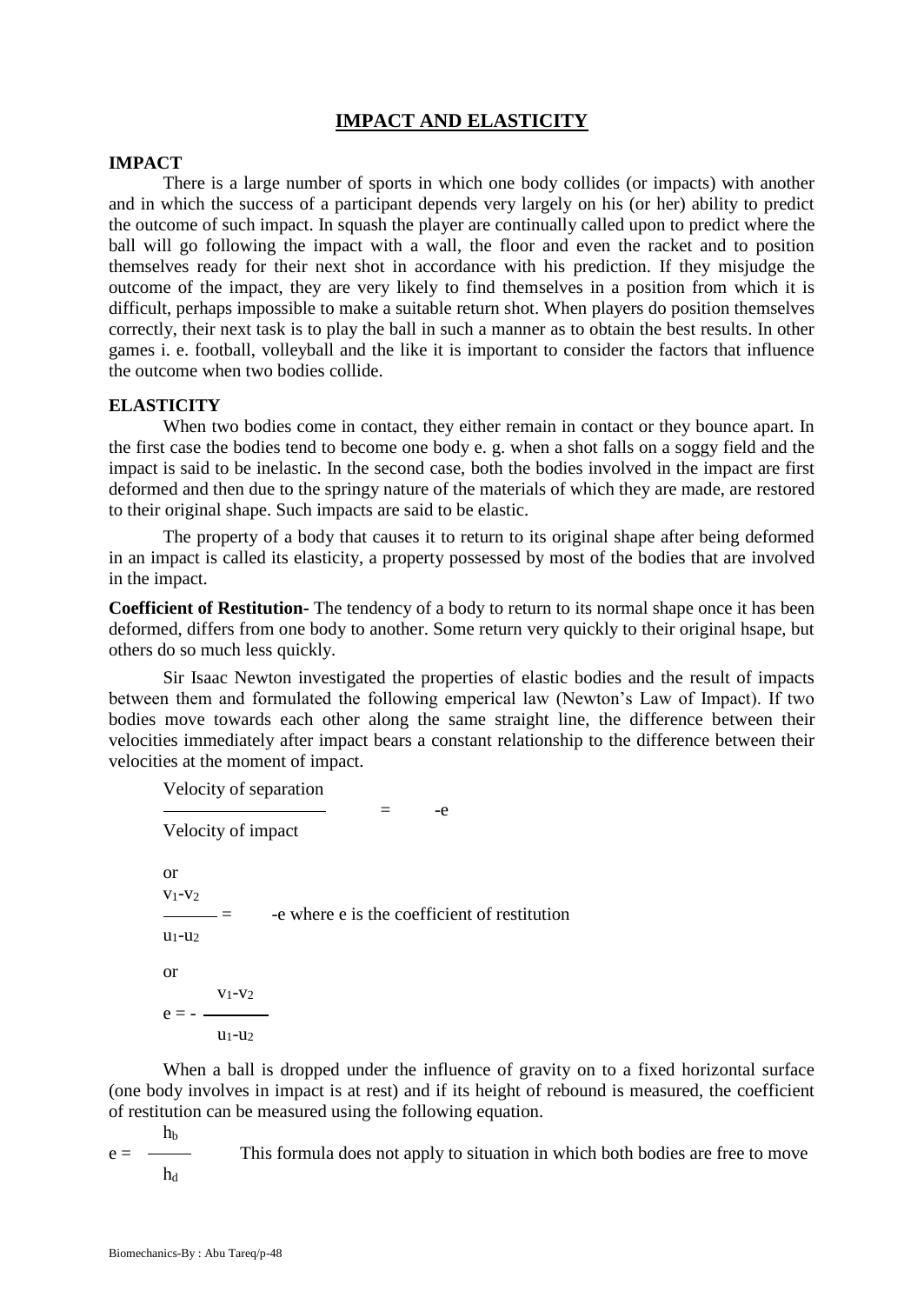# IMPACT AND ELASTICITY

## IMPACT

There is a large number of sports in which one body collides (or impacts) with another and in which the success of a participant depends very largely on his (or her) ability to predict the outcome of such impact. In squash the player are continually called upon to predict where the ball will go following the impact with a wall, the floor and even the racket and to position themselves ready for their next shot in accordance with his prediction. If they misjudge the outcome of the impact, they are very likely to find themselves in a position from which it is difficult, perhaps impossible to make a suitable return shot. When players do position themselves correctly, their next task is to play the ball in such a manner as to obtain the best results. In other games i. e. football, volleyball and the like it is important to consider the factors that influence the outcome when two bodies collide.

## ELASTICITY

When two bodies come in contact, they either remain in contact or they bounce apart. In the first case the bodies tend to become one body e. g. when a shot falls on a soggy field and the impact is said to be inelastic. In the second case, both the bodies involved in the impact are first deformed and then due to the springy nature of the materials of which they are made, are restored to their original shape. Such impacts are said to be elastic.

The property of a body that causes it to return to its original shape after being deformed in an impact is called its elasticity, a property possessed by most of the bodies that are involved in the impact.

**Coefficient of Restitution-** The tendency of a body to return to its normal shape once it has been deformed, differs from one body to another. Some return very quickly to their original hsape, but others do so much less quickly.

Sir Isaac Newton investigated the properties of elastic bodies and the result of impacts between them and formulated the following emperical law (Newton's Law of Impact). If two bodies move towards each other along the same straight line, the difference between their velocities immediately after impact bears a constant relationship to the difference between their velocities at the moment of impact.

$$\frac{\text{Velocity of separation}}{\text{Velocity of impact}} = -e$$

or

$$\frac{v_1 - v_2}{u_1 - u_2} = -e \quad \text{where } e \text{ is the coefficient of restitution}$$

or

$$e = -\frac{v_1 - v_2}{u_1 - u_2}$$

When a ball is dropped under the influence of gravity on to a fixed horizontal surface (one body involves in impact is at rest) and if its height of rebound is measured, the coefficient of restitution can be measured using the following equation.

$$e = \frac{h_b}{h_d}$$

This formula does not apply to situation in which both bodies are free to move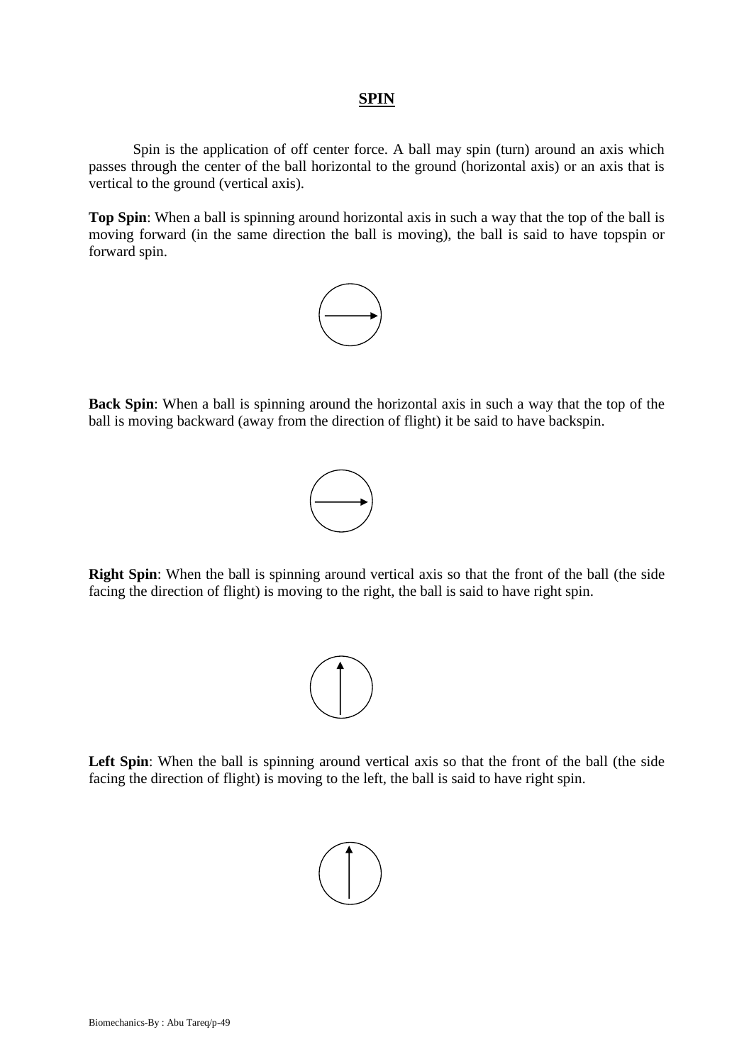## SPIN

Spin is the application of off center force. A ball may spin (turn) around an axis which passes through the center of the ball horizontal to the ground (horizontal axis) or an axis that is vertical to the ground (vertical axis).

**Top Spin**: When a ball is spinning around horizontal axis in such a way that the top of the ball is moving forward (in the same direction the ball is moving), the ball is said to have topspin or forward spin.

**Back Spin**: When a ball is spinning around the horizontal axis in such a way that the top of the ball is moving backward (away from the direction of flight) it be said to have backspin.

**Right Spin**: When the ball is spinning around vertical axis so that the front of the ball (the side facing the direction of flight) is moving to the right, the ball is said to have right spin.

**Left Spin**: When the ball is spinning around vertical axis so that the front of the ball (the side facing the direction of flight) is moving to the left, the ball is said to have right spin.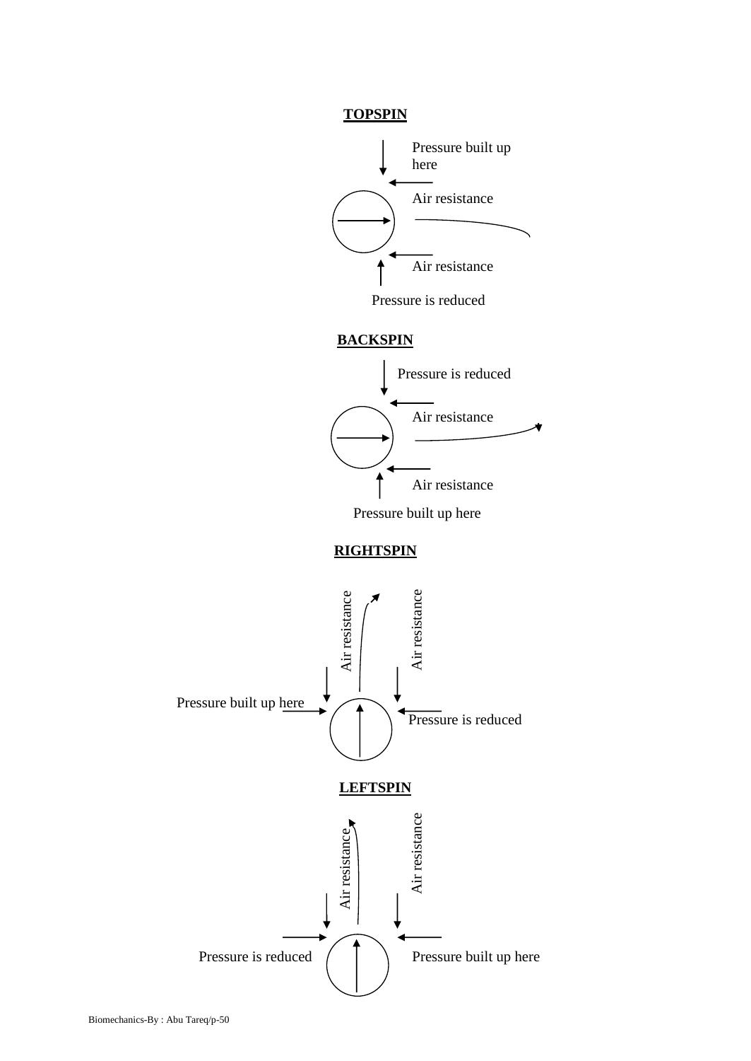**TOPSPIN**

Pressure built up here

Air resistance

Air resistance

Pressure is reduced

**BACKSPIN**

Pressure is reduced

Air resistance

Air resistance

Pressure built up here

**RIGHTSPIN**

Air resistance

Air resistance

Pressure built up here

Pressure is reduced

**LEFTSPIN**

Air resistance

Air resistance

Pressure is reduced

Pressure built up here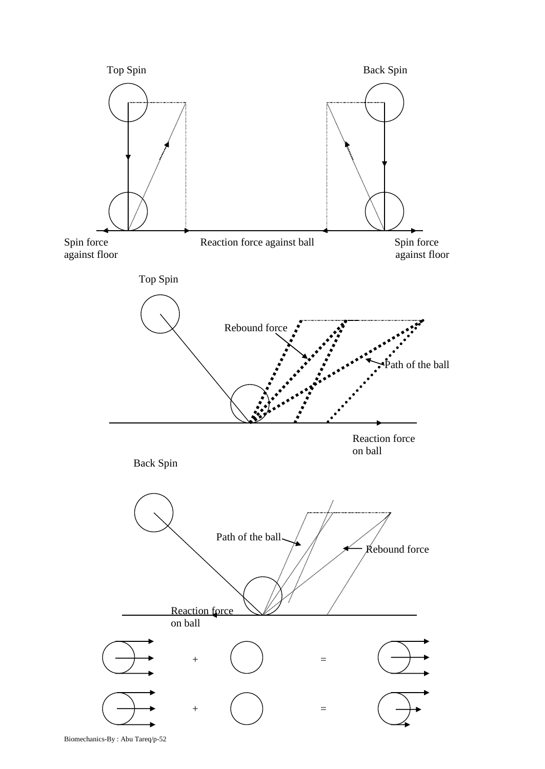Top Spin

Back Spin

Spin force against floor

Reaction force against ball

Spin force against floor

Top Spin

Rebound force

Path of the ball

Reaction force on ball

Back Spin

Path of the ball

Rebound force

Reaction force on ball

+ =

+ =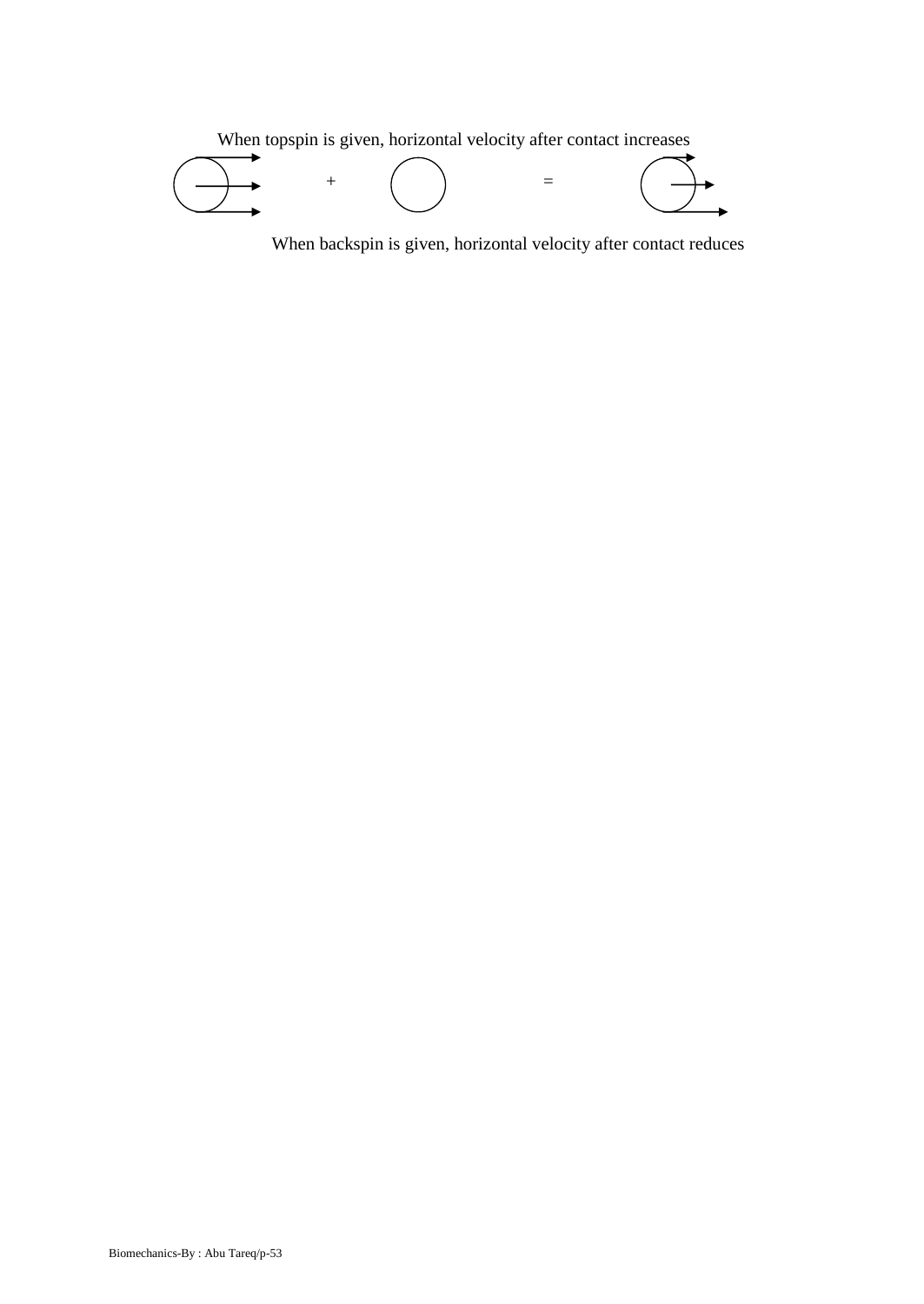When topspin is given, horizontal velocity after contact increases

+ =

When backspin is given, horizontal velocity after contact reduces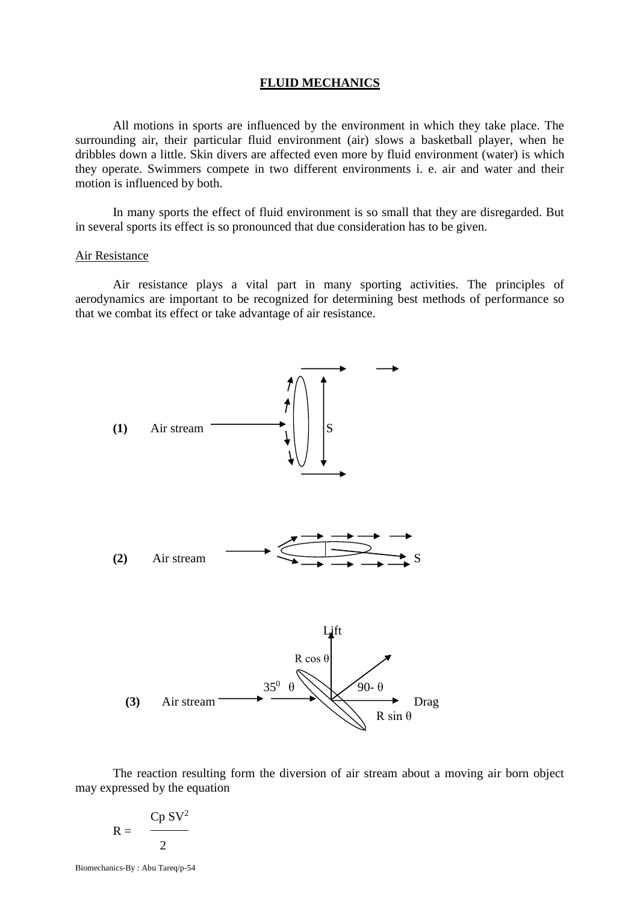# FLUID MECHANICS

All motions in sports are influenced by the environment in which they take place. The surrounding air, their particular fluid environment (air) slows a basketball player, when he dribbles down a little. Skin divers are affected even more by fluid environment (water) is which they operate. Swimmers compete in two different environments i. e. air and water and their motion is influenced by both.

In many sports the effect of fluid environment is so small that they are disregarded. But in several sports its effect is so pronounced that due consideration has to be given.

## Air Resistance

Air resistance plays a vital part in many sporting activities. The principles of aerodynamics are important to be recognized for determining best methods of performance so that we combat its effect or take advantage of air resistance.

**(1)** Air stream S

**(2)** Air stream S

**(3)** Air stream $35^0$ $\theta$ Lift $R \cos \theta$ $90- \theta$ Drag $R \sin \theta$

The reaction resulting form the diversion of air stream about a moving air born object may expressed by the equation

$$R = \frac{C_p S V^2}{2}$$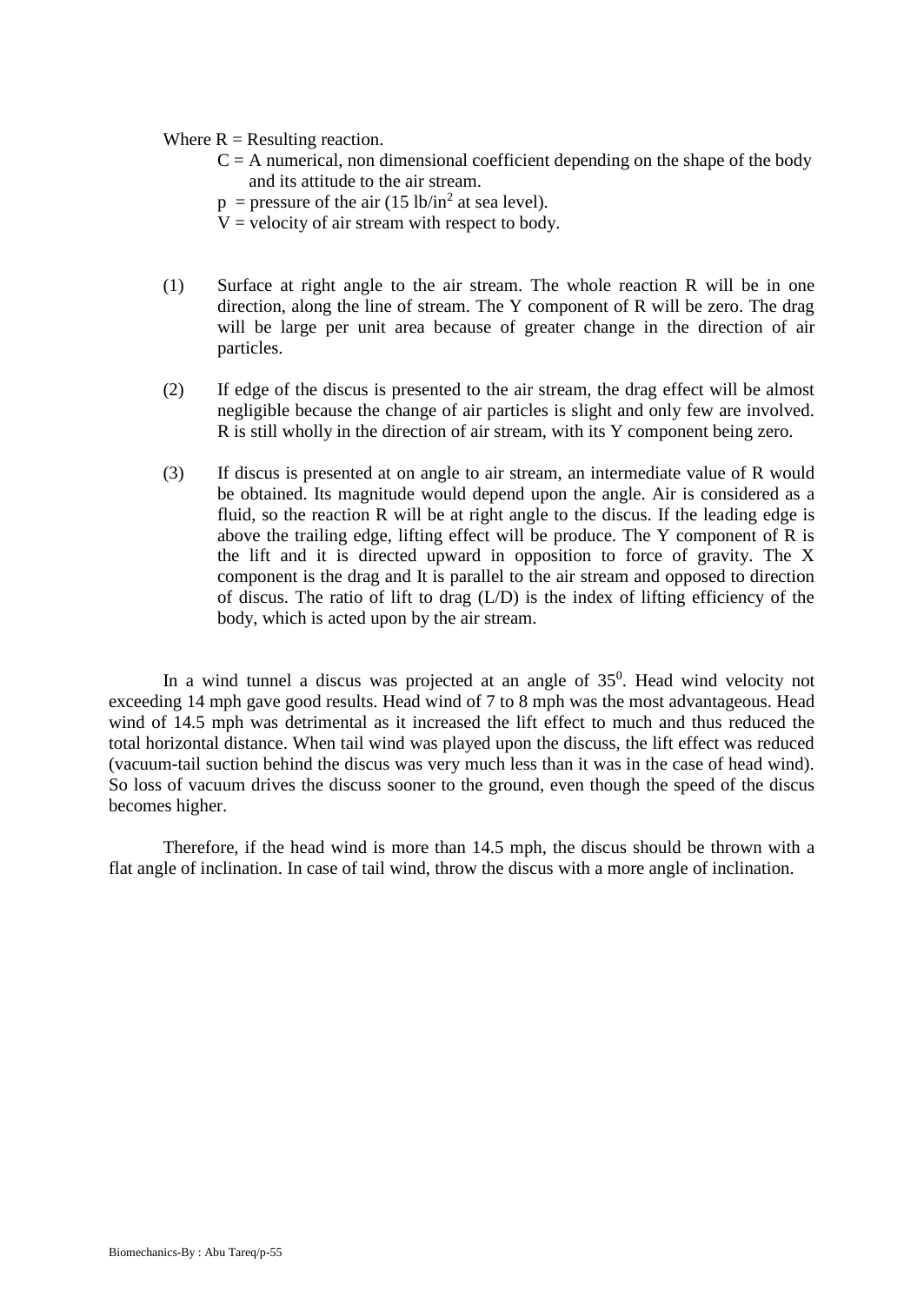Where R = Resulting reaction.

C = A numerical, non dimensional coefficient depending on the shape of the body and its attitude to the air stream.

p = pressure of the air (15 lb/in$^2$ at sea level).

V = velocity of air stream with respect to body.

(1) Surface at right angle to the air stream. The whole reaction R will be in one direction, along the line of stream. The Y component of R will be zero. The drag will be large per unit area because of greater change in the direction of air particles.

(2) If edge of the discus is presented to the air stream, the drag effect will be almost negligible because the change of air particles is slight and only few are involved. R is still wholly in the direction of air stream, with its Y component being zero.

(3) If discus is presented at on angle to air stream, an intermediate value of R would be obtained. Its magnitude would depend upon the angle. Air is considered as a fluid, so the reaction R will be at right angle to the discus. If the leading edge is above the trailing edge, lifting effect will be produce. The Y component of R is the lift and it is directed upward in opposition to force of gravity. The X component is the drag and It is parallel to the air stream and opposed to direction of discus. The ratio of lift to drag (L/D) is the index of lifting efficiency of the body, which is acted upon by the air stream.

In a wind tunnel a discus was projected at an angle of $35^0$. Head wind velocity not exceeding 14 mph gave good results. Head wind of 7 to 8 mph was the most advantageous. Head wind of 14.5 mph was detrimental as it increased the lift effect to much and thus reduced the total horizontal distance. When tail wind was played upon the discuss, the lift effect was reduced (vacuum-tail suction behind the discus was very much less than it was in the case of head wind). So loss of vacuum drives the discuss sooner to the ground, even though the speed of the discus becomes higher.

Therefore, if the head wind is more than 14.5 mph, the discus should be thrown with a flat angle of inclination. In case of tail wind, throw the discus with a more angle of inclination.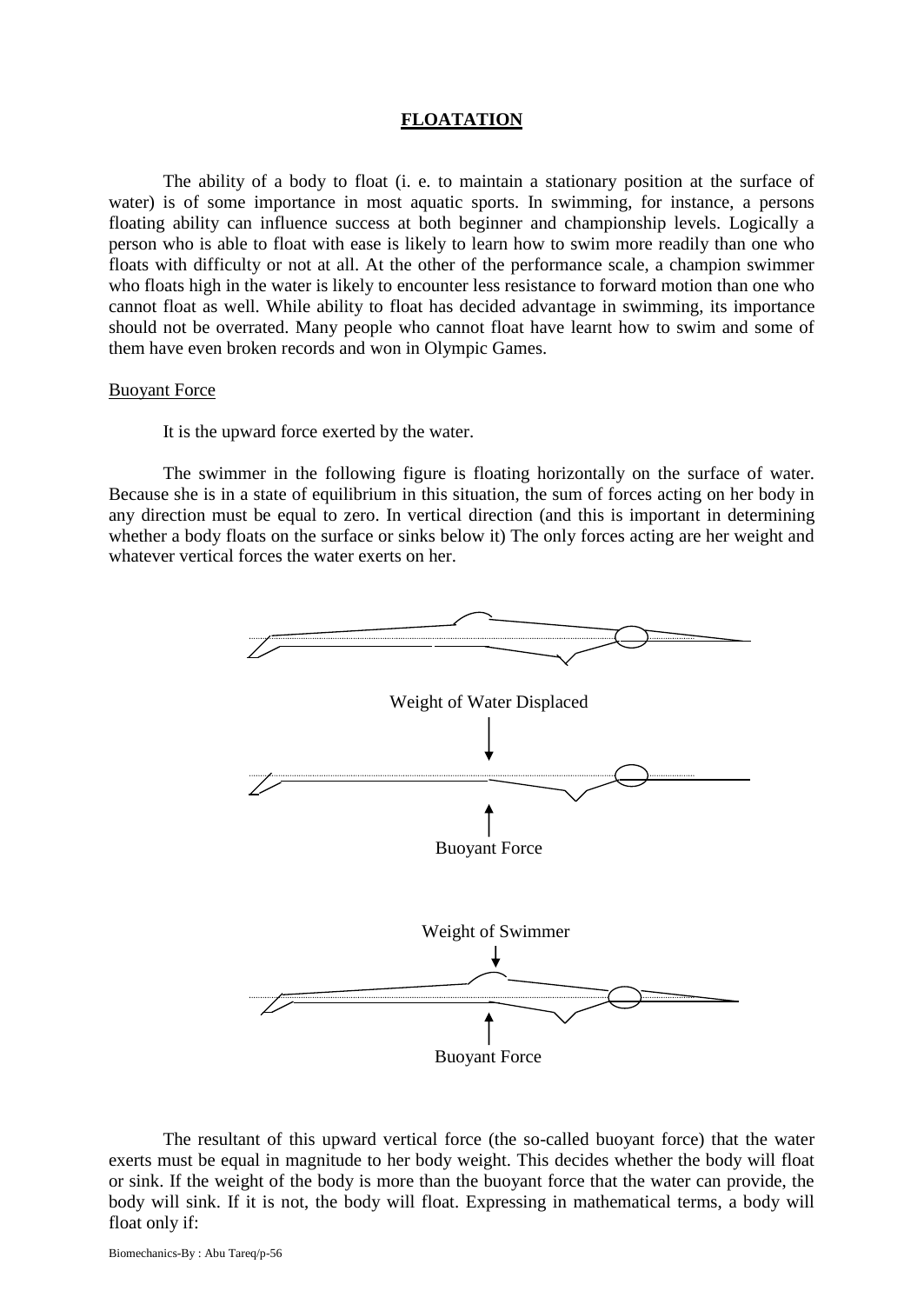## FLOATATION

The ability of a body to float (i. e. to maintain a stationary position at the surface of water) is of some importance in most aquatic sports. In swimming, for instance, a persons floating ability can influence success at both beginner and championship levels. Logically a person who is able to float with ease is likely to learn how to swim more readily than one who floats with difficulty or not at all. At the other of the performance scale, a champion swimmer who floats high in the water is likely to encounter less resistance to forward motion than one who cannot float as well. While ability to float has decided advantage in swimming, its importance should not be overrated. Many people who cannot float have learnt how to swim and some of them have even broken records and won in Olympic Games.

### Buoyant Force

It is the upward force exerted by the water.

The swimmer in the following figure is floating horizontally on the surface of water. Because she is in a state of equilibrium in this situation, the sum of forces acting on her body in any direction must be equal to zero. In vertical direction (and this is important in determining whether a body floats on the surface or sinks below it) The only forces acting are her weight and whatever vertical forces the water exerts on her.

Weight of Water Displaced

Buoyant Force

Weight of Swimmer

Buoyant Force

The resultant of this upward vertical force (the so-called buoyant force) that the water exerts must be equal in magnitude to her body weight. This decides whether the body will float or sink. If the weight of the body is more than the buoyant force that the water can provide, the body will sink. If it is not, the body will float. Expressing in mathematical terms, a body will float only if: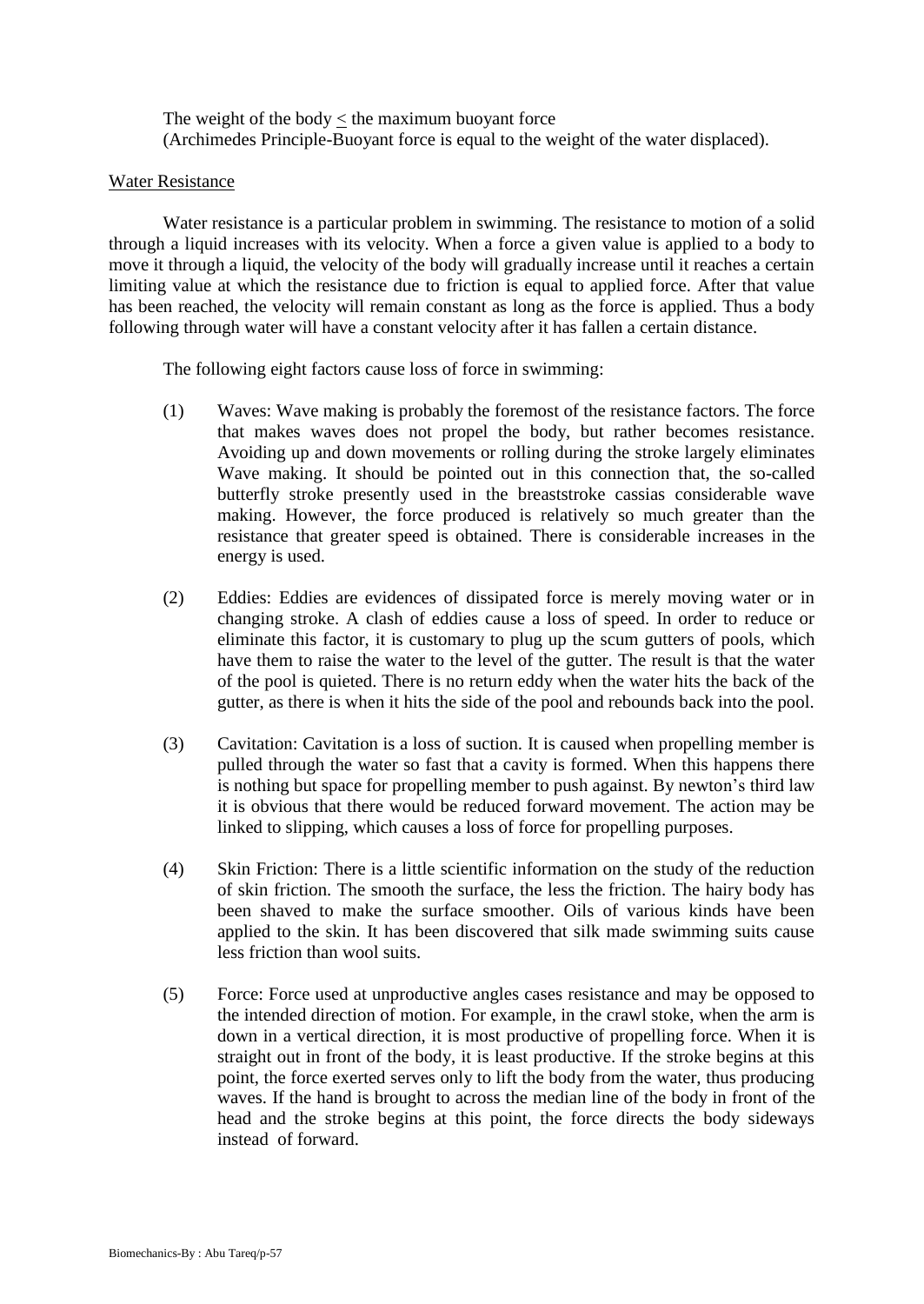The weight of the body $\leq$ the maximum buoyant force
(Archimedes Principle-Buoyant force is equal to the weight of the water displaced).

## Water Resistance

Water resistance is a particular problem in swimming. The resistance to motion of a solid through a liquid increases with its velocity. When a force a given value is applied to a body to move it through a liquid, the velocity of the body will gradually increase until it reaches a certain limiting value at which the resistance due to friction is equal to applied force. After that value has been reached, the velocity will remain constant as long as the force is applied. Thus a body following through water will have a constant velocity after it has fallen a certain distance.

The following eight factors cause loss of force in swimming:

(1) Waves: Wave making is probably the foremost of the resistance factors. The force that makes waves does not propel the body, but rather becomes resistance. Avoiding up and down movements or rolling during the stroke largely eliminates Wave making. It should be pointed out in this connection that, the so-called butterfly stroke presently used in the breaststroke cassias considerable wave making. However, the force produced is relatively so much greater than the resistance that greater speed is obtained. There is considerable increases in the energy is used.

(2) Eddies: Eddies are evidences of dissipated force is merely moving water or in changing stroke. A clash of eddies cause a loss of speed. In order to reduce or eliminate this factor, it is customary to plug up the scum gutters of pools, which have them to raise the water to the level of the gutter. The result is that the water of the pool is quieted. There is no return eddy when the water hits the back of the gutter, as there is when it hits the side of the pool and rebounds back into the pool.

(3) Cavitation: Cavitation is a loss of suction. It is caused when propelling member is pulled through the water so fast that a cavity is formed. When this happens there is nothing but space for propelling member to push against. By newton's third law it is obvious that there would be reduced forward movement. The action may be linked to slipping, which causes a loss of force for propelling purposes.

(4) Skin Friction: There is a little scientific information on the study of the reduction of skin friction. The smooth the surface, the less the friction. The hairy body has been shaved to make the surface smoother. Oils of various kinds have been applied to the skin. It has been discovered that silk made swimming suits cause less friction than wool suits.

(5) Force: Force used at unproductive angles cases resistance and may be opposed to the intended direction of motion. For example, in the crawl stoke, when the arm is down in a vertical direction, it is most productive of propelling force. When it is straight out in front of the body, it is least productive. If the stroke begins at this point, the force exerted serves only to lift the body from the water, thus producing waves. If the hand is brought to across the median line of the body in front of the head and the stroke begins at this point, the force directs the body sideways instead of forward.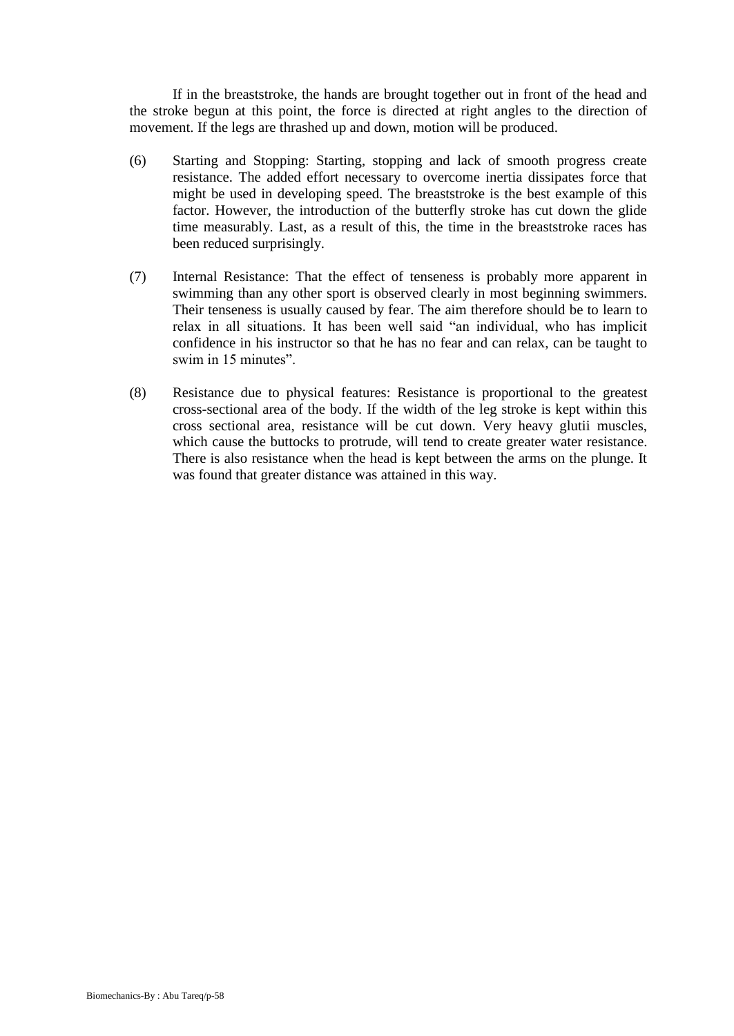If in the breaststroke, the hands are brought together out in front of the head and the stroke begun at this point, the force is directed at right angles to the direction of movement. If the legs are thrashed up and down, motion will be produced.

(6) Starting and Stopping: Starting, stopping and lack of smooth progress create resistance. The added effort necessary to overcome inertia dissipates force that might be used in developing speed. The breaststroke is the best example of this factor. However, the introduction of the butterfly stroke has cut down the glide time measurably. Last, as a result of this, the time in the breaststroke races has been reduced surprisingly.

(7) Internal Resistance: That the effect of tenseness is probably more apparent in swimming than any other sport is observed clearly in most beginning swimmers. Their tenseness is usually caused by fear. The aim therefore should be to learn to relax in all situations. It has been well said "an individual, who has implicit confidence in his instructor so that he has no fear and can relax, can be taught to swim in 15 minutes".

(8) Resistance due to physical features: Resistance is proportional to the greatest cross-sectional area of the body. If the width of the leg stroke is kept within this cross sectional area, resistance will be cut down. Very heavy glutii muscles, which cause the buttocks to protrude, will tend to create greater water resistance. There is also resistance when the head is kept between the arms on the plunge. It was found that greater distance was attained in this way.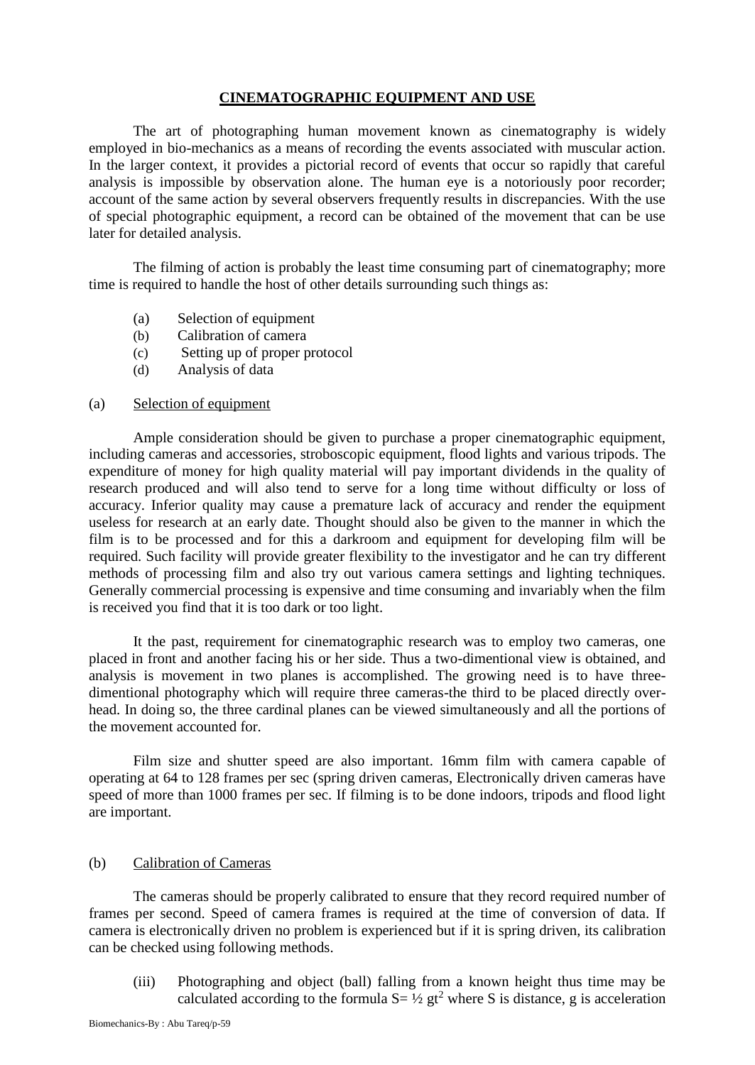## CINEMATOGRAPHIC EQUIPMENT AND USE

The art of photographing human movement known as cinematography is widely employed in bio-mechanics as a means of recording the events associated with muscular action. In the larger context, it provides a pictorial record of events that occur so rapidly that careful analysis is impossible by observation alone. The human eye is a notoriously poor recorder; account of the same action by several observers frequently results in discrepancies. With the use of special photographic equipment, a record can be obtained of the movement that can be use later for detailed analysis.

The filming of action is probably the least time consuming part of cinematography; more time is required to handle the host of other details surrounding such things as:

(a) Selection of equipment
(b) Calibration of camera
(c) Setting up of proper protocol
(d) Analysis of data

### (a) Selection of equipment

Ample consideration should be given to purchase a proper cinematographic equipment, including cameras and accessories, stroboscopic equipment, flood lights and various tripods. The expenditure of money for high quality material will pay important dividends in the quality of research produced and will also tend to serve for a long time without difficulty or loss of accuracy. Inferior quality may cause a premature lack of accuracy and render the equipment useless for research at an early date. Thought should also be given to the manner in which the film is to be processed and for this a darkroom and equipment for developing film will be required. Such facility will provide greater flexibility to the investigator and he can try different methods of processing film and also try out various camera settings and lighting techniques. Generally commercial processing is expensive and time consuming and invariably when the film is received you find that it is too dark or too light.

It the past, requirement for cinematographic research was to employ two cameras, one placed in front and another facing his or her side. Thus a two-dimentional view is obtained, and analysis is movement in two planes is accomplished. The growing need is to have three-dimentional photography which will require three cameras-the third to be placed directly over-head. In doing so, the three cardinal planes can be viewed simultaneously and all the portions of the movement accounted for.

Film size and shutter speed are also important. 16mm film with camera capable of operating at 64 to 128 frames per sec (spring driven cameras, Electronically driven cameras have speed of more than 1000 frames per sec. If filming is to be done indoors, tripods and flood light are important.

### (b) Calibration of Cameras

The cameras should be properly calibrated to ensure that they record required number of frames per second. Speed of camera frames is required at the time of conversion of data. If camera is electronically driven no problem is experienced but if it is spring driven, its calibration can be checked using following methods.

(iii) Photographing and object (ball) falling from a known height thus time may be calculated according to the formula $S= \frac{1}{2} gt^2$ where S is distance, g is acceleration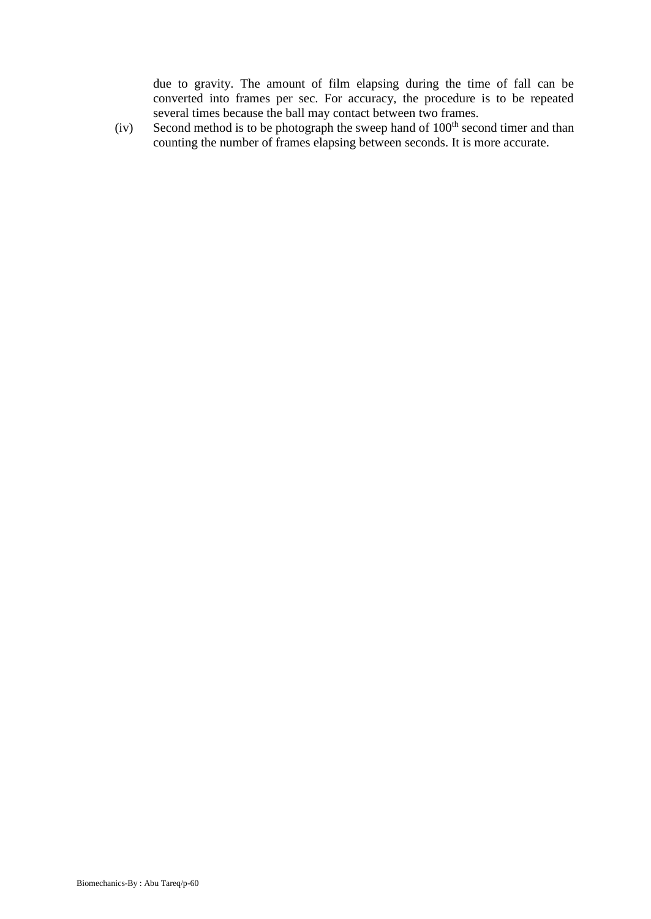due to gravity. The amount of film elapsing during the time of fall can be converted into frames per sec. For accuracy, the procedure is to be repeated several times because the ball may contact between two frames.

(iv) Second method is to be photograph the sweep hand of 100th second timer and than counting the number of frames elapsing between seconds. It is more accurate.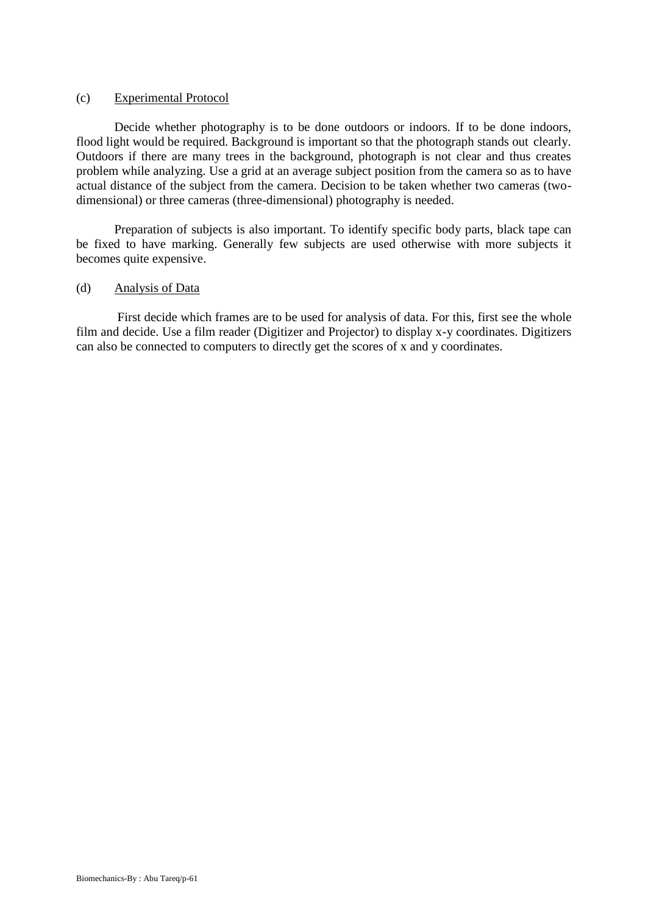(c) <u>Experimental Protocol</u>

Decide whether photography is to be done outdoors or indoors. If to be done indoors, flood light would be required. Background is important so that the photograph stands out clearly. Outdoors if there are many trees in the background, photograph is not clear and thus creates problem while analyzing. Use a grid at an average subject position from the camera so as to have actual distance of the subject from the camera. Decision to be taken whether two cameras (two-dimensional) or three cameras (three-dimensional) photography is needed.

Preparation of subjects is also important. To identify specific body parts, black tape can be fixed to have marking. Generally few subjects are used otherwise with more subjects it becomes quite expensive.

(d) <u>Analysis of Data</u>

First decide which frames are to be used for analysis of data. For this, first see the whole film and decide. Use a film reader (Digitizer and Projector) to display x-y coordinates. Digitizers can also be connected to computers to directly get the scores of x and y coordinates.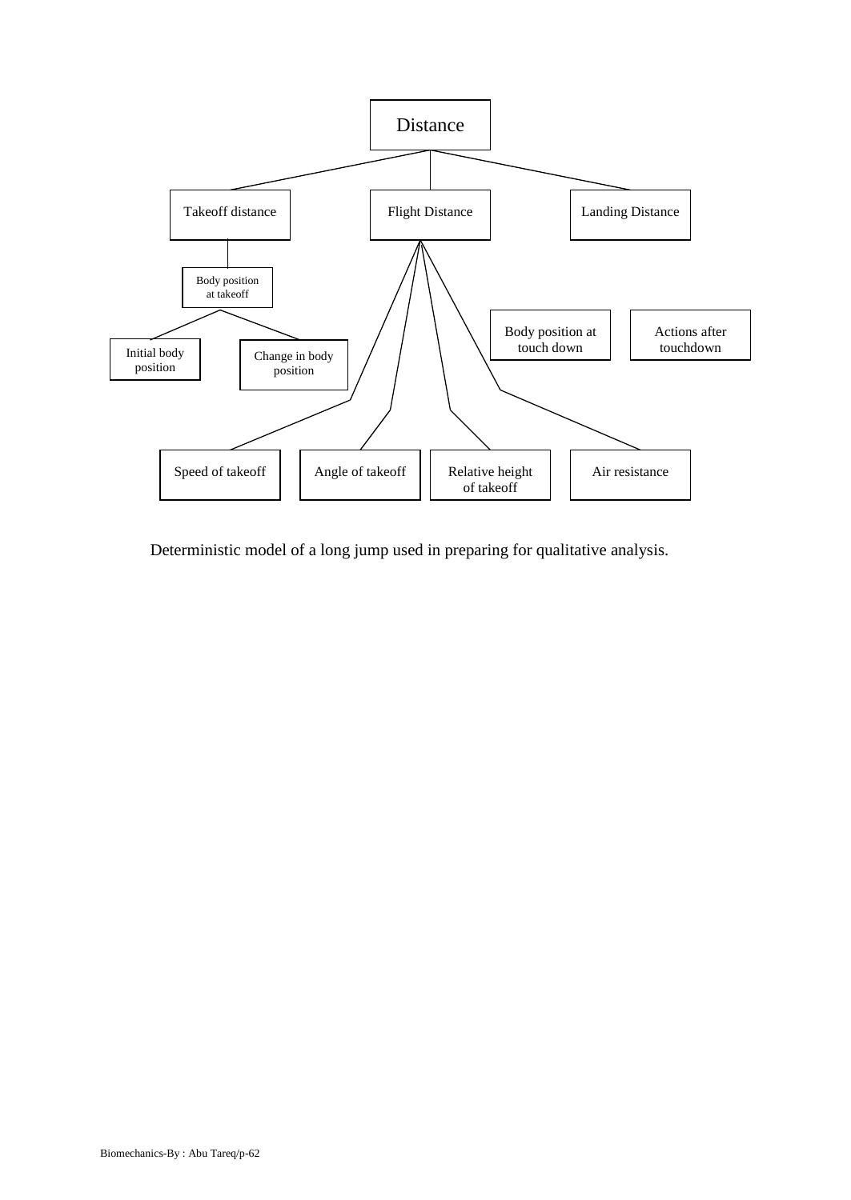- Distance
  - Takeoff distance
    - Body position at takeoff
      - Initial body position
      - Change in body position
  - Flight Distance
    - Speed of takeoff
    - Angle of takeoff
    - Relative height of takeoff
    - Air resistance
  - Landing Distance
    - Body position at touch down
    - Actions after touchdown

Deterministic model of a long jump used in preparing for qualitative analysis.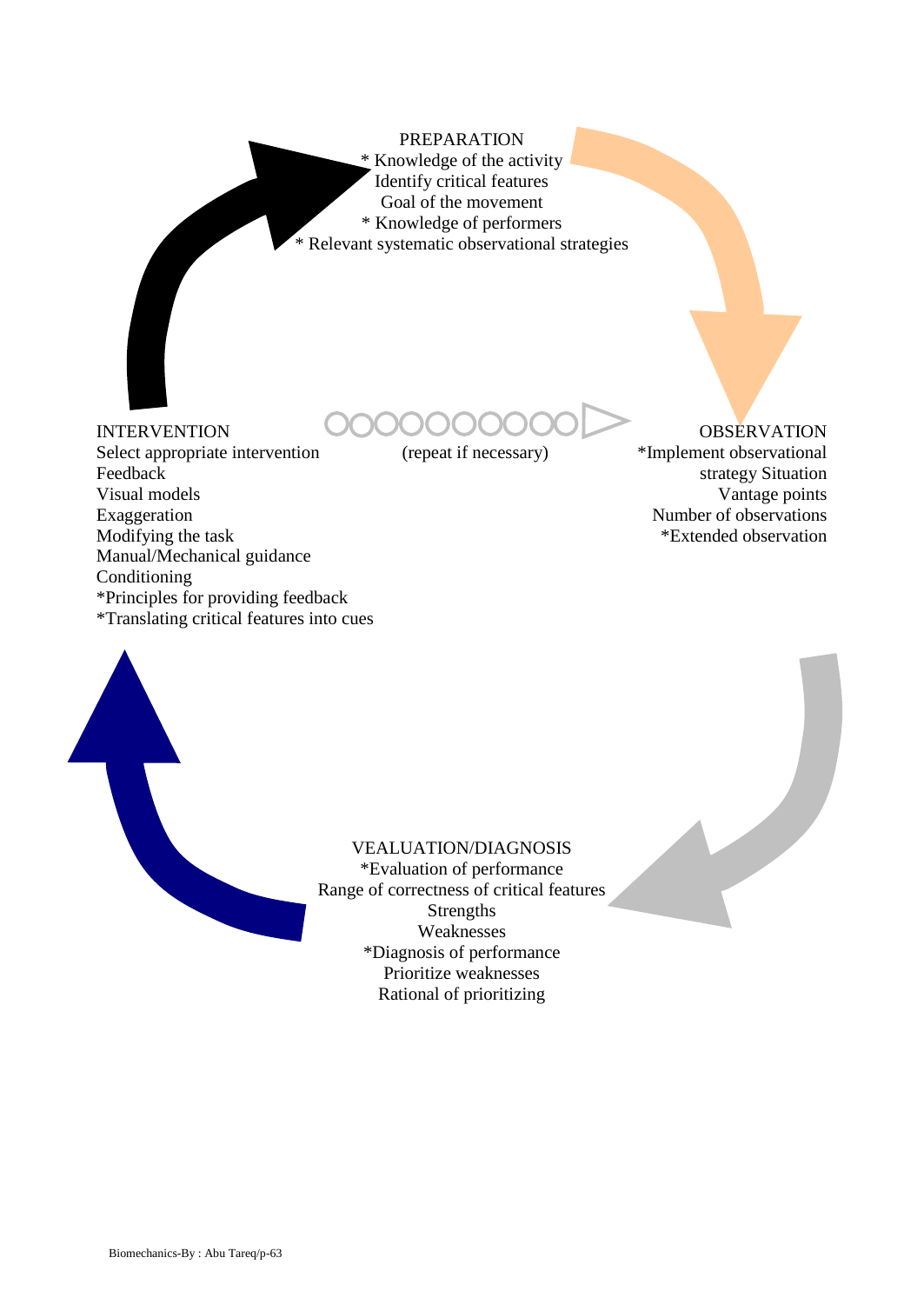PREPARATION

* Knowledge of the activity

Identify critical features

Goal of the movement

* Knowledge of performers

* Relevant systematic observational strategies

OBSERVATION

*Implement observational strategy Situation

Vantage points

Number of observations

*Extended observation

(repeat if necessary)

VEALUATION/DIAGNOSIS

*Evaluation of performance

Range of correctness of critical features

Strengths

Weaknesses

*Diagnosis of performance

Prioritize weaknesses

Rational of prioritizing

INTERVENTION

Select appropriate intervention

Feedback

Visual models

Exaggeration

Modifying the task

Manual/Mechanical guidance

Conditioning

*Principles for providing feedback

*Translating critical features into cues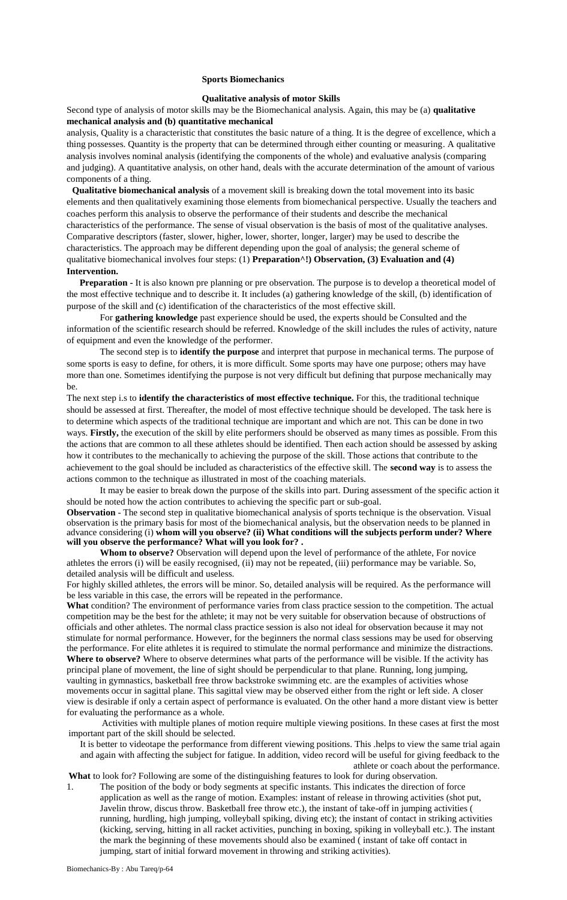**Sports Biomechanics**

**Qualitative analysis of motor Skills**

Second type of analysis of motor skills may be the Biomechanical analysis. Again, this may be (a) **qualitative mechanical analysis and (b) quantitative mechanical**

analysis, Quality is a characteristic that constitutes the basic nature of a thing. It is the degree of excellence, which a thing possesses. Quantity is the property that can be determined through either counting or measuring. A qualitative analysis involves nominal analysis (identifying the components of the whole) and evaluative analysis (comparing and judging). A quantitative analysis, on other hand, deals with the accurate determination of the amount of various components of a thing.

**Qualitative biomechanical analysis** of a movement skill is breaking down the total movement into its basic elements and then qualitatively examining those elements from biomechanical perspective. Usually the teachers and coaches perform this analysis to observe the performance of their students and describe the mechanical characteristics of the performance. The sense of visual observation is the basis of most of the qualitative analyses. Comparative descriptors (faster, slower, higher, lower, shorter, longer, larger) may be used to describe the characteristics. The approach may be different depending upon the goal of analysis; the general scheme of qualitative biomechanical involves four steps: (1) **Preparation^!) Observation, (3) Evaluation and (4) Intervention.**

**Preparation** - It is also known pre planning or pre observation. The purpose is to develop a theoretical model of the most effective technique and to describe it. It includes (a) gathering knowledge of the skill, (b) identification of purpose of the skill and (c) identification of the characteristics of the most effective skill.

For **gathering knowledge** past experience should be used, the experts should be Consulted and the information of the scientific research should be referred. Knowledge of the skill includes the rules of activity, nature of equipment and even the knowledge of the performer.

The second step is to **identify the purpose** and interpret that purpose in mechanical terms. The purpose of some sports is easy to define, for others, it is more difficult. Some sports may have one purpose; others may have more than one. Sometimes identifying the purpose is not very difficult but defining that purpose mechanically may be.

The next step i.s to **identify the characteristics of most effective technique.** For this, the traditional technique should be assessed at first. Thereafter, the model of most effective technique should be developed. The task here is to determine which aspects of the traditional technique are important and which are not. This can be done in two ways. **Firstly,** the execution of the skill by elite performers should be observed as many times as possible. From this the actions that are common to all these athletes should be identified. Then each action should be assessed by asking how it contributes to the mechanically to achieving the purpose of the skill. Those actions that contribute to the achievement to the goal should be included as characteristics of the effective skill. The **second way** is to assess the actions common to the technique as illustrated in most of the coaching materials.

It may be easier to break down the purpose of the skills into part. During assessment of the specific action it should be noted how the action contributes to achieving the specific part or sub-goal.

**Observation** - The second step in qualitative biomechanical analysis of sports technique is the observation. Visual observation is the primary basis for most of the biomechanical analysis, but the observation needs to be planned in advance considering (i) **whom will you observe? (ii) What conditions will the subjects perform under? Where will you observe the performance? What will you look for? .**

**Whom to observe?** Observation will depend upon the level of performance of the athlete, For novice athletes the errors (i) will be easily recognised, (ii) may not be repeated, (iii) performance may be variable. So, detailed analysis will be difficult and useless.

For highly skilled athletes, the errors will be minor. So, detailed analysis will be required. As the performance will be less variable in this case, the errors will be repeated in the performance.

**What** condition? The environment of performance varies from class practice session to the competition. The actual competition may be the best for the athlete; it may not be very suitable for observation because of obstructions of officials and other athletes. The normal class practice session is also not ideal for observation because it may not stimulate for normal performance. However, for the beginners the normal class sessions may be used for observing the performance. For elite athletes it is required to stimulate the normal performance and minimize the distractions.

**Where to observe?** Where to observe determines what parts of the performance will be visible. If the activity has principal plane of movement, the line of sight should be perpendicular to that plane. Running, long jumping, vaulting in gymnastics, basketball free throw backstroke swimming etc. are the examples of activities whose movements occur in sagittal plane. This sagittal view may be observed either from the right or left side. A closer view is desirable if only a certain aspect of performance is evaluated. On the other hand a more distant view is better for evaluating the performance as a whole.

Activities with multiple planes of motion require multiple viewing positions. In these cases at first the most important part of the skill should be selected.

It is better to videotape the performance from different viewing positions. This .helps to view the same trial again and again with affecting the subject for fatigue. In addition, video record will be useful for giving feedback to the athlete or coach about the performance.

**What** to look for? Following are some of the distinguishing features to look for during observation.

1. The position of the body or body segments at specific instants. This indicates the direction of force application as well as the range of motion. Examples: instant of release in throwing activities (shot put, Javelin throw, discus throw. Basketball free throw etc.), the instant of take-off in jumping activities ( running, hurdling, high jumping, volleyball spiking, diving etc); the instant of contact in striking activities (kicking, serving, hitting in all racket activities, punching in boxing, spiking in volleyball etc.). The instant the mark the beginning of these movements should also be examined ( instant of take off contact in jumping, start of initial forward movement in throwing and striking activities).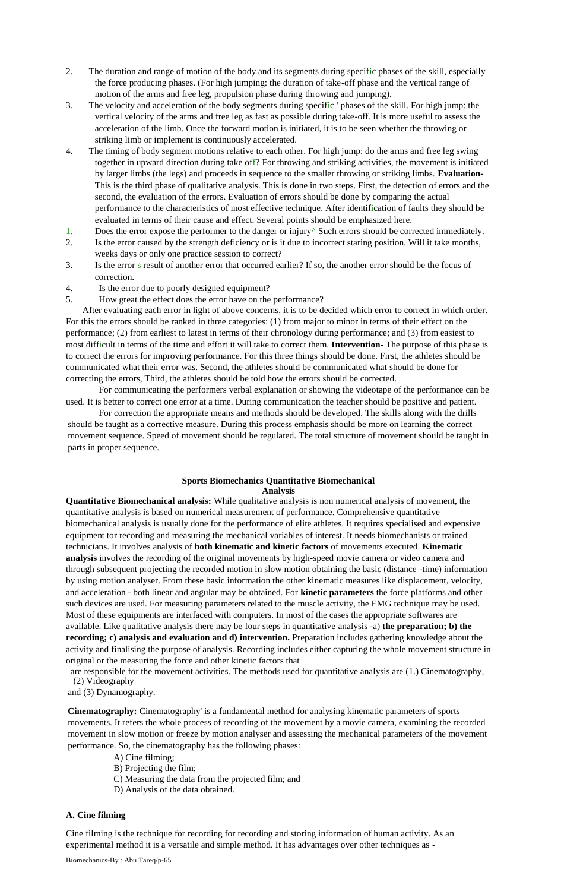2. The duration and range of motion of the body and its segments during specific phases of the skill, especially the force producing phases. (For high jumping: the duration of take-off phase and the vertical range of motion of the arms and free leg, propulsion phase during throwing and jumping).
3. The velocity and acceleration of the body segments during specific ' phases of the skill. For high jump: the vertical velocity of the arms and free leg as fast as possible during take-off. It is more useful to assess the acceleration of the limb. Once the forward motion is initiated, it is to be seen whether the throwing or striking limb or implement is continuously accelerated.
4. The timing of body segment motions relative to each other. For high jump: do the arms and free leg swing together in upward direction during take off? For throwing and striking activities, the movement is initiated by larger limbs (the legs) and proceeds in sequence to the smaller throwing or striking limbs. **Evaluation-** This is the third phase of qualitative analysis. This is done in two steps. First, the detection of errors and the second, the evaluation of the errors. Evaluation of errors should be done by comparing the actual performance to the characteristics of most effective technique. After identification of faults they should be evaluated in terms of their cause and effect. Several points should be emphasized here.

1. Does the error expose the performer to the danger or injury^ Such errors should be corrected immediately.
2. Is the error caused by the strength deficiency or is it due to incorrect staring position. Will it take months, weeks days or only one practice session to correct?
3. Is the error s result of another error that occurred earlier? If so, the another error should be the focus of correction.
4. Is the error due to poorly designed equipment?
5. How great the effect does the error have on the performance?

After evaluating each error in light of above concerns, it is to be decided which error to correct in which order. For this the errors should be ranked in three categories: (1) from major to minor in terms of their effect on the performance; (2) from earliest to latest in terms of their chronology during performance; and (3) from easiest to most difficult in terms of the time and effort it will take to correct them. **Intervention-** The purpose of this phase is to correct the errors for improving performance. For this three things should be done. First, the athletes should be communicated what their error was. Second, the athletes should be communicated what should be done for correcting the errors, Third, the athletes should be told how the errors should be corrected.

For communicating the performers verbal explanation or showing the videotape of the performance can be used. It is better to correct one error at a time. During communication the teacher should be positive and patient.

For correction the appropriate means and methods should be developed. The skills along with the drills should be taught as a corrective measure. During this process emphasis should be more on learning the correct movement sequence. Speed of movement should be regulated. The total structure of movement should be taught in parts in proper sequence.

## Sports Biomechanics Quantitative Biomechanical Analysis

**Quantitative Biomechanical analysis:** While qualitative analysis is non numerical analysis of movement, the quantitative analysis is based on numerical measurement of performance. Comprehensive quantitative biomechanical analysis is usually done for the performance of elite athletes. It requires specialised and expensive equipment tor recording and measuring the mechanical variables of interest. It needs biomechanists or trained technicians. It involves analysis of **both kinematic and kinetic factors** of movements executed. **Kinematic analysis** involves the recording of the original movements by high-speed movie camera or video camera and through subsequent projecting the recorded motion in slow motion obtaining the basic (distance -time) information by using motion analyser. From these basic information the other kinematic measures like displacement, velocity, and acceleration - both linear and angular may be obtained. For **kinetic parameters** the force platforms and other such devices are used. For measuring parameters related to the muscle activity, the EMG technique may be used. Most of these equipments are interfaced with computers. In most of the cases the appropriate softwares are available. Like qualitative analysis there may be four steps in quantitative analysis -a) **the preparation; b) the recording; c) analysis and evaluation and d) intervention.** Preparation includes gathering knowledge about the activity and finalising the purpose of analysis. Recording includes either capturing the whole movement structure in original or the measuring the force and other kinetic factors that are responsible for the movement activities. The methods used for quantitative analysis are (1.) Cinematography, (2) Videography and (3) Dynamography.

**Cinematography:** Cinematography' is a fundamental method for analysing kinematic parameters of sports movements. It refers the whole process of recording of the movement by a movie camera, examining the recorded movement in slow motion or freeze by motion analyser and assessing the mechanical parameters of the movement performance. So, the cinematography has the following phases:

A) Cine filming;
B) Projecting the film;
C) Measuring the data from the projected film; and
D) Analysis of the data obtained.

### A. Cine filming

Cine filming is the technique for recording for recording and storing information of human activity. As an experimental method it is a versatile and simple method. It has advantages over other techniques as -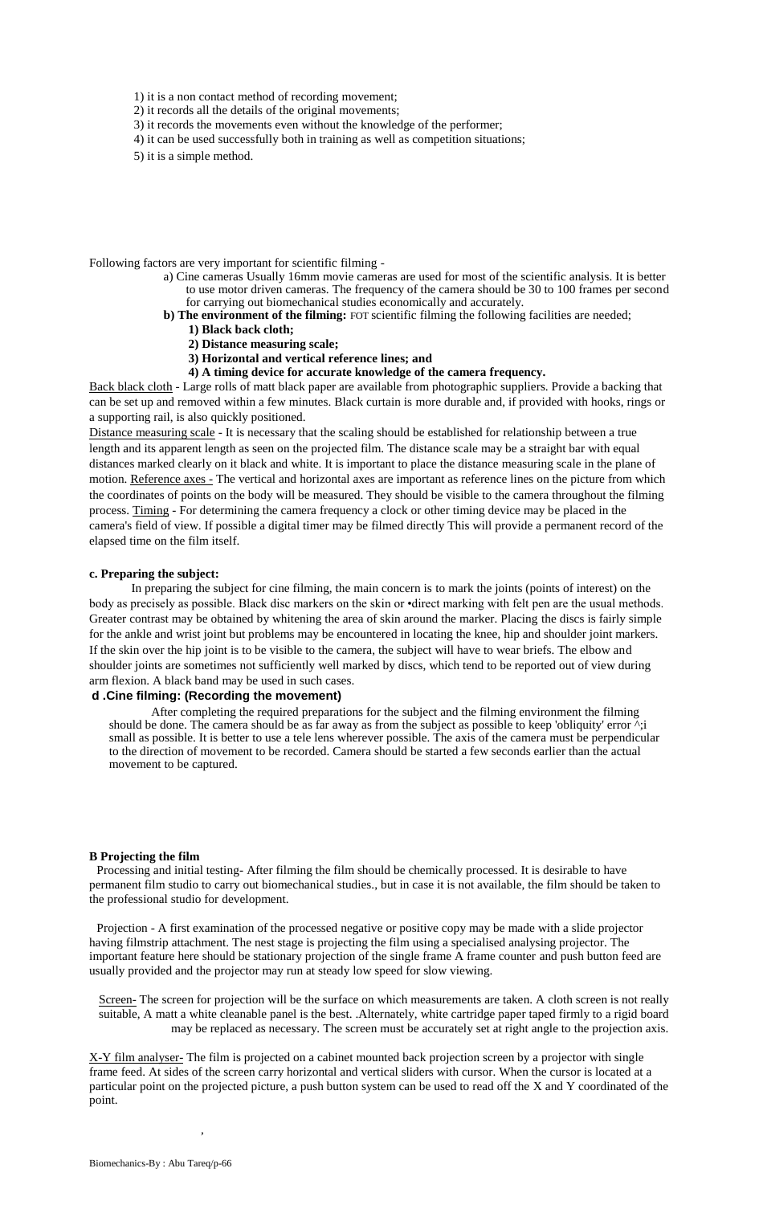1) it is a non contact method of recording movement;
2) it records all the details of the original movements;
3) it records the movements even without the knowledge of the performer;
4) it can be used successfully both in training as well as competition situations;
5) it is a simple method.

Following factors are very important for scientific filming -

a) Cine cameras Usually 16mm movie cameras are used for most of the scientific analysis. It is better to use motor driven cameras. The frequency of the camera should be 30 to 100 frames per second for carrying out biomechanical studies economically and accurately.

**b) The environment of the filming:** FOT scientific filming the following facilities are needed;

**1) Black back cloth;**
**2) Distance measuring scale;**
**3) Horizontal and vertical reference lines; and**
**4) A timing device for accurate knowledge of the camera frequency.**

Back black cloth - Large rolls of matt black paper are available from photographic suppliers. Provide a backing that can be set up and removed within a few minutes. Black curtain is more durable and, if provided with hooks, rings or a supporting rail, is also quickly positioned.

Distance measuring scale - It is necessary that the scaling should be established for relationship between a true length and its apparent length as seen on the projected film. The distance scale may be a straight bar with equal distances marked clearly on it black and white. It is important to place the distance measuring scale in the plane of motion. Reference axes - The vertical and horizontal axes are important as reference lines on the picture from which the coordinates of points on the body will be measured. They should be visible to the camera throughout the filming process. Timing - For determining the camera frequency a clock or other timing device may be placed in the camera's field of view. If possible a digital timer may be filmed directly This will provide a permanent record of the elapsed time on the film itself.

**c. Preparing the subject:**

In preparing the subject for cine filming, the main concern is to mark the joints (points of interest) on the body as precisely as possible. Black disc markers on the skin or •direct marking with felt pen are the usual methods. Greater contrast may be obtained by whitening the area of skin around the marker. Placing the discs is fairly simple for the ankle and wrist joint but problems may be encountered in locating the knee, hip and shoulder joint markers. If the skin over the hip joint is to be visible to the camera, the subject will have to wear briefs. The elbow and shoulder joints are sometimes not sufficiently well marked by discs, which tend to be reported out of view during arm flexion. A black band may be used in such cases.

**d .Cine filming: (Recording the movement)**

After completing the required preparations for the subject and the filming environment the filming should be done. The camera should be as far away as from the subject as possible to keep 'obliquity' error ^;i small as possible. It is better to use a tele lens wherever possible. The axis of the camera must be perpendicular to the direction of movement to be recorded. Camera should be started a few seconds earlier than the actual movement to be captured.

**B Projecting the film**

Processing and initial testing- After filming the film should be chemically processed. It is desirable to have permanent film studio to carry out biomechanical studies., but in case it is not available, the film should be taken to the professional studio for development.

Projection - A first examination of the processed negative or positive copy may be made with a slide projector having filmstrip attachment. The nest stage is projecting the film using a specialised analysing projector. The important feature here should be stationary projection of the single frame A frame counter and push button feed are usually provided and the projector may run at steady low speed for slow viewing.

Screen- The screen for projection will be the surface on which measurements are taken. A cloth screen is not really suitable, A matt a white cleanable panel is the best. .Alternately, white cartridge paper taped firmly to a rigid board may be replaced as necessary. The screen must be accurately set at right angle to the projection axis.

X-Y film analyser- The film is projected on a cabinet mounted back projection screen by a projector with single frame feed. At sides of the screen carry horizontal and vertical sliders with cursor. When the cursor is located at a particular point on the projected picture, a push button system can be used to read off the X and Y coordinated of the point.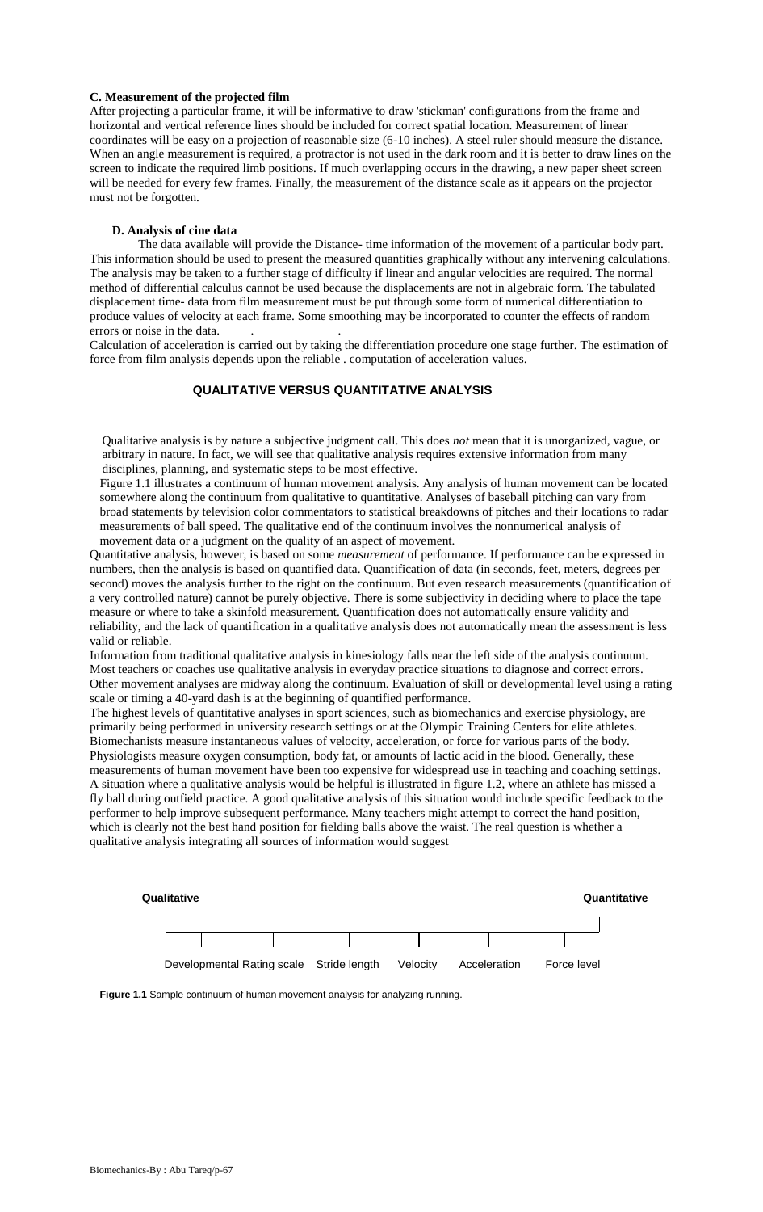**C. Measurement of the projected film**

After projecting a particular frame, it will be informative to draw 'stickman' configurations from the frame and horizontal and vertical reference lines should be included for correct spatial location. Measurement of linear coordinates will be easy on a projection of reasonable size (6-10 inches). A steel ruler should measure the distance. When an angle measurement is required, a protractor is not used in the dark room and it is better to draw lines on the screen to indicate the required limb positions. If much overlapping occurs in the drawing, a new paper sheet screen will be needed for every few frames. Finally, the measurement of the distance scale as it appears on the projector must not be forgotten.

**D. Analysis of cine data**

The data available will provide the Distance- time information of the movement of a particular body part. This information should be used to present the measured quantities graphically without any intervening calculations. The analysis may be taken to a further stage of difficulty if linear and angular velocities are required. The normal method of differential calculus cannot be used because the displacements are not in algebraic form. The tabulated displacement time- data from film measurement must be put through some form of numerical differentiation to produce values of velocity at each frame. Some smoothing may be incorporated to counter the effects of random errors or noise in the data.

Calculation of acceleration is carried out by taking the differentiation procedure one stage further. The estimation of force from film analysis depends upon the reliable . computation of acceleration values.

## QUALITATIVE VERSUS QUANTITATIVE ANALYSIS

Qualitative analysis is by nature a subjective judgment call. This does *not* mean that it is unorganized, vague, or arbitrary in nature. In fact, we will see that qualitative analysis requires extensive information from many disciplines, planning, and systematic steps to be most effective.

Figure 1.1 illustrates a continuum of human movement analysis. Any analysis of human movement can be located somewhere along the continuum from qualitative to quantitative. Analyses of baseball pitching can vary from broad statements by television color commentators to statistical breakdowns of pitches and their locations to radar measurements of ball speed. The qualitative end of the continuum involves the nonnumerical analysis of movement data or a judgment on the quality of an aspect of movement.

Quantitative analysis, however, is based on some *measurement* of performance. If performance can be expressed in numbers, then the analysis is based on quantified data. Quantification of data (in seconds, feet, meters, degrees per second) moves the analysis further to the right on the continuum. But even research measurements (quantification of a very controlled nature) cannot be purely objective. There is some subjectivity in deciding where to place the tape measure or where to take a skinfold measurement. Quantification does not automatically ensure validity and reliability, and the lack of quantification in a qualitative analysis does not automatically mean the assessment is less valid or reliable.

Information from traditional qualitative analysis in kinesiology falls near the left side of the analysis continuum. Most teachers or coaches use qualitative analysis in everyday practice situations to diagnose and correct errors. Other movement analyses are midway along the continuum. Evaluation of skill or developmental level using a rating scale or timing a 40-yard dash is at the beginning of quantified performance.

The highest levels of quantitative analyses in sport sciences, such as biomechanics and exercise physiology, are primarily being performed in university research settings or at the Olympic Training Centers for elite athletes. Biomechanists measure instantaneous values of velocity, acceleration, or force for various parts of the body. Physiologists measure oxygen consumption, body fat, or amounts of lactic acid in the blood. Generally, these measurements of human movement have been too expensive for widespread use in teaching and coaching settings.

A situation where a qualitative analysis would be helpful is illustrated in figure 1.2, where an athlete has missed a fly ball during outfield practice. A good qualitative analysis of this situation would include specific feedback to the performer to help improve subsequent performance. Many teachers might attempt to correct the hand position, which is clearly not the best hand position for fielding balls above the waist. The real question is whether a qualitative analysis integrating all sources of information would suggest

**Qualitative** ——————————————————————————— **Quantitative**

Developmental Rating scale | Stride length | Velocity | Acceleration | Force level

**Figure 1.1** Sample continuum of human movement analysis for analyzing running.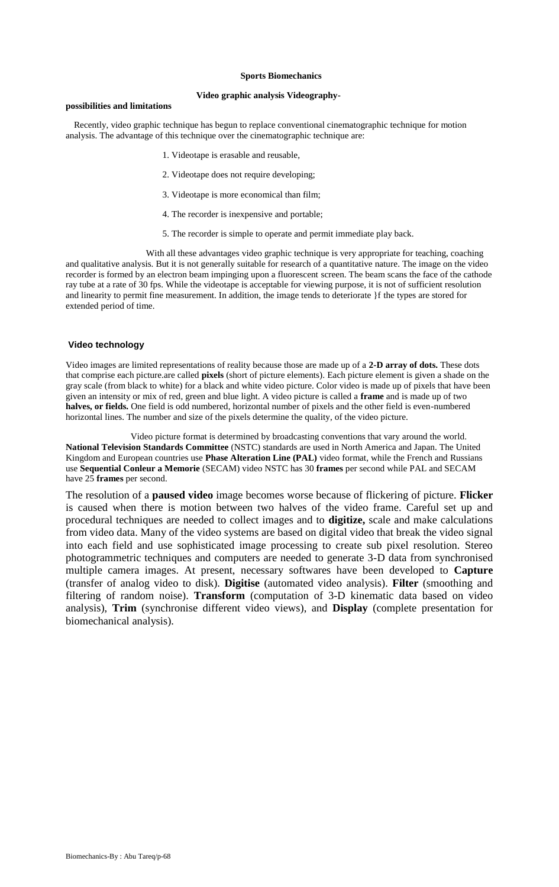**Sports Biomechanics**

**Video graphic analysis Videography-possibilities and limitations**

Recently, video graphic technique has begun to replace conventional cinematographic technique for motion analysis. The advantage of this technique over the cinematographic technique are:

1. Videotape is erasable and reusable,
2. Videotape does not require developing;
3. Videotape is more economical than film;
4. The recorder is inexpensive and portable;
5. The recorder is simple to operate and permit immediate play back.

With all these advantages video graphic technique is very appropriate for teaching, coaching and qualitative analysis. But it is not generally suitable for research of a quantitative nature. The image on the video recorder is formed by an electron beam impinging upon a fluorescent screen. The beam scans the face of the cathode ray tube at a rate of 30 fps. While the videotape is acceptable for viewing purpose, it is not of sufficient resolution and linearity to permit fine measurement. In addition, the image tends to deteriorate }f the types are stored for extended period of time.

**Video technology**

Video images are limited representations of reality because those are made up of a **2-D array of dots.** These dots that comprise each picture.are called **pixels** (short of picture elements). Each picture element is given a shade on the gray scale (from black to white) for a black and white video picture. Color video is made up of pixels that have been given an intensity or mix of red, green and blue light. A video picture is called a **frame** and is made up of two **halves, or fields.** One field is odd numbered, horizontal number of pixels and the other field is even-numbered horizontal lines. The number and size of the pixels determine the quality, of the video picture.

Video picture format is determined by broadcasting conventions that vary around the world. **National Television Standards Committee** (NSTC) standards are used in North America and Japan. The United Kingdom and European countries use **Phase Alteration Line (PAL)** video format, while the French and Russians use **Sequential Conleur a Memorie** (SECAM) video NSTC has 30 **frames** per second while PAL and SECAM have 25 **frames** per second.

The resolution of a **paused video** image becomes worse because of flickering of picture. **Flicker** is caused when there is motion between two halves of the video frame. Careful set up and procedural techniques are needed to collect images and to **digitize,** scale and make calculations from video data. Many of the video systems are based on digital video that break the video signal into each field and use sophisticated image processing to create sub pixel resolution. Stereo photogrammetric techniques and computers are needed to generate 3-D data from synchronised multiple camera images. At present, necessary softwares have been developed to **Capture** (transfer of analog video to disk). **Digitise** (automated video analysis). **Filter** (smoothing and filtering of random noise). **Transform** (computation of 3-D kinematic data based on video analysis), **Trim** (synchronise different video views), and **Display** (complete presentation for biomechanical analysis).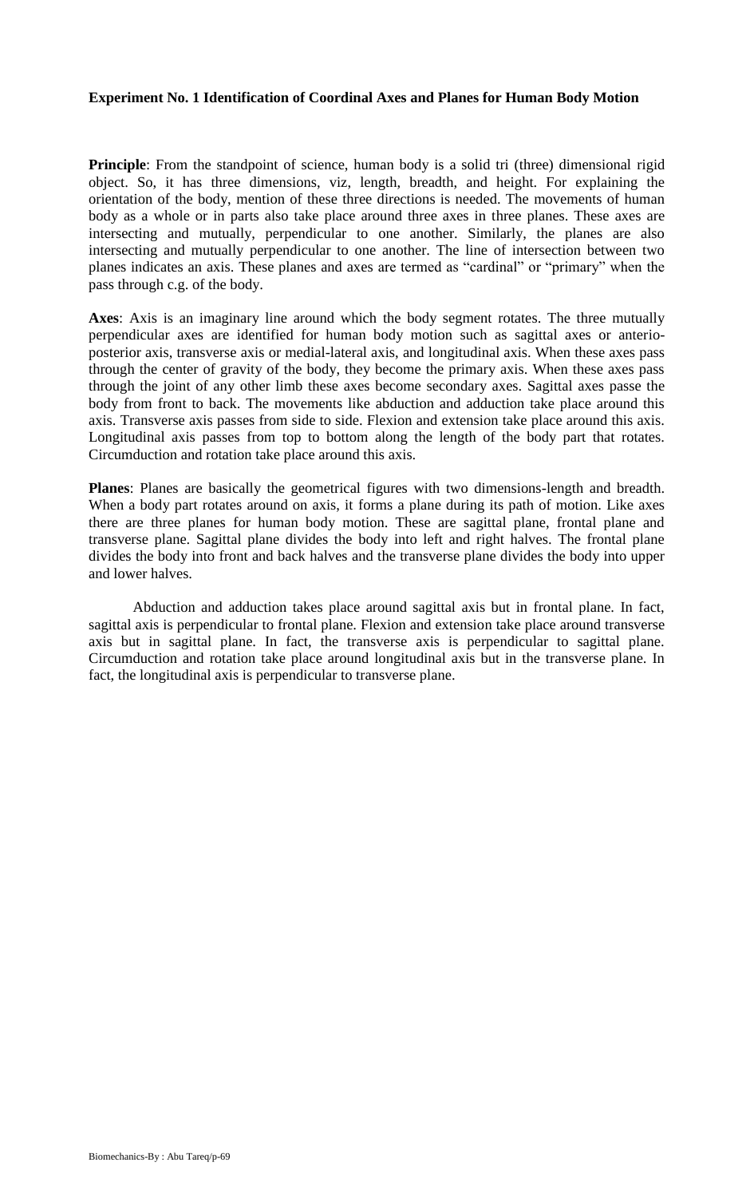**Experiment No. 1 Identification of Coordinal Axes and Planes for Human Body Motion**

**Principle**: From the standpoint of science, human body is a solid tri (three) dimensional rigid object. So, it has three dimensions, viz, length, breadth, and height. For explaining the orientation of the body, mention of these three directions is needed. The movements of human body as a whole or in parts also take place around three axes in three planes. These axes are intersecting and mutually, perpendicular to one another. Similarly, the planes are also intersecting and mutually perpendicular to one another. The line of intersection between two planes indicates an axis. These planes and axes are termed as "cardinal" or "primary" when the pass through c.g. of the body.

**Axes**: Axis is an imaginary line around which the body segment rotates. The three mutually perpendicular axes are identified for human body motion such as sagittal axes or anterio-posterior axis, transverse axis or medial-lateral axis, and longitudinal axis. When these axes pass through the center of gravity of the body, they become the primary axis. When these axes pass through the joint of any other limb these axes become secondary axes. Sagittal axes passe the body from front to back. The movements like abduction and adduction take place around this axis. Transverse axis passes from side to side. Flexion and extension take place around this axis. Longitudinal axis passes from top to bottom along the length of the body part that rotates. Circumduction and rotation take place around this axis.

**Planes**: Planes are basically the geometrical figures with two dimensions-length and breadth. When a body part rotates around on axis, it forms a plane during its path of motion. Like axes there are three planes for human body motion. These are sagittal plane, frontal plane and transverse plane. Sagittal plane divides the body into left and right halves. The frontal plane divides the body into front and back halves and the transverse plane divides the body into upper and lower halves.

Abduction and adduction takes place around sagittal axis but in frontal plane. In fact, sagittal axis is perpendicular to frontal plane. Flexion and extension take place around transverse axis but in sagittal plane. In fact, the transverse axis is perpendicular to sagittal plane. Circumduction and rotation take place around longitudinal axis but in the transverse plane. In fact, the longitudinal axis is perpendicular to transverse plane.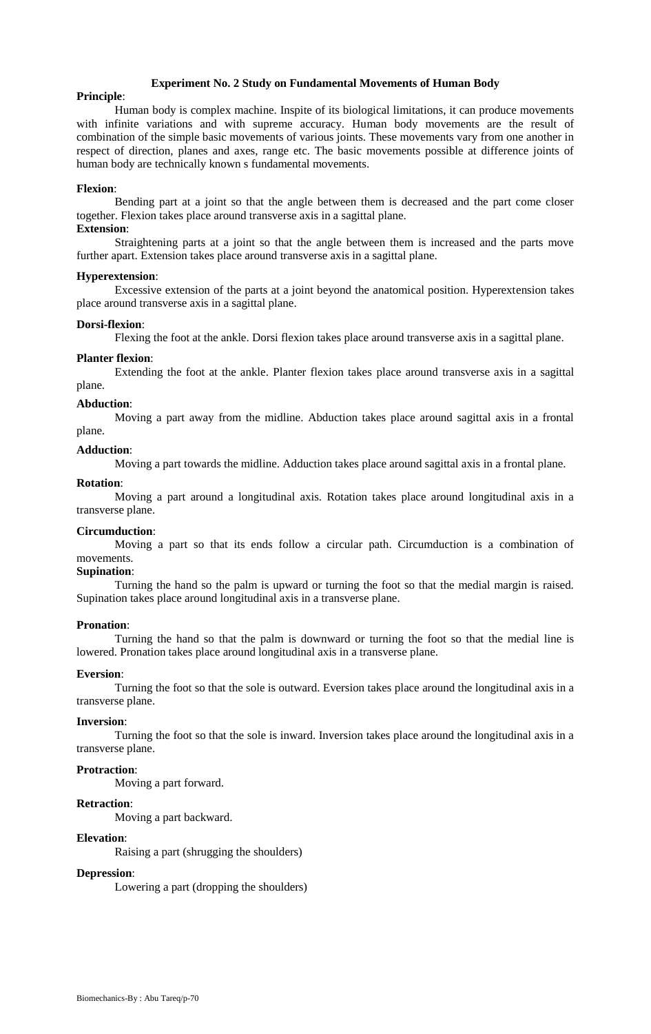**Experiment No. 2 Study on Fundamental Movements of Human Body**

**Principle**:

Human body is complex machine. Inspite of its biological limitations, it can produce movements with infinite variations and with supreme accuracy. Human body movements are the result of combination of the simple basic movements of various joints. These movements vary from one another in respect of direction, planes and axes, range etc. The basic movements possible at difference joints of human body are technically known s fundamental movements.

**Flexion**:

Bending part at a joint so that the angle between them is decreased and the part come closer together. Flexion takes place around transverse axis in a sagittal plane.

**Extension**:

Straightening parts at a joint so that the angle between them is increased and the parts move further apart. Extension takes place around transverse axis in a sagittal plane.

**Hyperextension**:

Excessive extension of the parts at a joint beyond the anatomical position. Hyperextension takes place around transverse axis in a sagittal plane.

**Dorsi-flexion**:

Flexing the foot at the ankle. Dorsi flexion takes place around transverse axis in a sagittal plane.

**Planter flexion**:

Extending the foot at the ankle. Planter flexion takes place around transverse axis in a sagittal plane.

**Abduction**:

Moving a part away from the midline. Abduction takes place around sagittal axis in a frontal plane.

**Adduction**:

Moving a part towards the midline. Adduction takes place around sagittal axis in a frontal plane.

**Rotation**:

Moving a part around a longitudinal axis. Rotation takes place around longitudinal axis in a transverse plane.

**Circumduction**:

Moving a part so that its ends follow a circular path. Circumduction is a combination of movements.

**Supination**:

Turning the hand so the palm is upward or turning the foot so that the medial margin is raised. Supination takes place around longitudinal axis in a transverse plane.

**Pronation**:

Turning the hand so that the palm is downward or turning the foot so that the medial line is lowered. Pronation takes place around longitudinal axis in a transverse plane.

**Eversion**:

Turning the foot so that the sole is outward. Eversion takes place around the longitudinal axis in a transverse plane.

**Inversion**:

Turning the foot so that the sole is inward. Inversion takes place around the longitudinal axis in a transverse plane.

**Protraction**:

Moving a part forward.

**Retraction**:

Moving a part backward.

**Elevation**:

Raising a part (shrugging the shoulders)

**Depression**:

Lowering a part (dropping the shoulders)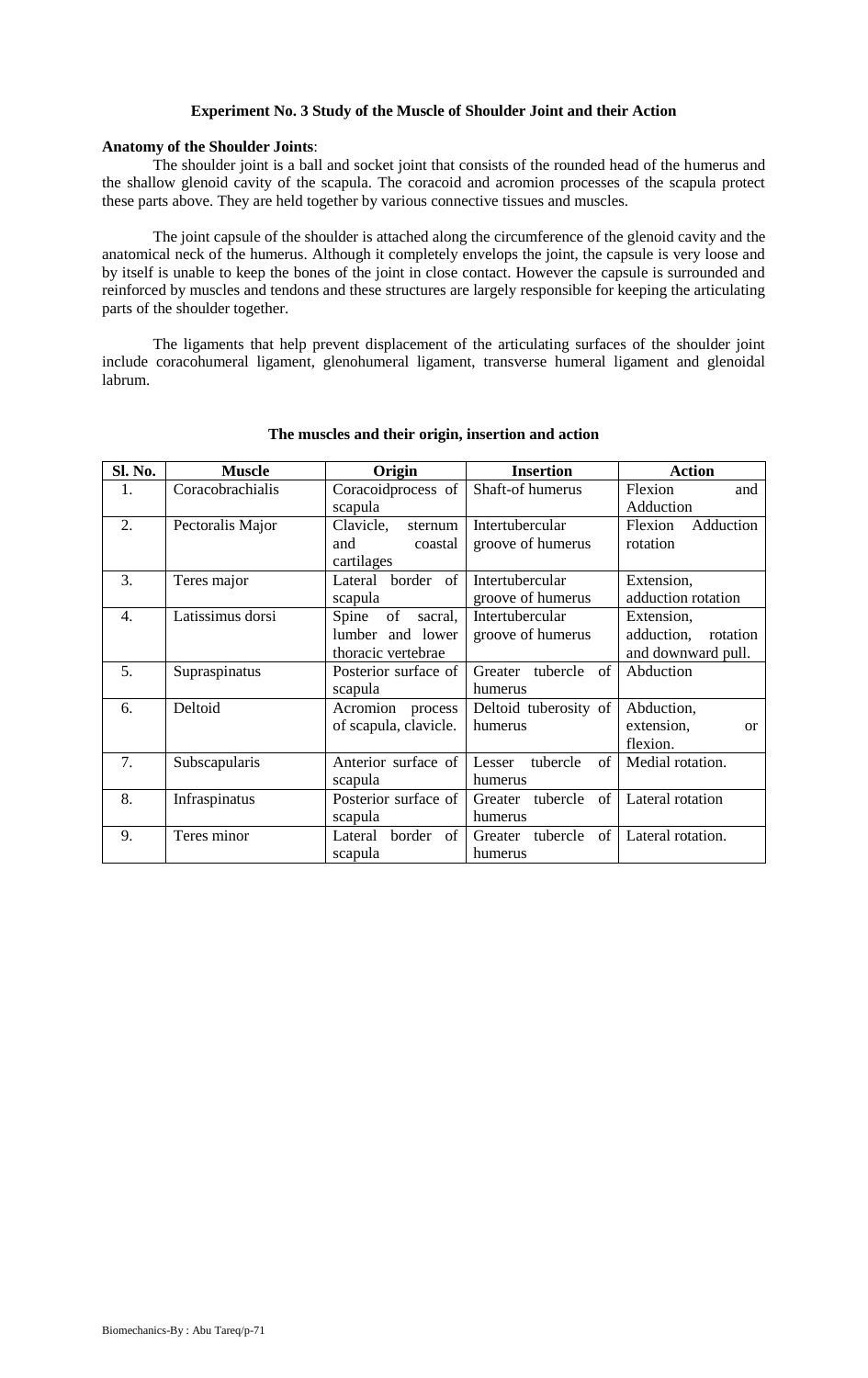**Experiment No. 3 Study of the Muscle of Shoulder Joint and their Action**

**Anatomy of the Shoulder Joints**:

The shoulder joint is a ball and socket joint that consists of the rounded head of the humerus and the shallow glenoid cavity of the scapula. The coracoid and acromion processes of the scapula protect these parts above. They are held together by various connective tissues and muscles.

The joint capsule of the shoulder is attached along the circumference of the glenoid cavity and the anatomical neck of the humerus. Although it completely envelops the joint, the capsule is very loose and by itself is unable to keep the bones of the joint in close contact. However the capsule is surrounded and reinforced by muscles and tendons and these structures are largely responsible for keeping the articulating parts of the shoulder together.

The ligaments that help prevent displacement of the articulating surfaces of the shoulder joint include coracohumeral ligament, glenohumeral ligament, transverse humeral ligament and glenoidal labrum.

**The muscles and their origin, insertion and action**

| Sl. No. | Muscle | Origin | Insertion | Action |
|---|---|---|---|---|
| 1. | Coracobrachialis | Coracoidprocess of scapula | Shaft-of humerus | Flexion and Adduction |
| 2. | Pectoralis Major | Clavicle, sternum and coastal cartilages | Intertubercular groove of humerus | Flexion Adduction rotation |
| 3. | Teres major | Lateral border of scapula | Intertubercular groove of humerus | Extension, adduction rotation |
| 4. | Latissimus dorsi | Spine of sacral, lumber and lower thoracic vertebrae | Intertubercular groove of humerus | Extension, adduction, rotation and downward pull. |
| 5. | Supraspinatus | Posterior surface of scapula | Greater tubercle of humerus | Abduction |
| 6. | Deltoid | Acromion process of scapula, clavicle. | Deltoid tuberosity of humerus | Abduction, extension, or flexion. |
| 7. | Subscapularis | Anterior surface of scapula | Lesser tubercle of humerus | Medial rotation. |
| 8. | Infraspinatus | Posterior surface of scapula | Greater tubercle of humerus | Lateral rotation |
| 9. | Teres minor | Lateral border of scapula | Greater tubercle of humerus | Lateral rotation. |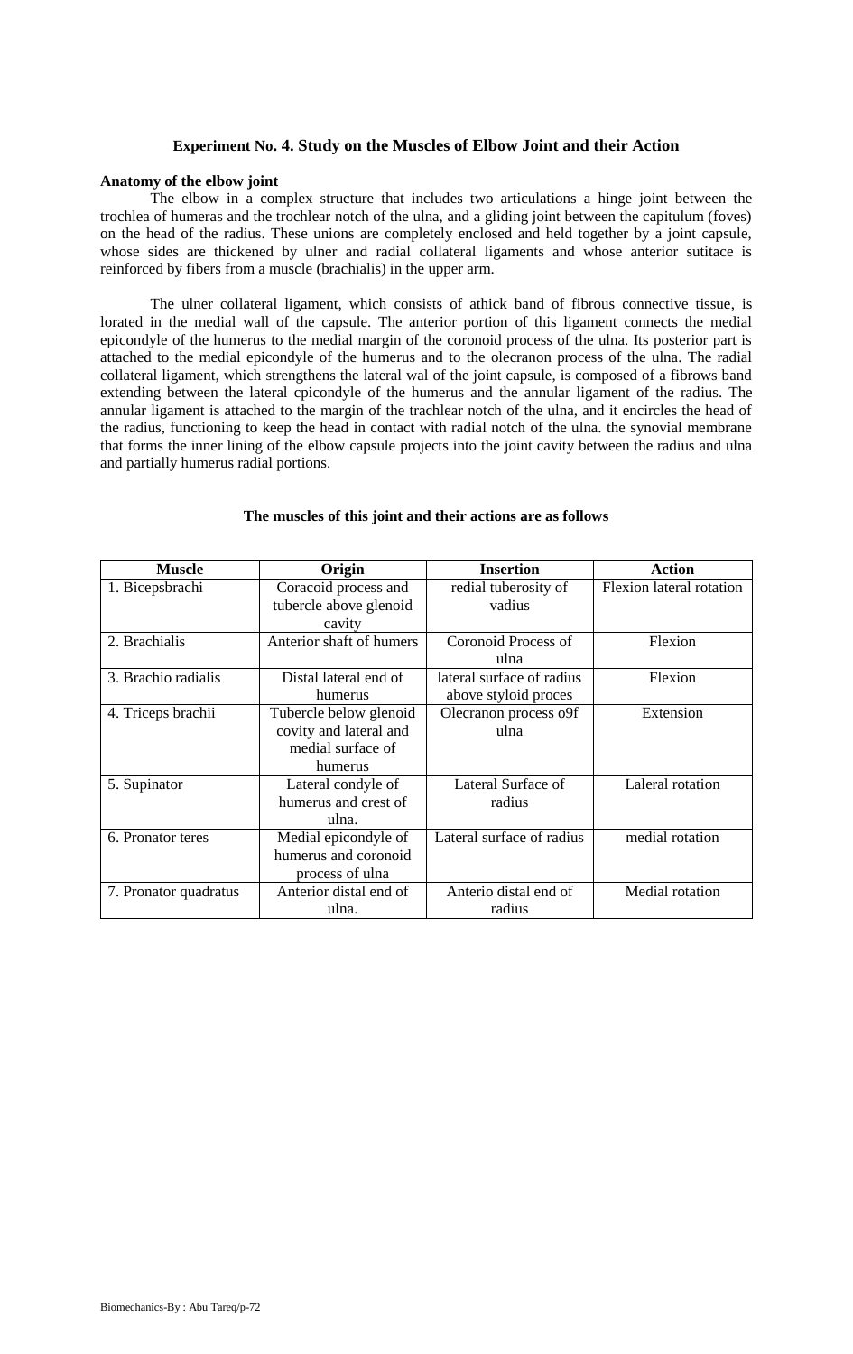### Experiment No. 4. Study on the Muscles of Elbow Joint and their Action

**Anatomy of the elbow joint**

The elbow in a complex structure that includes two articulations a hinge joint between the trochlea of humeras and the trochlear notch of the ulna, and a gliding joint between the capitulum (foves) on the head of the radius. These unions are completely enclosed and held together by a joint capsule, whose sides are thickened by ulner and radial collateral ligaments and whose anterior sutitace is reinforced by fibers from a muscle (brachialis) in the upper arm.

The ulner collateral ligament, which consists of athick band of fibrous connective tissue, is lorated in the medial wall of the capsule. The anterior portion of this ligament connects the medial epicondyle of the humerus to the medial margin of the coronoid process of the ulna. Its posterior part is attached to the medial epicondyle of the humerus and to the olecranon process of the ulna. The radial collateral ligament, which strengthens the lateral wal of the joint capsule, is composed of a fibrows band extending between the lateral cpicondyle of the humerus and the annular ligament of the radius. The annular ligament is attached to the margin of the trachlear notch of the ulna, and it encircles the head of the radius, functioning to keep the head in contact with radial notch of the ulna. the synovial membrane that forms the inner lining of the elbow capsule projects into the joint cavity between the radius and ulna and partially humerus radial portions.

**The muscles of this joint and their actions are as follows**

| Muscle | Origin | Insertion | Action |
|---|---|---|---|
| 1. Bicepsbrachi | Coracoid process and tubercle above glenoid cavity | redial tuberosity of vadius | Flexion lateral rotation |
| 2. Brachialis | Anterior shaft of humers | Coronoid Process of ulna | Flexion |
| 3. Brachio radialis | Distal lateral end of humerus | lateral surface of radius above styloid proces | Flexion |
| 4. Triceps brachii | Tubercle below glenoid covity and lateral and medial surface of humerus | Olecranon process o9f ulna | Extension |
| 5. Supinator | Lateral condyle of humerus and crest of ulna. | Lateral Surface of radius | Laleral rotation |
| 6. Pronator teres | Medial epicondyle of humerus and coronoid process of ulna | Lateral surface of radius | medial rotation |
| 7. Pronator quadratus | Anterior distal end of ulna. | Anterio distal end of radius | Medial rotation |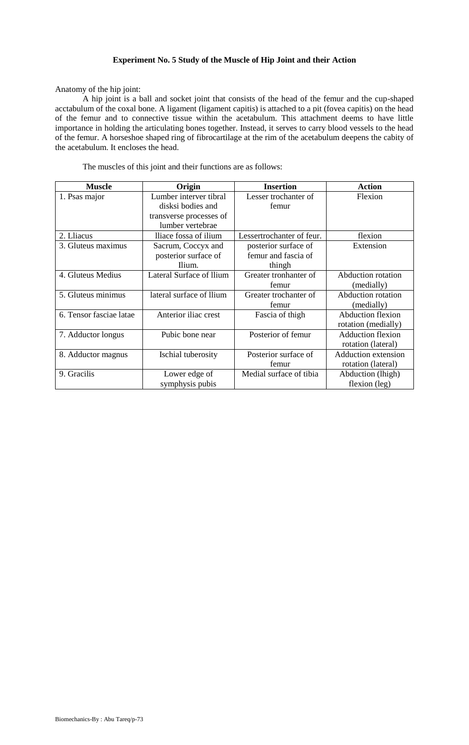**Experiment No. 5 Study of the Muscle of Hip Joint and their Action**

Anatomy of the hip joint:

A hip joint is a ball and socket joint that consists of the head of the femur and the cup-shaped acctabulum of the coxal bone. A ligament (ligament capitis) is attached to a pit (fovea capitis) on the head of the femur and to connective tissue within the acetabulum. This attachment deems to have little importance in holding the articulating bones together. Instead, it serves to carry blood vessels to the head of the femur. A horseshoe shaped ring of fibrocartilage at the rim of the acetabulum deepens the cabity of the acetabulum. It encloses the head.

The muscles of this joint and their functions are as follows:

| Muscle | Origin | Insertion | Action |
|---|---|---|---|
| 1. Psas major | Lumber interver tibral disksi bodies and transverse processes of lumber vertebrae | Lesser trochanter of femur | Flexion |
| 2. Lliacus | lliace fossa of ilium | Lessertrochanter of feur. | flexion |
| 3. Gluteus maximus | Sacrum, Coccyx and posterior surface of Ilium. | posterior surface of femur and fascia of thingh | Extension |
| 4. Gluteus Medius | Lateral Surface of llium | Greater tronhanter of femur | Abduction rotation (medially) |
| 5. Gluteus minimus | lateral surface of llium | Greater trochanter of femur | Abduction rotation (medially) |
| 6. Tensor fasciae latae | Anterior iliac crest | Fascia of thigh | Abduction flexion rotation (medially) |
| 7. Adductor longus | Pubic bone near | Posterior of femur | Adduction flexion rotation (lateral) |
| 8. Adductor magnus | Ischial tuberosity | Posterior surface of femur | Adduction extension rotation (lateral) |
| 9. Gracilis | Lower edge of symphysis pubis | Medial surface of tibia | Abduction (lhigh) flexion (leg) |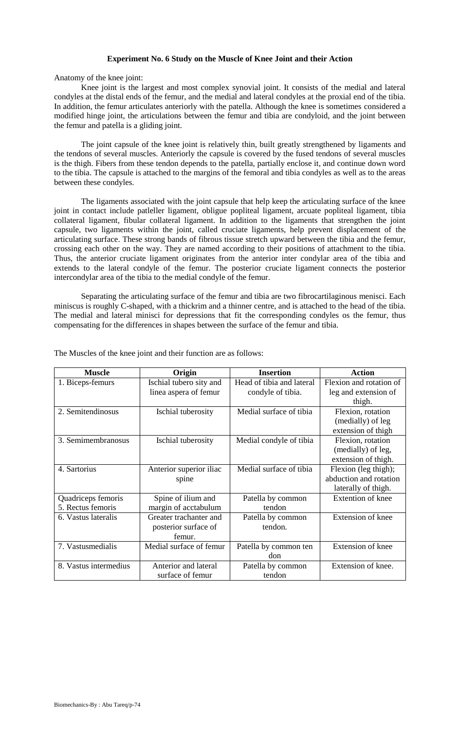**Experiment No. 6 Study on the Muscle of Knee Joint and their Action**

Anatomy of the knee joint:

Knee joint is the largest and most complex synovial joint. It consists of the medial and lateral condyles at the distal ends of the femur, and the medial and lateral condyles at the proxial end of the tibia. In addition, the femur articulates anteriorly with the patella. Although the knee is sometimes considered a modified hinge joint, the articulations between the femur and tibia are condyloid, and the joint between the femur and patella is a gliding joint.

The joint capsule of the knee joint is relatively thin, built greatly strengthened by ligaments and the tendons of several muscles. Anteriorly the capsule is covered by the fused tendons of several muscles is the thigh. Fibers from these tendon depends to the patella, partially enclose it, and continue down word to the tibia. The capsule is attached to the margins of the femoral and tibia condyles as well as to the areas between these condyles.

The ligaments associated with the joint capsule that help keep the articulating surface of the knee joint in contact include patleller ligament, obligue popliteal ligament, arcuate popliteal ligament, tibia collateral ligament, fibular collateral ligament. In addition to the ligaments that strengthen the joint capsule, two ligaments within the joint, called cruciate ligaments, help prevent displacement of the articulating surface. These strong bands of fibrous tissue stretch upward between the tibia and the femur, crossing each other on the way. They are named according to their positions of attachment to the tibia. Thus, the anterior cruciate ligament originates from the anterior inter condylar area of the tibia and extends to the lateral condyle of the femur. The posterior cruciate ligament connects the posterior intercondylar area of the tibia to the medial condyle of the femur.

Separating the articulating surface of the femur and tibia are two fibrocartilaginous menisci. Each miniscus is roughly C-shaped, with a thickrim and a thinner centre, and is attached to the head of the tibia. The medial and lateral minisci for depressions that fit the corresponding condyles os the femur, thus compensating for the differences in shapes between the surface of the femur and tibia.

The Muscles of the knee joint and their function are as follows:

| Muscle | Origin | Insertion | Action |
|---|---|---|---|
| 1. Biceps-femurs | Ischial tubero sity and linea aspera of femur | Head of tibia and lateral condyle of tibia. | Flexion and rotation of leg and extension of thigh. |
| 2. Semitendinosus | Ischial tuberosity | Medial surface of tibia | Flexion, rotation (medially) of leg extension of thigh |
| 3. Semimembranosus | Ischial tuberosity | Medial condyle of tibia | Flexion, rotation (medially) of leg, extension of thigh. |
| 4. Sartorius | Anterior superior iliac spine | Medial surface of tibia | Flexion (leg thigh); abduction and rotation laterally of thigh. |
| Quadriceps femoris 5. Rectus femoris | Spine of ilium and margin of acctabulum | Patella by common tendon | Extention of knee |
| 6. Vastus lateralis | Greater trachanter and posterior surface of femur. | Patella by common tendon. | Extension of knee |
| 7. Vastusmedialis | Medial surface of femur | Patella by common ten don | Extension of knee |
| 8. Vastus intermedius | Anterior and lateral surface of femur | Patella by common tendon | Extension of knee. |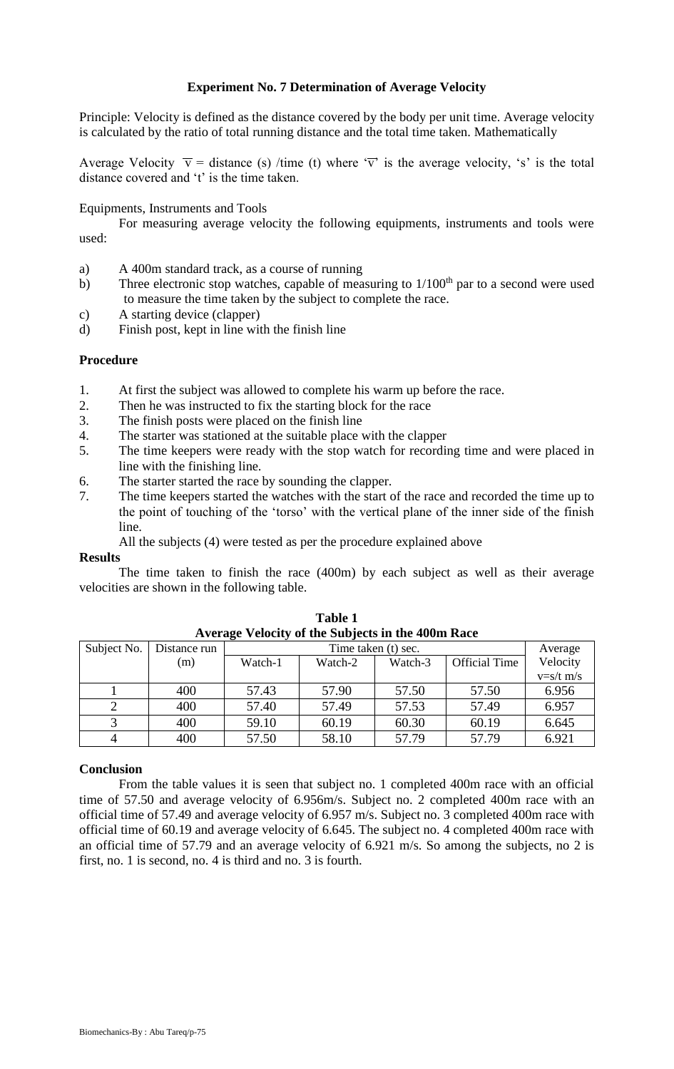**Experiment No. 7 Determination of Average Velocity**

Principle: Velocity is defined as the distance covered by the body per unit time. Average velocity is calculated by the ratio of total running distance and the total time taken. Mathematically

Average Velocity $\overline{v}$ = distance (s) /time (t) where '$\overline{v}$' is the average velocity, 's' is the total distance covered and 't' is the time taken.

Equipments, Instruments and Tools

For measuring average velocity the following equipments, instruments and tools were used:

a) A 400m standard track, as a course of running
b) Three electronic stop watches, capable of measuring to 1/100th par to a second were used to measure the time taken by the subject to complete the race.
c) A starting device (clapper)
d) Finish post, kept in line with the finish line

**Procedure**

1. At first the subject was allowed to complete his warm up before the race.
2. Then he was instructed to fix the starting block for the race
3. The finish posts were placed on the finish line
4. The starter was stationed at the suitable place with the clapper
5. The time keepers were ready with the stop watch for recording time and were placed in line with the finishing line.
6. The starter started the race by sounding the clapper.
7. The time keepers started the watches with the start of the race and recorded the time up to the point of touching of the 'torso' with the vertical plane of the inner side of the finish line.

All the subjects (4) were tested as per the procedure explained above

**Results**

The time taken to finish the race (400m) by each subject as well as their average velocities are shown in the following table.

**Table 1**
**Average Velocity of the Subjects in the 400m Race**

| Subject No. | Distance run (m) | Time taken (t) sec. | | | | Average Velocity v=s/t m/s |
|---|---|---|---|---|---|---|
| | | Watch-1 | Watch-2 | Watch-3 | Official Time | |
| 1 | 400 | 57.43 | 57.90 | 57.50 | 57.50 | 6.956 |
| 2 | 400 | 57.40 | 57.49 | 57.53 | 57.49 | 6.957 |
| 3 | 400 | 59.10 | 60.19 | 60.30 | 60.19 | 6.645 |
| 4 | 400 | 57.50 | 58.10 | 57.79 | 57.79 | 6.921 |

**Conclusion**

From the table values it is seen that subject no. 1 completed 400m race with an official time of 57.50 and average velocity of 6.956m/s. Subject no. 2 completed 400m race with an official time of 57.49 and average velocity of 6.957 m/s. Subject no. 3 completed 400m race with official time of 60.19 and average velocity of 6.645. The subject no. 4 completed 400m race with an official time of 57.79 and an average velocity of 6.921 m/s. So among the subjects, no 2 is first, no. 1 is second, no. 4 is third and no. 3 is fourth.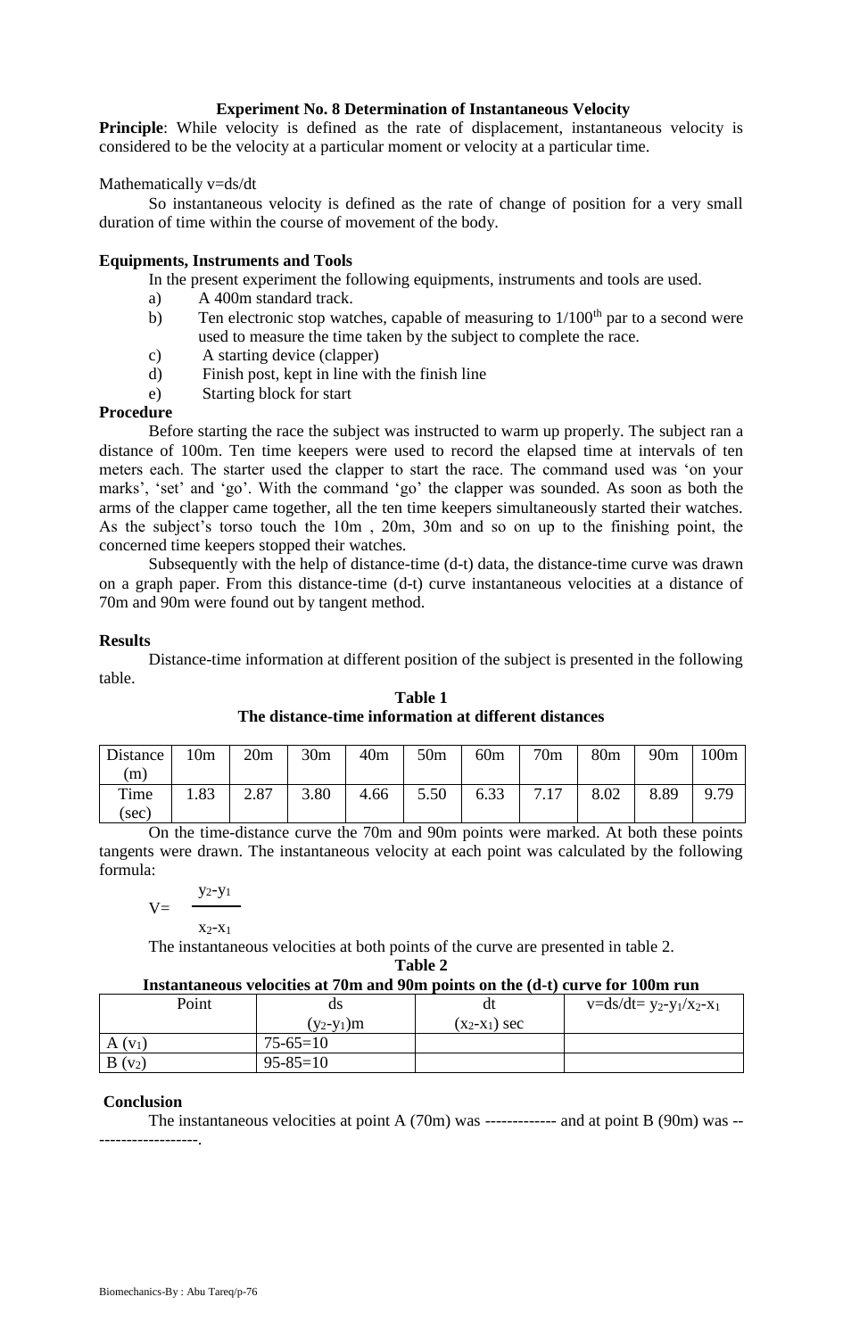### Experiment No. 8 Determination of Instantaneous Velocity

**Principle**: While velocity is defined as the rate of displacement, instantaneous velocity is considered to be the velocity at a particular moment or velocity at a particular time.

Mathematically $v=ds/dt$

So instantaneous velocity is defined as the rate of change of position for a very small duration of time within the course of movement of the body.

**Equipments, Instruments and Tools**

In the present experiment the following equipments, instruments and tools are used.

a) A 400m standard track.
b) Ten electronic stop watches, capable of measuring to $1/100^{th}$ par to a second were used to measure the time taken by the subject to complete the race.
c) A starting device (clapper)
d) Finish post, kept in line with the finish line
e) Starting block for start

**Procedure**

Before starting the race the subject was instructed to warm up properly. The subject ran a distance of 100m. Ten time keepers were used to record the elapsed time at intervals of ten meters each. The starter used the clapper to start the race. The command used was 'on your marks', 'set' and 'go'. With the command 'go' the clapper was sounded. As soon as both the arms of the clapper came together, all the ten time keepers simultaneously started their watches. As the subject's torso touch the 10m , 20m, 30m and so on up to the finishing point, the concerned time keepers stopped their watches.

Subsequently with the help of distance-time (d-t) data, the distance-time curve was drawn on a graph paper. From this distance-time (d-t) curve instantaneous velocities at a distance of 70m and 90m were found out by tangent method.

**Results**

Distance-time information at different position of the subject is presented in the following table.

**Table 1**
**The distance-time information at different distances**

| Distance (m) | 10m | 20m | 30m | 40m | 50m | 60m | 70m | 80m | 90m | 100m |
|---|---|---|---|---|---|---|---|---|---|---|
| Time (sec) | 1.83 | 2.87 | 3.80 | 4.66 | 5.50 | 6.33 | 7.17 | 8.02 | 8.89 | 9.79 |

On the time-distance curve the 70m and 90m points were marked. At both these points tangents were drawn. The instantaneous velocity at each point was calculated by the following formula:

$$V = \frac{y_2 - y_1}{x_2 - x_1}$$

The instantaneous velocities at both points of the curve are presented in table 2.

**Table 2**
**Instantaneous velocities at 70m and 90m points on the (d-t) curve for 100m run**

| Point | ds $(y_2-y_1)$m | dt $(x_2-x_1)$ sec | $v=ds/dt= y_2-y_1/x_2-x_1$ |
|---|---|---|---|
| A $(v_1)$ | 75-65=10 | | |
| B $(v_2)$ | 95-85=10 | | |

**Conclusion**

The instantaneous velocities at point A (70m) was ------------- and at point B (90m) was --------------------.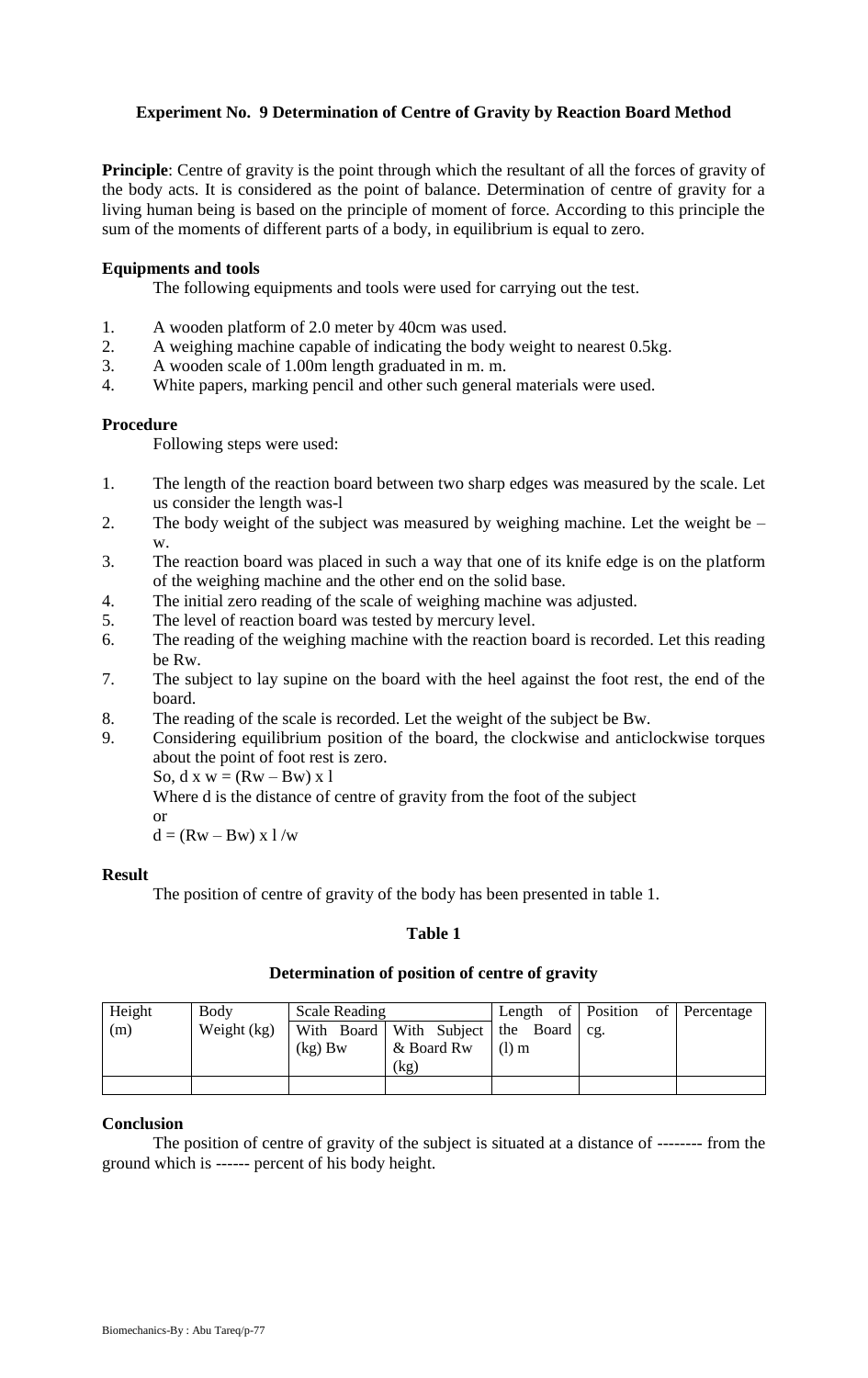**Experiment No. 9 Determination of Centre of Gravity by Reaction Board Method**

**Principle**: Centre of gravity is the point through which the resultant of all the forces of gravity of the body acts. It is considered as the point of balance. Determination of centre of gravity for a living human being is based on the principle of moment of force. According to this principle the sum of the moments of different parts of a body, in equilibrium is equal to zero.

**Equipments and tools**

The following equipments and tools were used for carrying out the test.

1. A wooden platform of 2.0 meter by 40cm was used.
2. A weighing machine capable of indicating the body weight to nearest 0.5kg.
3. A wooden scale of 1.00m length graduated in m. m.
4. White papers, marking pencil and other such general materials were used.

**Procedure**

Following steps were used:

1. The length of the reaction board between two sharp edges was measured by the scale. Let us consider the length was-l
2. The body weight of the subject was measured by weighing machine. Let the weight be – w.
3. The reaction board was placed in such a way that one of its knife edge is on the platform of the weighing machine and the other end on the solid base.
4. The initial zero reading of the scale of weighing machine was adjusted.
5. The level of reaction board was tested by mercury level.
6. The reading of the weighing machine with the reaction board is recorded. Let this reading be Rw.
7. The subject to lay supine on the board with the heel against the foot rest, the end of the board.
8. The reading of the scale is recorded. Let the weight of the subject be Bw.
9. Considering equilibrium position of the board, the clockwise and anticlockwise torques about the point of foot rest is zero.

   So, $d \times w = (Rw - Bw) \times l$

   Where d is the distance of centre of gravity from the foot of the subject

   or

   $d = (Rw - Bw) \times l / w$

**Result**

The position of centre of gravity of the body has been presented in table 1.

**Table 1**

**Determination of position of centre of gravity**

| Height (m) | Body Weight (kg) | Scale Reading | | Length of the Board (l) m | Position of cg. | Percentage |
|---|---|---|---|---|---|---|
| | | With Board (kg) Bw | With Subject & Board Rw (kg) | | | |
| | | | | | | |

**Conclusion**

The position of centre of gravity of the subject is situated at a distance of -------- from the ground which is ------ percent of his body height.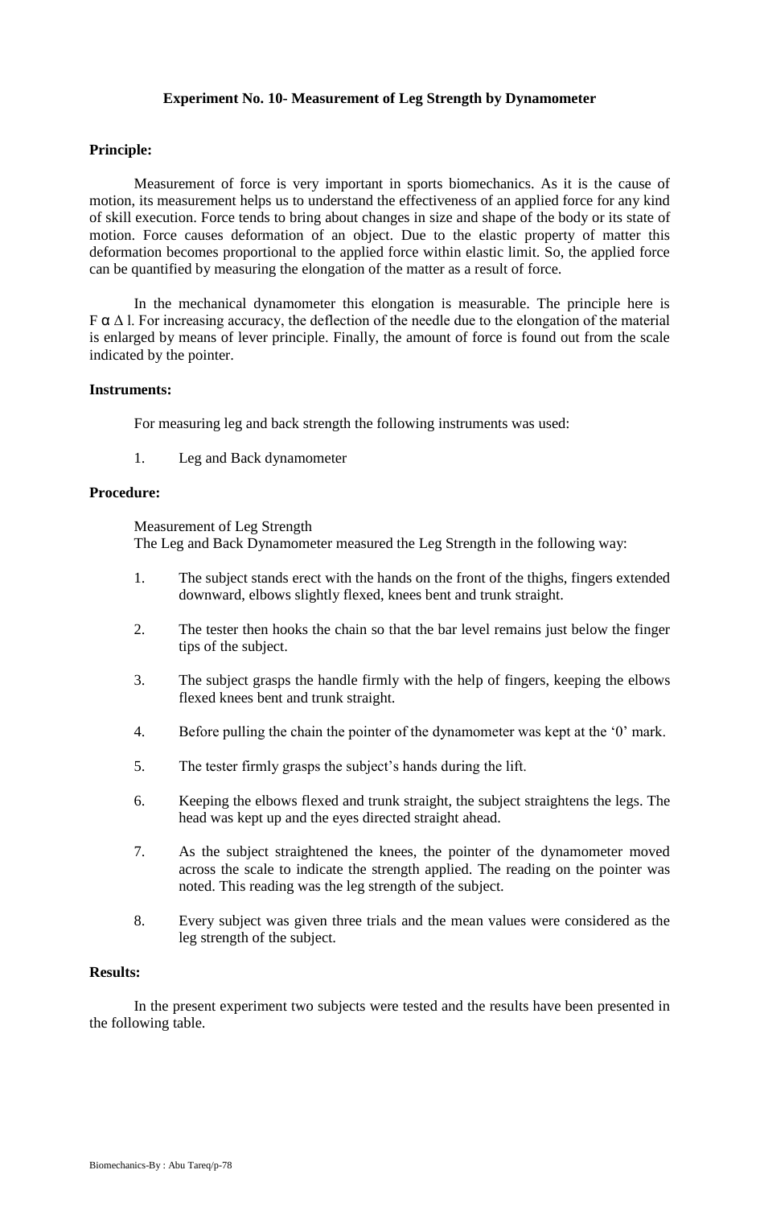### Experiment No. 10- Measurement of Leg Strength by Dynamometer

**Principle:**

Measurement of force is very important in sports biomechanics. As it is the cause of motion, its measurement helps us to understand the effectiveness of an applied force for any kind of skill execution. Force tends to bring about changes in size and shape of the body or its state of motion. Force causes deformation of an object. Due to the elastic property of matter this deformation becomes proportional to the applied force within elastic limit. So, the applied force can be quantified by measuring the elongation of the matter as a result of force.

In the mechanical dynamometer this elongation is measurable. The principle here is $F \alpha \Delta l$. For increasing accuracy, the deflection of the needle due to the elongation of the material is enlarged by means of lever principle. Finally, the amount of force is found out from the scale indicated by the pointer.

**Instruments:**

For measuring leg and back strength the following instruments was used:

1. Leg and Back dynamometer

**Procedure:**

Measurement of Leg Strength
The Leg and Back Dynamometer measured the Leg Strength in the following way:

1. The subject stands erect with the hands on the front of the thighs, fingers extended downward, elbows slightly flexed, knees bent and trunk straight.
2. The tester then hooks the chain so that the bar level remains just below the finger tips of the subject.
3. The subject grasps the handle firmly with the help of fingers, keeping the elbows flexed knees bent and trunk straight.
4. Before pulling the chain the pointer of the dynamometer was kept at the '0' mark.
5. The tester firmly grasps the subject's hands during the lift.
6. Keeping the elbows flexed and trunk straight, the subject straightens the legs. The head was kept up and the eyes directed straight ahead.
7. As the subject straightened the knees, the pointer of the dynamometer moved across the scale to indicate the strength applied. The reading on the pointer was noted. This reading was the leg strength of the subject.
8. Every subject was given three trials and the mean values were considered as the leg strength of the subject.

**Results:**

In the present experiment two subjects were tested and the results have been presented in the following table.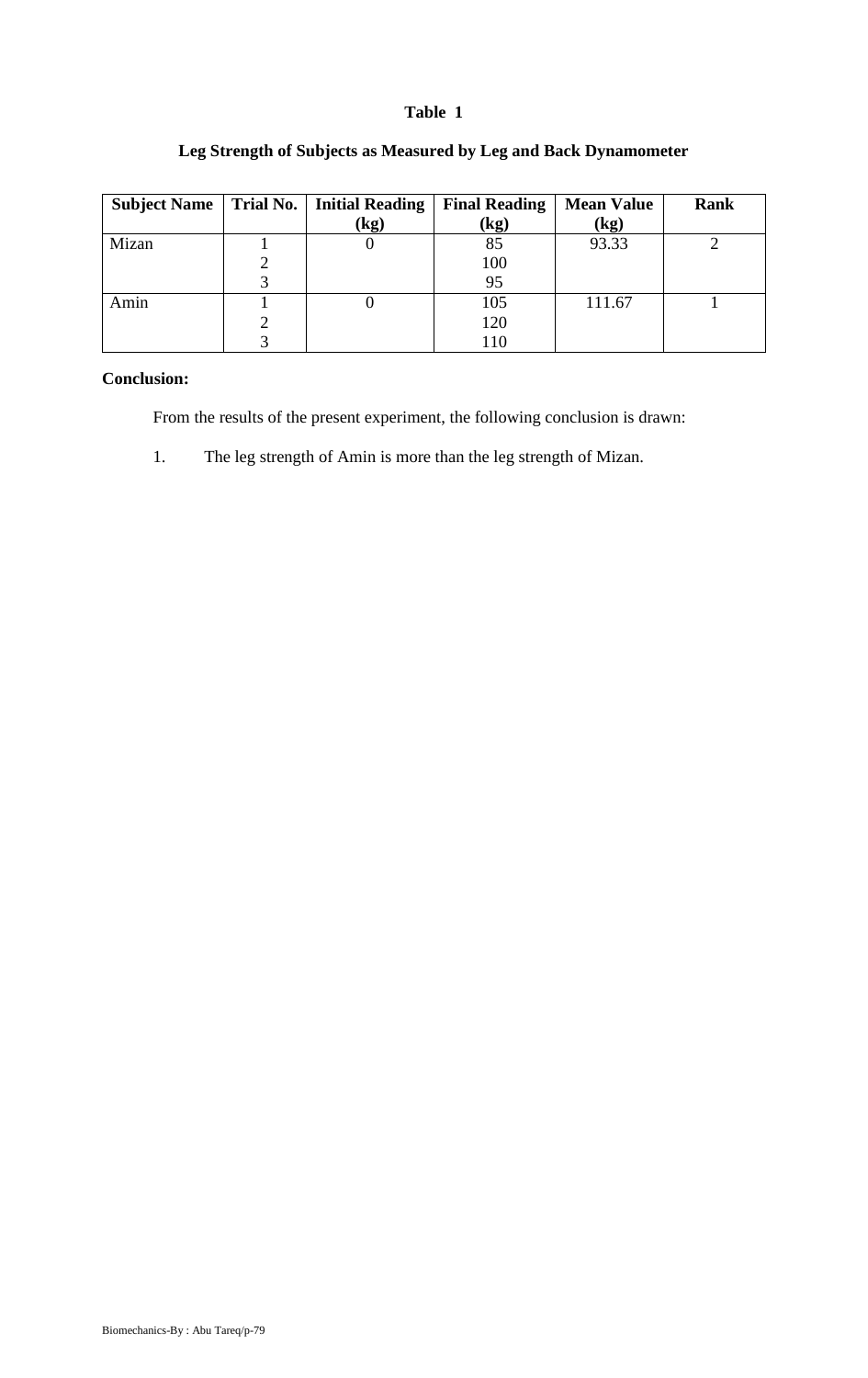**Table 1**

**Leg Strength of Subjects as Measured by Leg and Back Dynamometer**

| Subject Name | Trial No. | Initial Reading (kg) | Final Reading (kg) | Mean Value (kg) | Rank |
|---|---|---|---|---|---|
| Mizan | 1 | 0 | 85 | 93.33 | 2 |
| | 2 | | 100 | | |
| | 3 | | 95 | | |
| Amin | 1 | 0 | 105 | 111.67 | 1 |
| | 2 | | 120 | | |
| | 3 | | 110 | | |

**Conclusion:**

From the results of the present experiment, the following conclusion is drawn:

1. The leg strength of Amin is more than the leg strength of Mizan.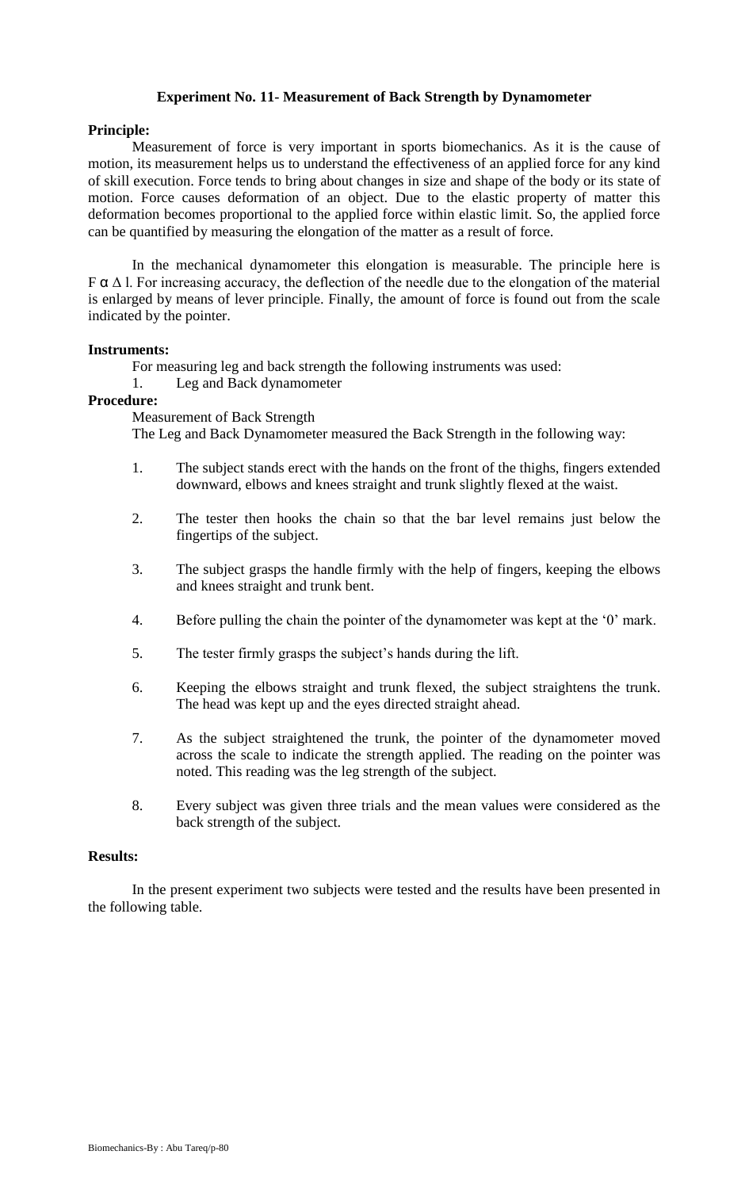**Experiment No. 11- Measurement of Back Strength by Dynamometer**

**Principle:**

Measurement of force is very important in sports biomechanics. As it is the cause of motion, its measurement helps us to understand the effectiveness of an applied force for any kind of skill execution. Force tends to bring about changes in size and shape of the body or its state of motion. Force causes deformation of an object. Due to the elastic property of matter this deformation becomes proportional to the applied force within elastic limit. So, the applied force can be quantified by measuring the elongation of the matter as a result of force.

In the mechanical dynamometer this elongation is measurable. The principle here is $F \alpha \Delta l$. For increasing accuracy, the deflection of the needle due to the elongation of the material is enlarged by means of lever principle. Finally, the amount of force is found out from the scale indicated by the pointer.

**Instruments:**

For measuring leg and back strength the following instruments was used:

1. Leg and Back dynamometer

**Procedure:**

Measurement of Back Strength

The Leg and Back Dynamometer measured the Back Strength in the following way:

1. The subject stands erect with the hands on the front of the thighs, fingers extended downward, elbows and knees straight and trunk slightly flexed at the waist.

2. The tester then hooks the chain so that the bar level remains just below the fingertips of the subject.

3. The subject grasps the handle firmly with the help of fingers, keeping the elbows and knees straight and trunk bent.

4. Before pulling the chain the pointer of the dynamometer was kept at the '0' mark.

5. The tester firmly grasps the subject's hands during the lift.

6. Keeping the elbows straight and trunk flexed, the subject straightens the trunk. The head was kept up and the eyes directed straight ahead.

7. As the subject straightened the trunk, the pointer of the dynamometer moved across the scale to indicate the strength applied. The reading on the pointer was noted. This reading was the leg strength of the subject.

8. Every subject was given three trials and the mean values were considered as the back strength of the subject.

**Results:**

In the present experiment two subjects were tested and the results have been presented in the following table.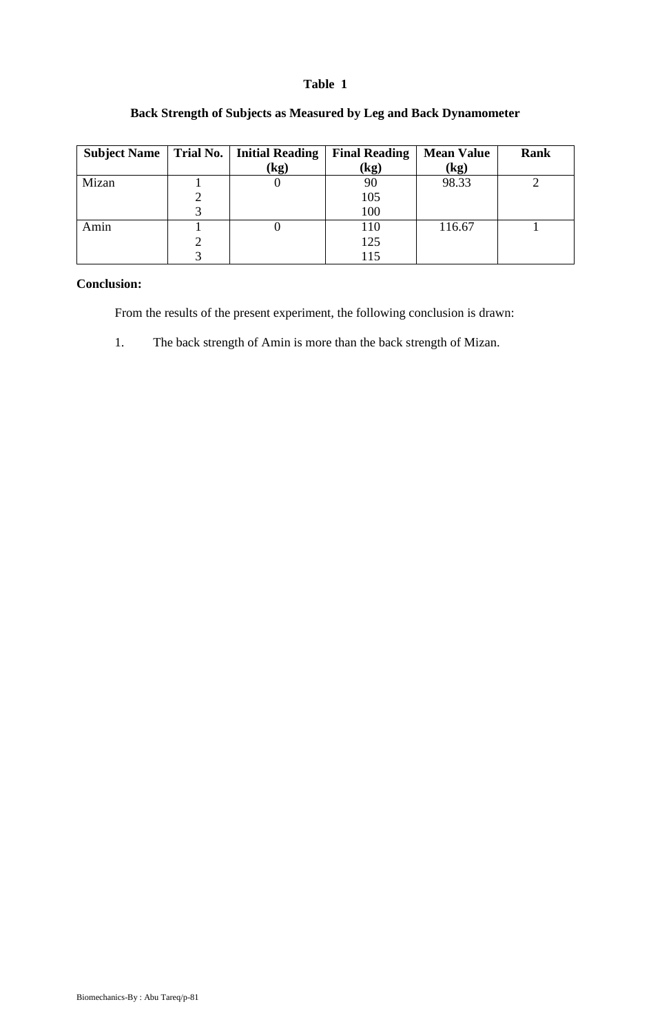**Table 1**

**Back Strength of Subjects as Measured by Leg and Back Dynamometer**

| Subject Name | Trial No. | Initial Reading (kg) | Final Reading (kg) | Mean Value (kg) | Rank |
|---|---|---|---|---|---|
| Mizan | 1 | 0 | 90 | 98.33 | 2 |
| | 2 | | 105 | | |
| | 3 | | 100 | | |
| Amin | 1 | 0 | 110 | 116.67 | 1 |
| | 2 | | 125 | | |
| | 3 | | 115 | | |

**Conclusion:**

From the results of the present experiment, the following conclusion is drawn:

1. The back strength of Amin is more than the back strength of Mizan.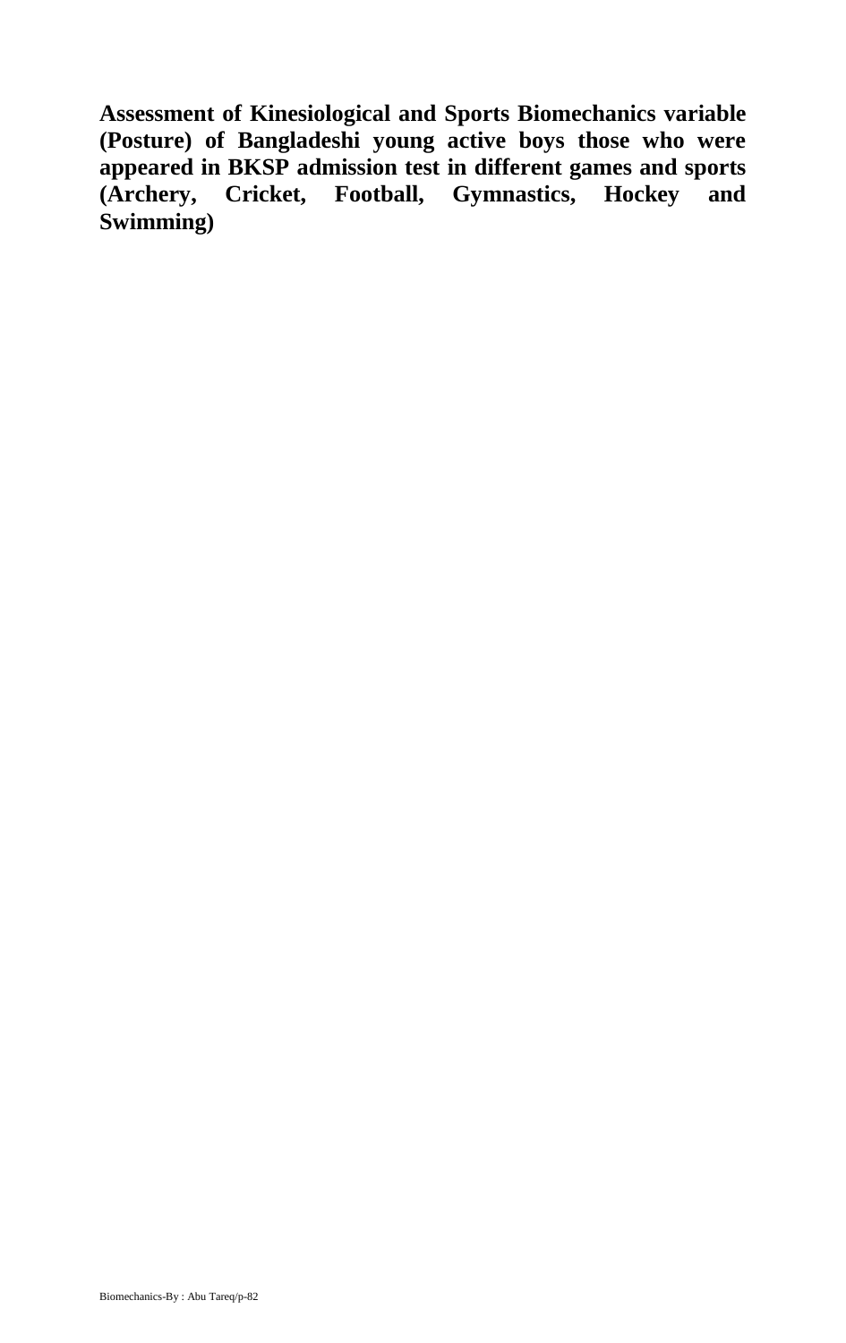**Assessment of Kinesiological and Sports Biomechanics variable (Posture) of Bangladeshi young active boys those who were appeared in BKSP admission test in different games and sports (Archery, Cricket, Football, Gymnastics, Hockey and Swimming)**